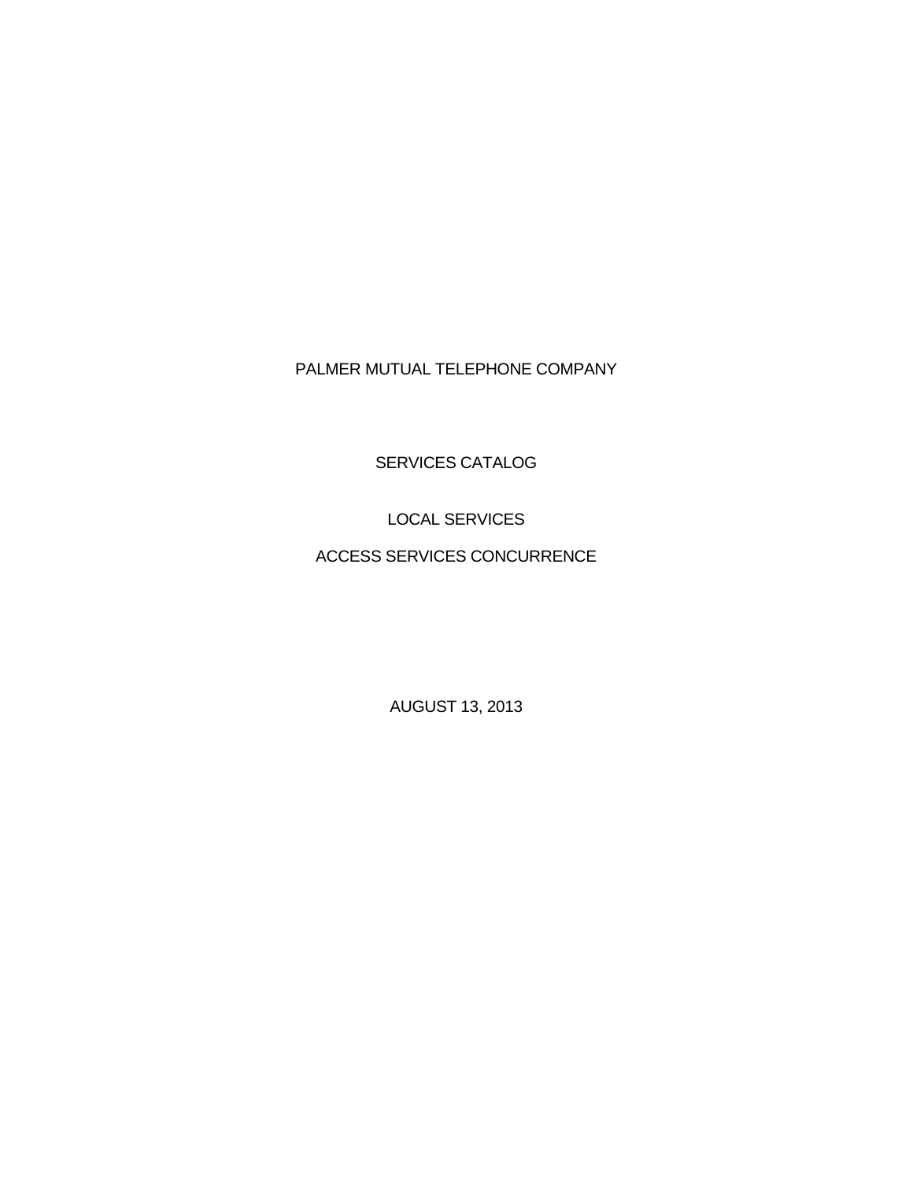# PALMER MUTUAL TELEPHONE COMPANY

## SERVICES CATALOG

## LOCAL SERVICES

## ACCESS SERVICES CONCURRENCE

AUGUST 13, 2013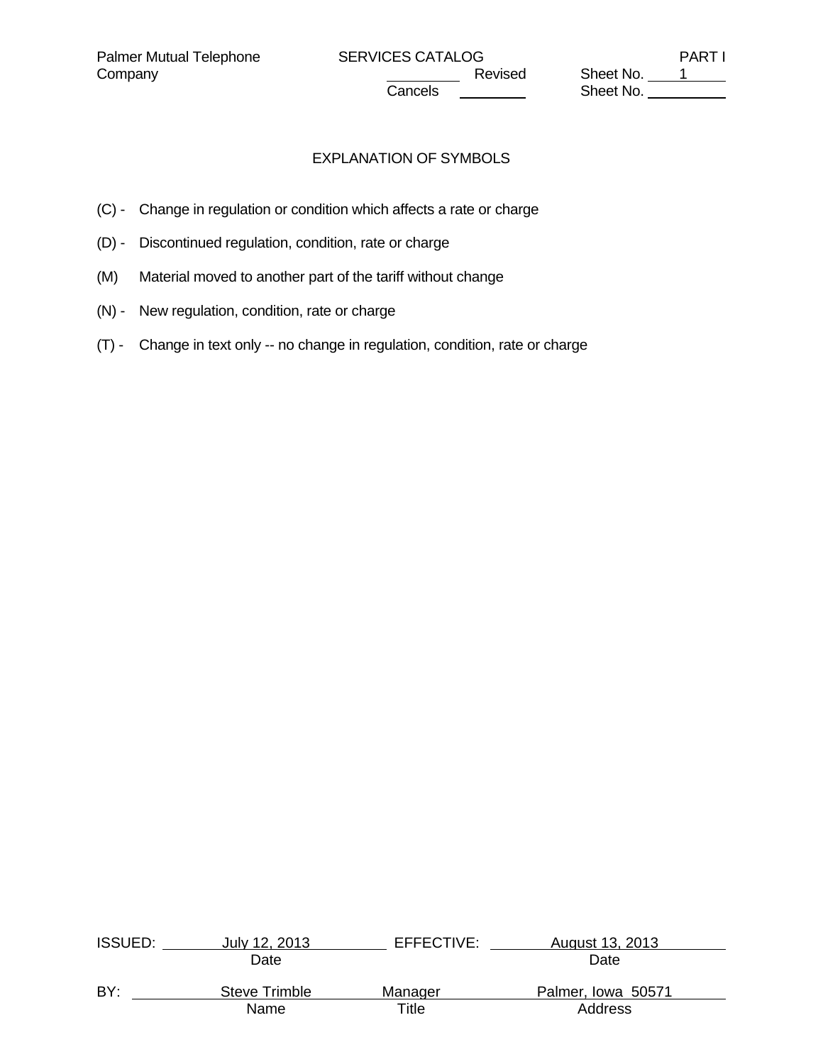# EXPLANATION OF SYMBOLS

(C) - Change in regulation or condition which affects a rate or charge

(D) - Discontinued regulation, condition, rate or charge

(M) Material moved to another part of the tariff without change

(N) - New regulation, condition, rate or charge

(T) - Change in text only -- no change in regulation, condition, rate or charge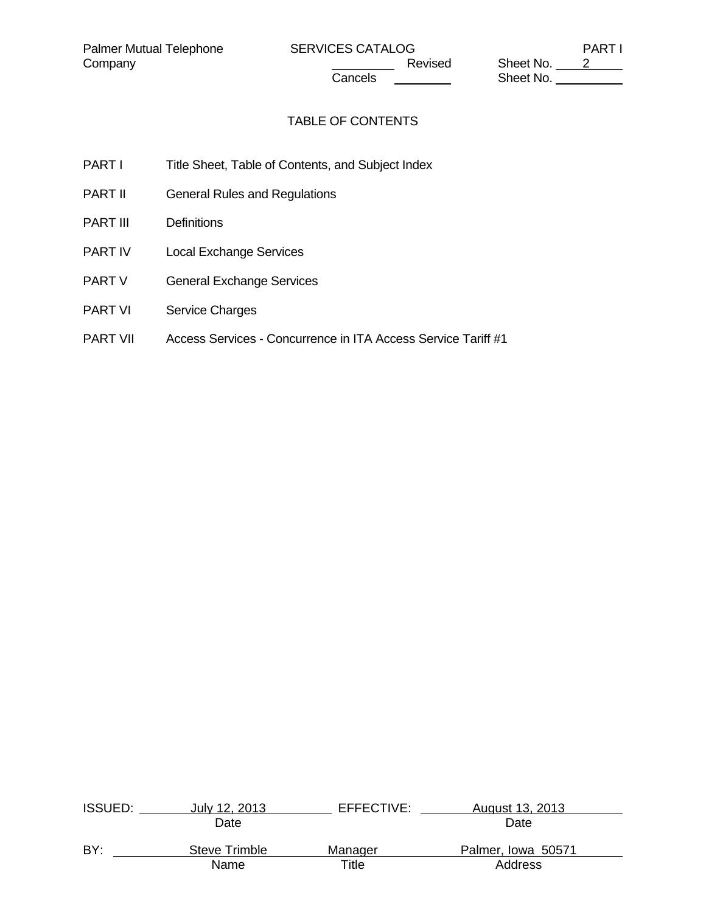# TABLE OF CONTENTS

| | |
|---|---|
| PART I | Title Sheet, Table of Contents, and Subject Index |
| PART II | General Rules and Regulations |
| PART III | Definitions |
| PART IV | Local Exchange Services |
| PART V | General Exchange Services |
| PART VI | Service Charges |
| PART VII | Access Services - Concurrence in ITA Access Service Tariff #1 |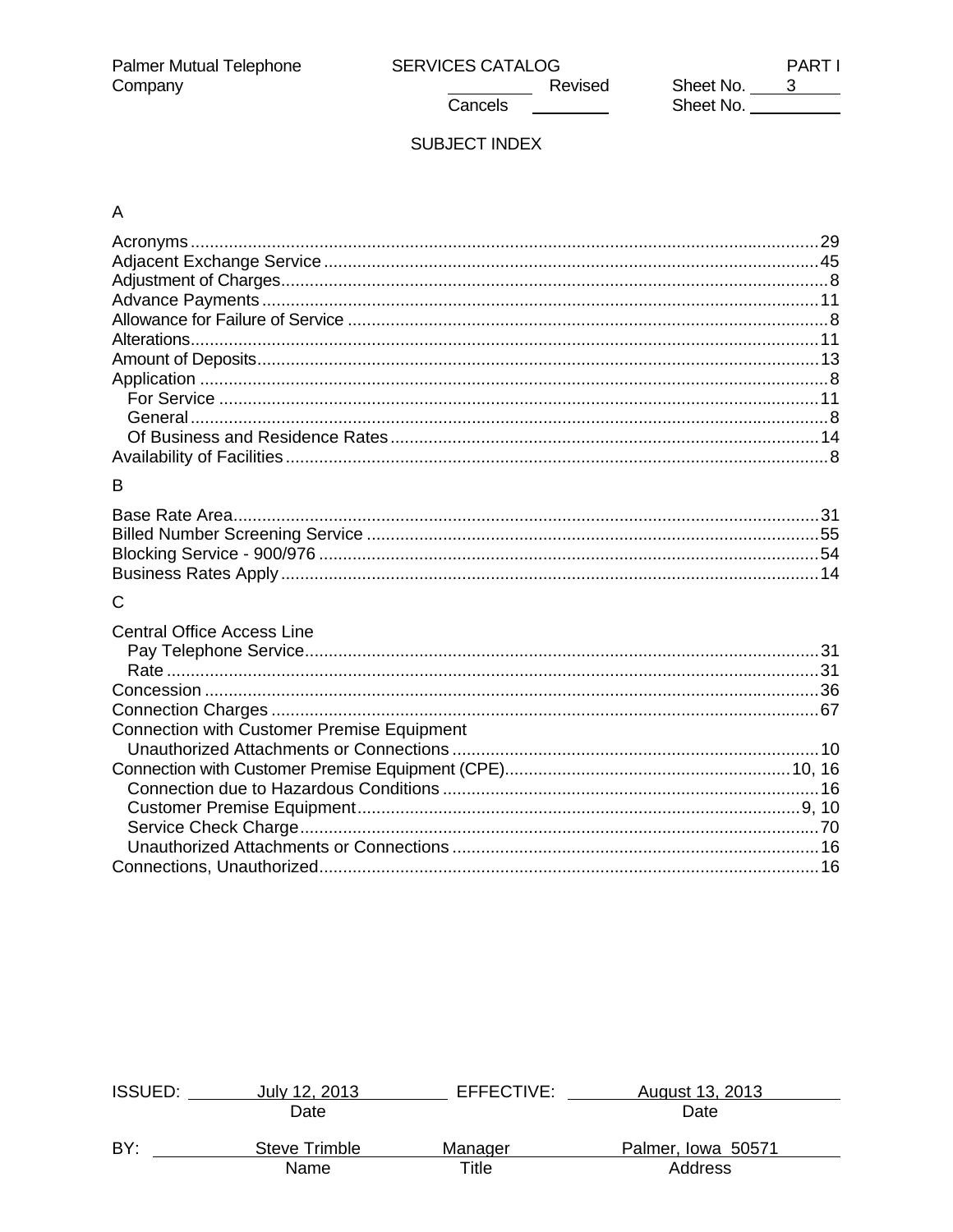Palmer Mutual Telephone Company

SERVICES CATALOG

PART I

Revised Sheet No. 3

Cancels Sheet No.

## SUBJECT INDEX

### A

Acronyms ........................................................ 29
Adjacent Exchange Service ........................................ 45
Adjustment of Charges ............................................ 8
Advance Payments ................................................. 11
Allowance for Failure of Service ................................. 8
Alterations ...................................................... 11
Amount of Deposits ............................................... 13
Application ...................................................... 8
  For Service .................................................... 11
  General ........................................................ 8
  Of Business and Residence Rates ................................ 14
Availability of Facilities ....................................... 8

### B

Base Rate Area ................................................... 31
Billed Number Screening Service .................................. 55
Blocking Service - 900/976 ....................................... 54
Business Rates Apply ............................................. 14

### C

Central Office Access Line
  Pay Telephone Service .......................................... 31
  Rate ........................................................... 31
Concession ....................................................... 36
Connection Charges ............................................... 67
Connection with Customer Premise Equipment
  Unauthorized Attachments or Connections ........................ 10
Connection with Customer Premise Equipment (CPE) .................. 10, 16
  Connection due to Hazardous Conditions ......................... 16
  Customer Premise Equipment ..................................... 9, 10
  Service Check Charge ........................................... 70
  Unauthorized Attachments or Connections ........................ 16
Connections, Unauthorized ........................................ 16

ISSUED: July 12, 2013 (Date) EFFECTIVE: August 13, 2013 (Date)

BY: Steve Trimble (Name) Manager (Title) Palmer, Iowa 50571 (Address)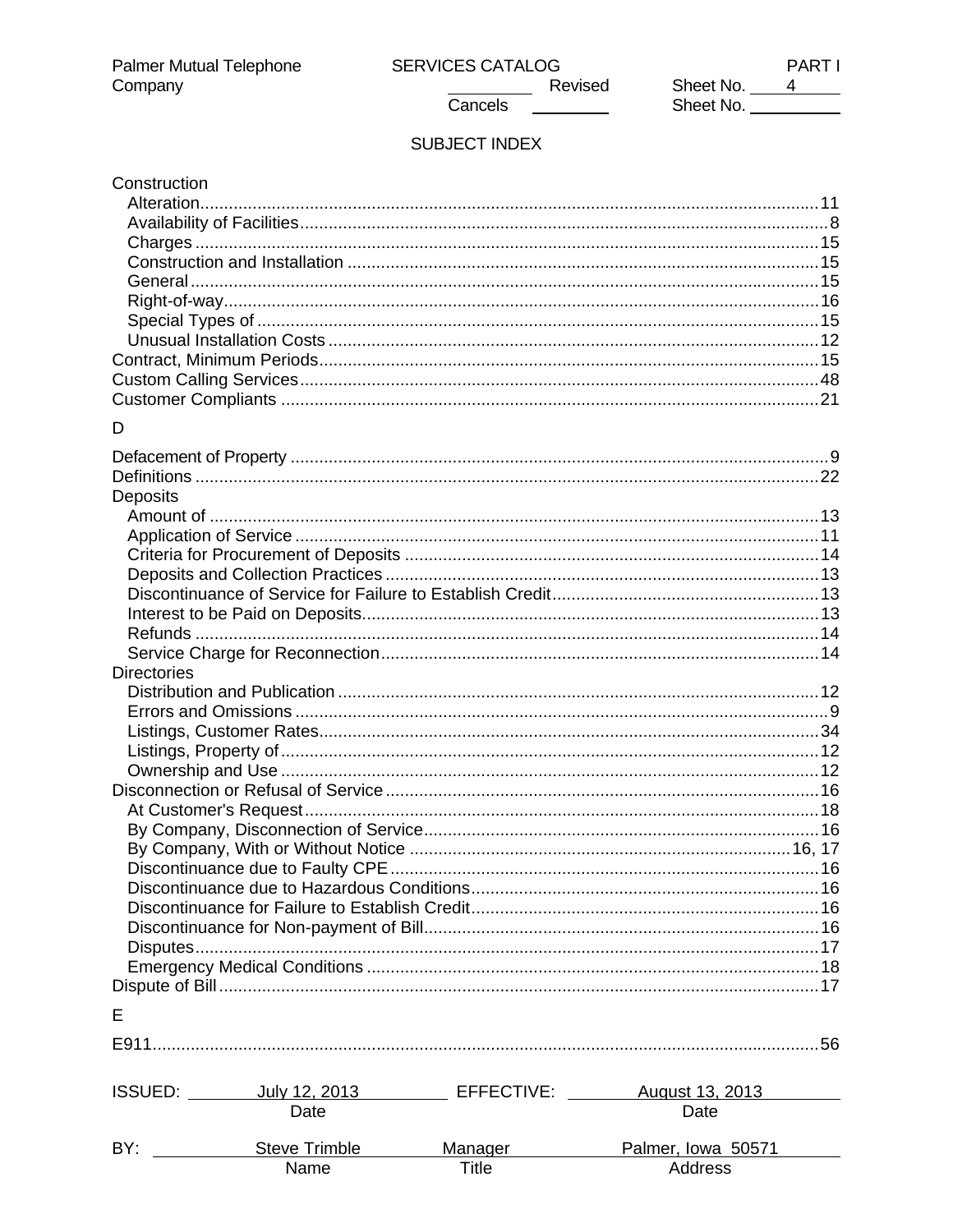Palmer Mutual Telephone Company

SERVICES CATALOG

PART I

Revised Sheet No. 4

Cancels Sheet No.

SUBJECT INDEX

Construction
- Alteration.......11
- Availability of Facilities.......8
- Charges.......15
- Construction and Installation.......15
- General.......15
- Right-of-way.......16
- Special Types of.......15
- Unusual Installation Costs.......12

Contract, Minimum Periods.......15
Custom Calling Services.......48
Customer Compliants.......21

D

Defacement of Property.......9
Definitions.......22
Deposits
- Amount of.......13
- Application of Service.......11
- Criteria for Procurement of Deposits.......14
- Deposits and Collection Practices.......13
- Discontinuance of Service for Failure to Establish Credit.......13
- Interest to be Paid on Deposits.......13
- Refunds.......14
- Service Charge for Reconnection.......14

Directories
- Distribution and Publication.......12
- Errors and Omissions.......9
- Listings, Customer Rates.......34
- Listings, Property of.......12
- Ownership and Use.......12

Disconnection or Refusal of Service.......16
- At Customer's Request.......18
- By Company, Disconnection of Service.......16
- By Company, With or Without Notice.......16, 17
- Discontinuance due to Faulty CPE.......16
- Discontinuance due to Hazardous Conditions.......16
- Discontinuance for Failure to Establish Credit.......16
- Discontinuance for Non-payment of Bill.......16
- Disputes.......17
- Emergency Medical Conditions.......18

Dispute of Bill.......17

E

E911.......56

ISSUED: July 12, 2013 (Date) EFFECTIVE: August 13, 2013 (Date)

BY: Steve Trimble (Name) Manager (Title) Palmer, Iowa 50571 (Address)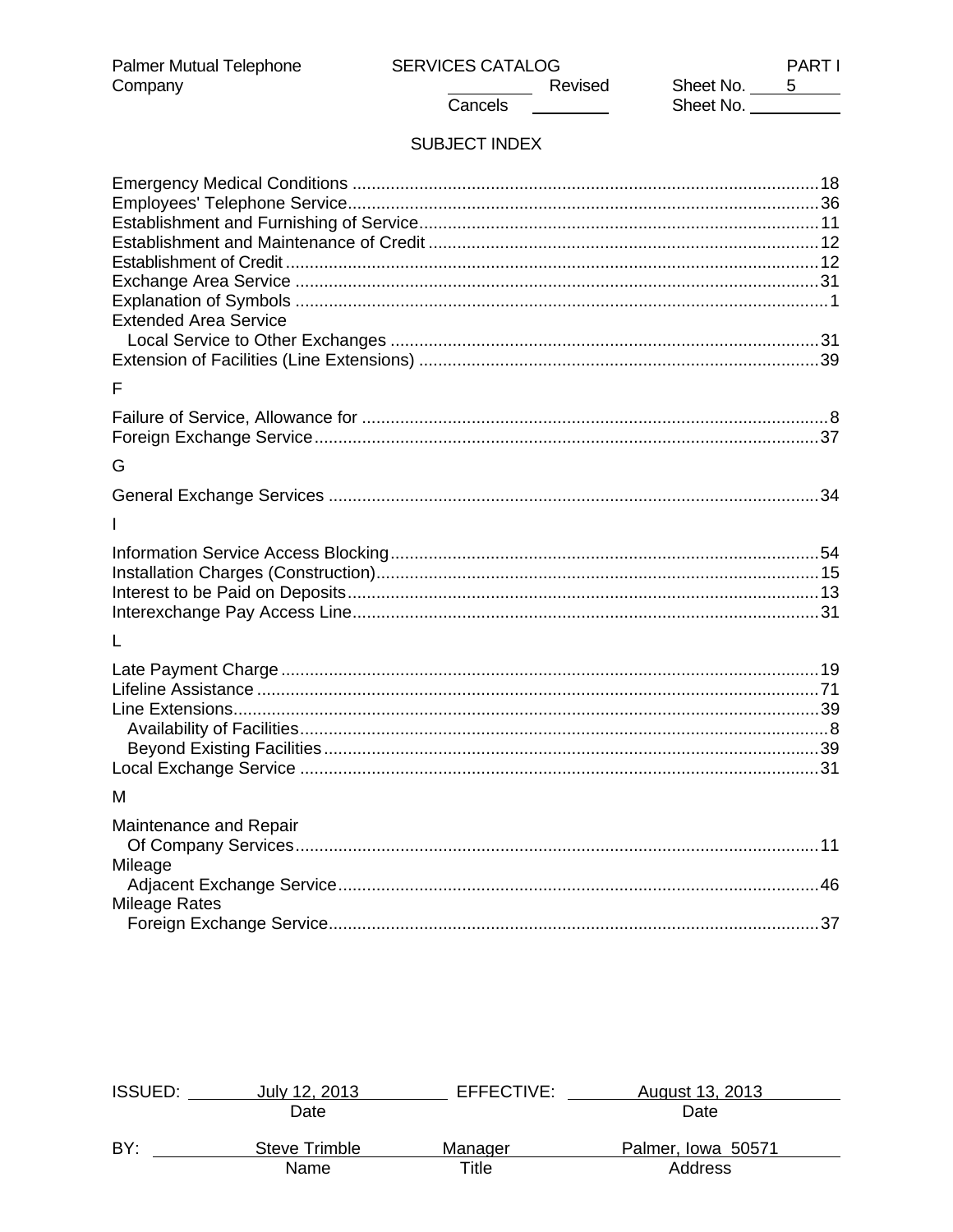Palmer Mutual Telephone Company | SERVICES CATALOG | PART I
Revised Sheet No. 5
Cancels Sheet No.

## SUBJECT INDEX

Emergency Medical Conditions ............ 18
Employees' Telephone Service ............ 36
Establishment and Furnishing of Service ............ 11
Establishment and Maintenance of Credit ............ 12
Establishment of Credit ............ 12
Exchange Area Service ............ 31
Explanation of Symbols ............ 1
Extended Area Service
  Local Service to Other Exchanges ............ 31
Extension of Facilities (Line Extensions) ............ 39

F

Failure of Service, Allowance for ............ 8
Foreign Exchange Service ............ 37

G

General Exchange Services ............ 34

I

Information Service Access Blocking ............ 54
Installation Charges (Construction) ............ 15
Interest to be Paid on Deposits ............ 13
Interexchange Pay Access Line ............ 31

L

Late Payment Charge ............ 19
Lifeline Assistance ............ 71
Line Extensions ............ 39
  Availability of Facilities ............ 8
  Beyond Existing Facilities ............ 39
Local Exchange Service ............ 31

M

Maintenance and Repair
  Of Company Services ............ 11
Mileage
  Adjacent Exchange Service ............ 46
Mileage Rates
  Foreign Exchange Service ............ 37

ISSUED: July 12, 2013 (Date) EFFECTIVE: August 13, 2013 (Date)

BY: Steve Trimble (Name) Manager (Title) Palmer, Iowa 50571 (Address)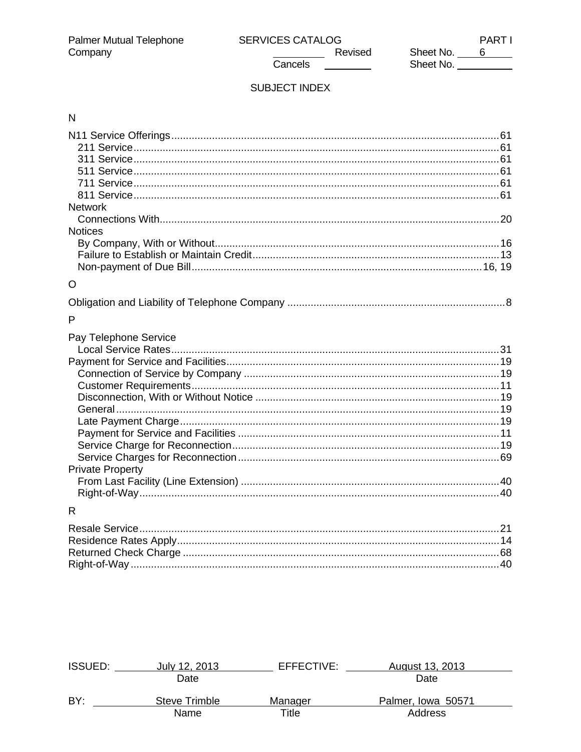## SUBJECT INDEX

N

N11 Service Offerings....61
- 211 Service....61
- 311 Service....61
- 511 Service....61
- 711 Service....61
- 811 Service....61

Network
- Connections With....20

Notices
- By Company, With or Without....16
- Failure to Establish or Maintain Credit....13
- Non-payment of Due Bill....16, 19

O

Obligation and Liability of Telephone Company....8

P

Pay Telephone Service
- Local Service Rates....31

Payment for Service and Facilities....19
- Connection of Service by Company....19
- Customer Requirements....11
- Disconnection, With or Without Notice....19
- General....19
- Late Payment Charge....19
- Payment for Service and Facilities....11
- Service Charge for Reconnection....19
- Service Charges for Reconnection....69

Private Property
- From Last Facility (Line Extension)....40
- Right-of-Way....40

R

Resale Service....21
Residence Rates Apply....14
Returned Check Charge....68
Right-of-Way....40

ISSUED: July 12, 2013 (Date) EFFECTIVE: August 13, 2013 (Date)

BY: Steve Trimble (Name) Manager (Title) Palmer, Iowa 50571 (Address)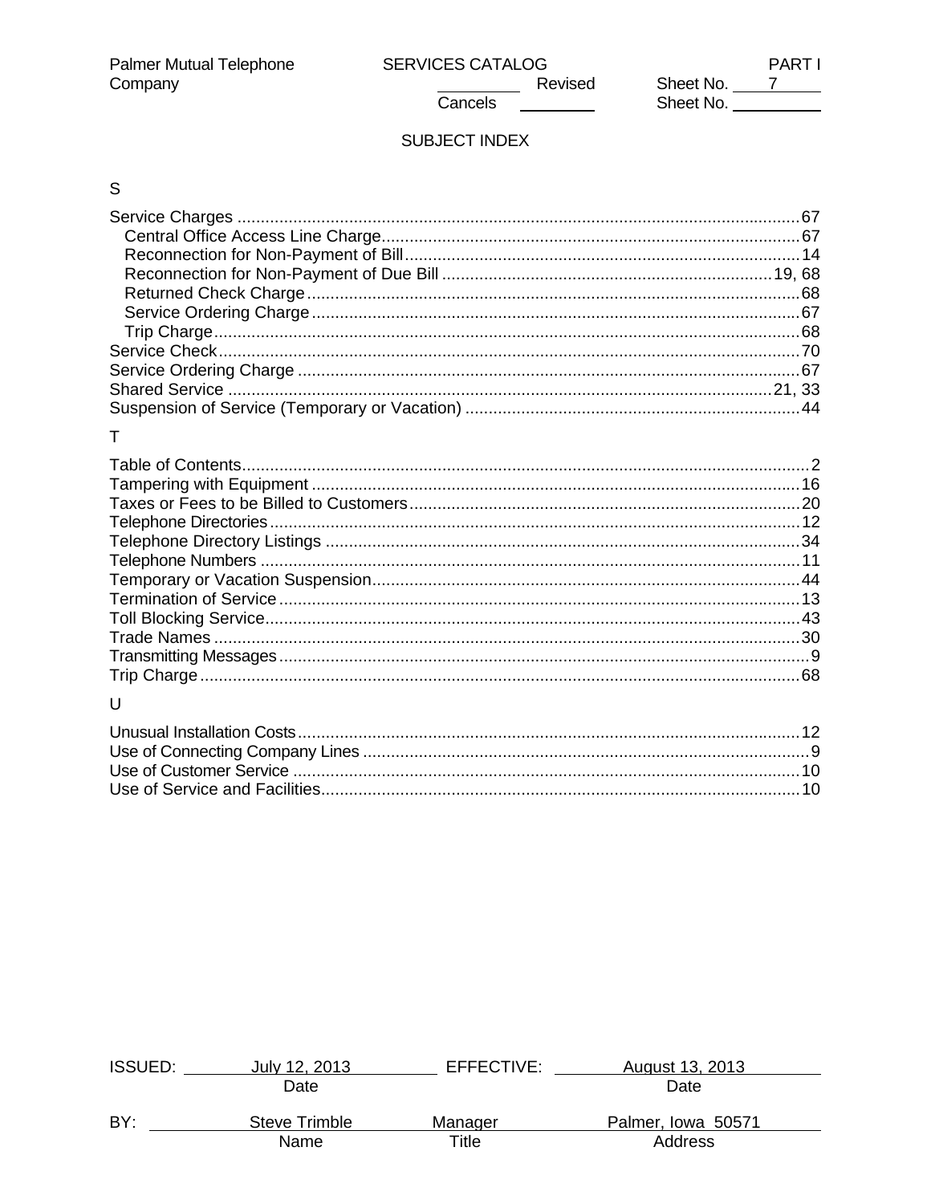Palmer Mutual Telephone Company

SERVICES CATALOG

PART I

Revised Sheet No. 7

Cancels Sheet No.

## SUBJECT INDEX

### S

Service Charges .......... 67
- Central Office Access Line Charge .......... 67
- Reconnection for Non-Payment of Bill .......... 14
- Reconnection for Non-Payment of Due Bill .......... 19, 68
- Returned Check Charge .......... 68
- Service Ordering Charge .......... 67
- Trip Charge .......... 68

Service Check .......... 70
Service Ordering Charge .......... 67
Shared Service .......... 21, 33
Suspension of Service (Temporary or Vacation) .......... 44

### T

Table of Contents .......... 2
Tampering with Equipment .......... 16
Taxes or Fees to be Billed to Customers .......... 20
Telephone Directories .......... 12
Telephone Directory Listings .......... 34
Telephone Numbers .......... 11
Temporary or Vacation Suspension .......... 44
Termination of Service .......... 13
Toll Blocking Service .......... 43
Trade Names .......... 30
Transmitting Messages .......... 9
Trip Charge .......... 68

### U

Unusual Installation Costs .......... 12
Use of Connecting Company Lines .......... 9
Use of Customer Service .......... 10
Use of Service and Facilities .......... 10

ISSUED: July 12, 2013 (Date) EFFECTIVE: August 13, 2013 (Date)

BY: Steve Trimble (Name) Manager (Title) Palmer, Iowa 50571 (Address)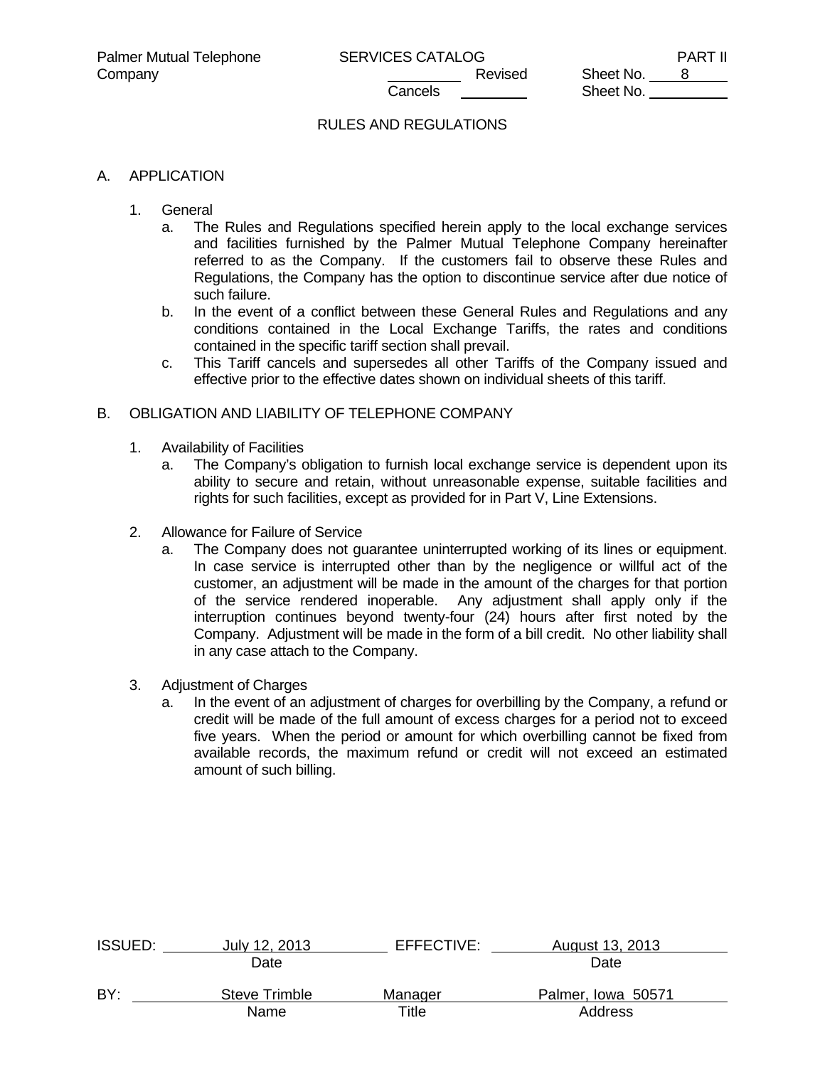## RULES AND REGULATIONS

### A. APPLICATION

1. General
   a. The Rules and Regulations specified herein apply to the local exchange services and facilities furnished by the Palmer Mutual Telephone Company hereinafter referred to as the Company. If the customers fail to observe these Rules and Regulations, the Company has the option to discontinue service after due notice of such failure.
   b. In the event of a conflict between these General Rules and Regulations and any conditions contained in the Local Exchange Tariffs, the rates and conditions contained in the specific tariff section shall prevail.
   c. This Tariff cancels and supersedes all other Tariffs of the Company issued and effective prior to the effective dates shown on individual sheets of this tariff.

### B. OBLIGATION AND LIABILITY OF TELEPHONE COMPANY

1. Availability of Facilities
   a. The Company's obligation to furnish local exchange service is dependent upon its ability to secure and retain, without unreasonable expense, suitable facilities and rights for such facilities, except as provided for in Part V, Line Extensions.

2. Allowance for Failure of Service
   a. The Company does not guarantee uninterrupted working of its lines or equipment. In case service is interrupted other than by the negligence or willful act of the customer, an adjustment will be made in the amount of the charges for that portion of the service rendered inoperable. Any adjustment shall apply only if the interruption continues beyond twenty-four (24) hours after first noted by the Company. Adjustment will be made in the form of a bill credit. No other liability shall in any case attach to the Company.

3. Adjustment of Charges
   a. In the event of an adjustment of charges for overbilling by the Company, a refund or credit will be made of the full amount of excess charges for a period not to exceed five years. When the period or amount for which overbilling cannot be fixed from available records, the maximum refund or credit will not exceed an estimated amount of such billing.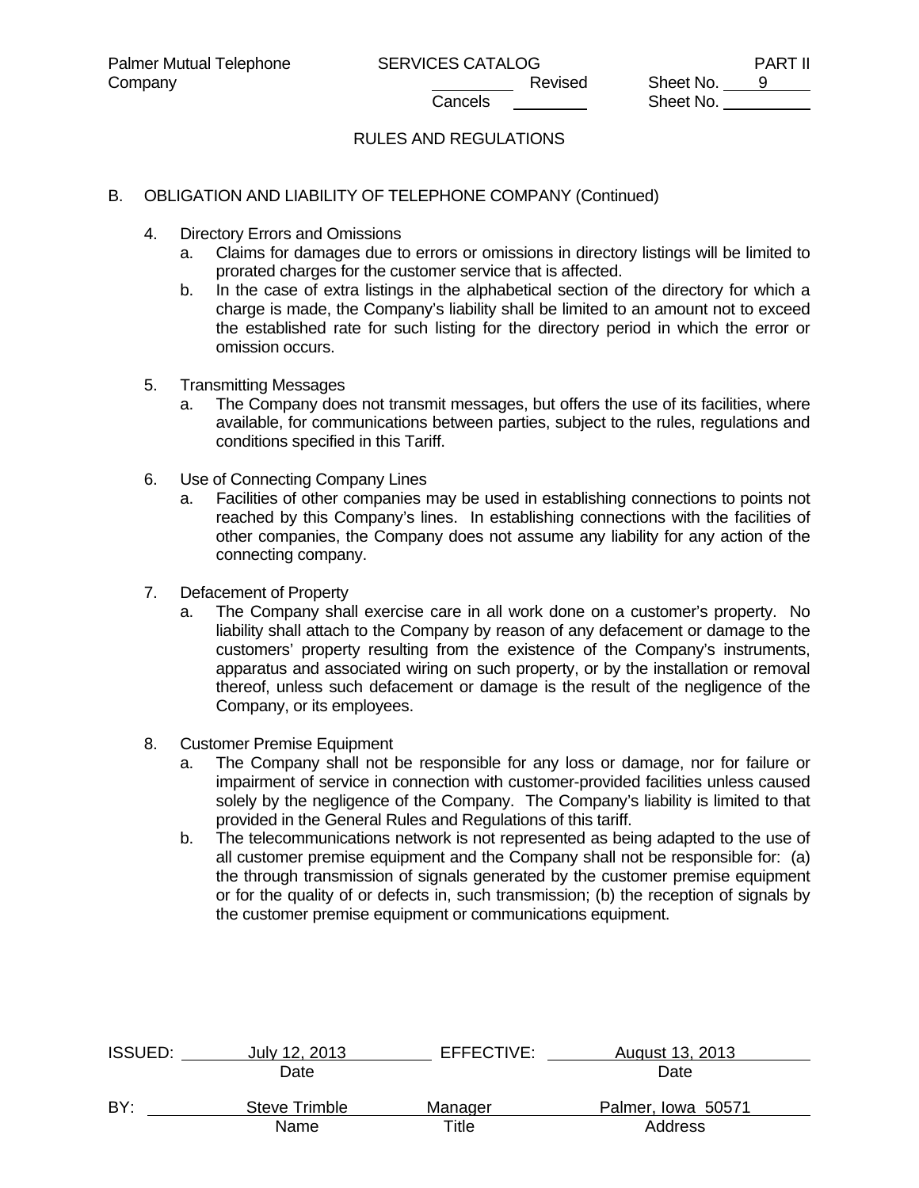RULES AND REGULATIONS

B. OBLIGATION AND LIABILITY OF TELEPHONE COMPANY (Continued)

4. Directory Errors and Omissions
   a. Claims for damages due to errors or omissions in directory listings will be limited to prorated charges for the customer service that is affected.
   b. In the case of extra listings in the alphabetical section of the directory for which a charge is made, the Company's liability shall be limited to an amount not to exceed the established rate for such listing for the directory period in which the error or omission occurs.

5. Transmitting Messages
   a. The Company does not transmit messages, but offers the use of its facilities, where available, for communications between parties, subject to the rules, regulations and conditions specified in this Tariff.

6. Use of Connecting Company Lines
   a. Facilities of other companies may be used in establishing connections to points not reached by this Company's lines. In establishing connections with the facilities of other companies, the Company does not assume any liability for any action of the connecting company.

7. Defacement of Property
   a. The Company shall exercise care in all work done on a customer's property. No liability shall attach to the Company by reason of any defacement or damage to the customers' property resulting from the existence of the Company's instruments, apparatus and associated wiring on such property, or by the installation or removal thereof, unless such defacement or damage is the result of the negligence of the Company, or its employees.

8. Customer Premise Equipment
   a. The Company shall not be responsible for any loss or damage, nor for failure or impairment of service in connection with customer-provided facilities unless caused solely by the negligence of the Company. The Company's liability is limited to that provided in the General Rules and Regulations of this tariff.
   b. The telecommunications network is not represented as being adapted to the use of all customer premise equipment and the Company shall not be responsible for: (a) the through transmission of signals generated by the customer premise equipment or for the quality of or defects in, such transmission; (b) the reception of signals by the customer premise equipment or communications equipment.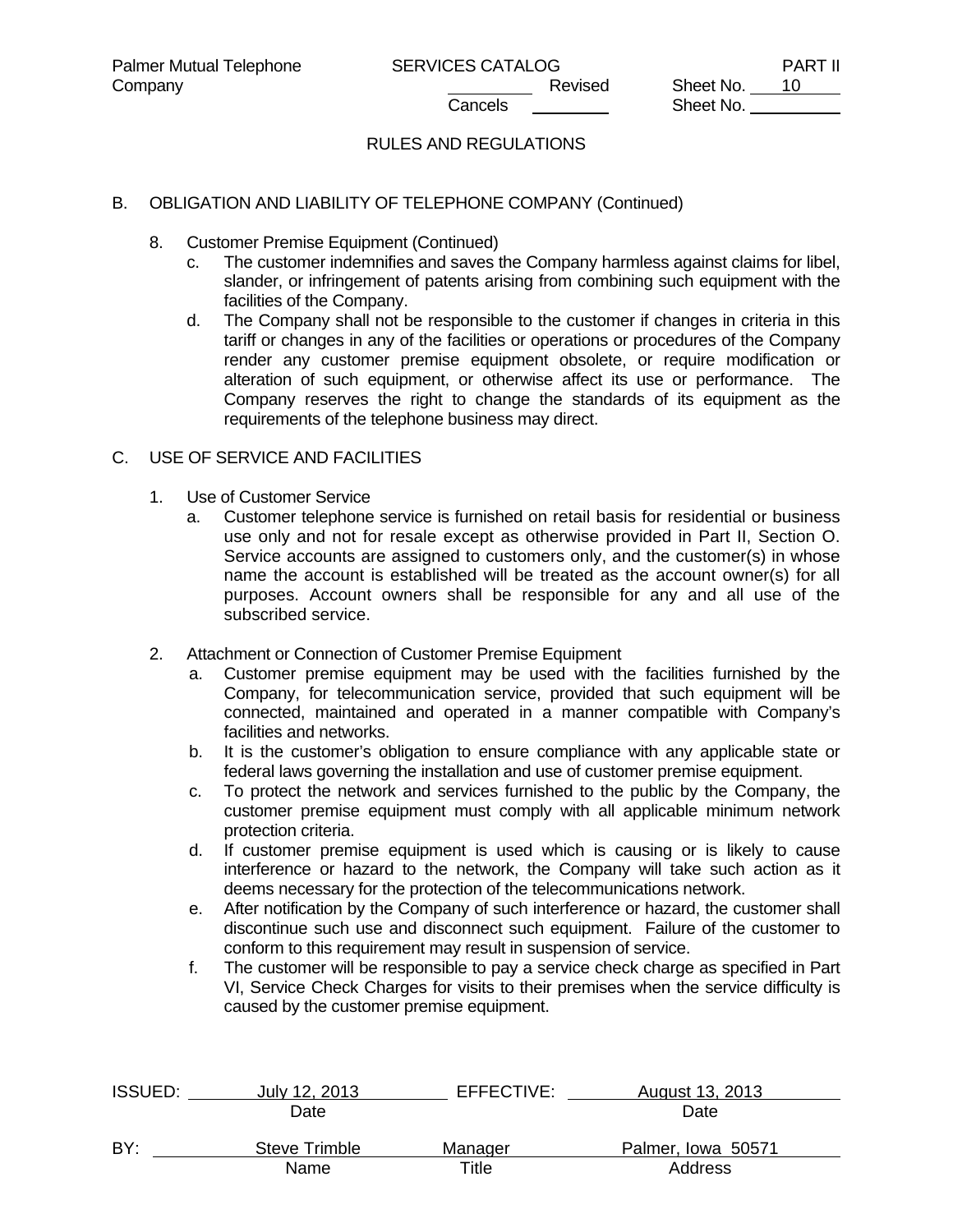RULES AND REGULATIONS

B. OBLIGATION AND LIABILITY OF TELEPHONE COMPANY (Continued)

8. Customer Premise Equipment (Continued)

   c. The customer indemnifies and saves the Company harmless against claims for libel, slander, or infringement of patents arising from combining such equipment with the facilities of the Company.

   d. The Company shall not be responsible to the customer if changes in criteria in this tariff or changes in any of the facilities or operations or procedures of the Company render any customer premise equipment obsolete, or require modification or alteration of such equipment, or otherwise affect its use or performance. The Company reserves the right to change the standards of its equipment as the requirements of the telephone business may direct.

C. USE OF SERVICE AND FACILITIES

1. Use of Customer Service

   a. Customer telephone service is furnished on retail basis for residential or business use only and not for resale except as otherwise provided in Part II, Section O. Service accounts are assigned to customers only, and the customer(s) in whose name the account is established will be treated as the account owner(s) for all purposes. Account owners shall be responsible for any and all use of the subscribed service.

2. Attachment or Connection of Customer Premise Equipment

   a. Customer premise equipment may be used with the facilities furnished by the Company, for telecommunication service, provided that such equipment will be connected, maintained and operated in a manner compatible with Company's facilities and networks.

   b. It is the customer's obligation to ensure compliance with any applicable state or federal laws governing the installation and use of customer premise equipment.

   c. To protect the network and services furnished to the public by the Company, the customer premise equipment must comply with all applicable minimum network protection criteria.

   d. If customer premise equipment is used which is causing or is likely to cause interference or hazard to the network, the Company will take such action as it deems necessary for the protection of the telecommunications network.

   e. After notification by the Company of such interference or hazard, the customer shall discontinue such use and disconnect such equipment. Failure of the customer to conform to this requirement may result in suspension of service.

   f. The customer will be responsible to pay a service check charge as specified in Part VI, Service Check Charges for visits to their premises when the service difficulty is caused by the customer premise equipment.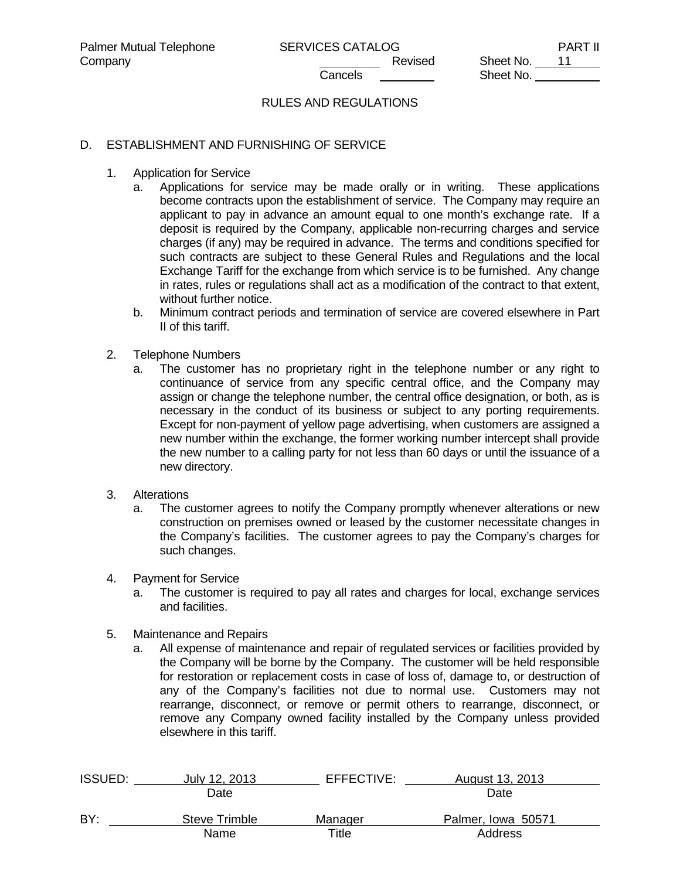RULES AND REGULATIONS

## D. ESTABLISHMENT AND FURNISHING OF SERVICE

1. Application for Service
   a. Applications for service may be made orally or in writing. These applications become contracts upon the establishment of service. The Company may require an applicant to pay in advance an amount equal to one month's exchange rate. If a deposit is required by the Company, applicable non-recurring charges and service charges (if any) may be required in advance. The terms and conditions specified for such contracts are subject to these General Rules and Regulations and the local Exchange Tariff for the exchange from which service is to be furnished. Any change in rates, rules or regulations shall act as a modification of the contract to that extent, without further notice.
   b. Minimum contract periods and termination of service are covered elsewhere in Part II of this tariff.

2. Telephone Numbers
   a. The customer has no proprietary right in the telephone number or any right to continuance of service from any specific central office, and the Company may assign or change the telephone number, the central office designation, or both, as is necessary in the conduct of its business or subject to any porting requirements. Except for non-payment of yellow page advertising, when customers are assigned a new number within the exchange, the former working number intercept shall provide the new number to a calling party for not less than 60 days or until the issuance of a new directory.

3. Alterations
   a. The customer agrees to notify the Company promptly whenever alterations or new construction on premises owned or leased by the customer necessitate changes in the Company's facilities. The customer agrees to pay the Company's charges for such changes.

4. Payment for Service
   a. The customer is required to pay all rates and charges for local, exchange services and facilities.

5. Maintenance and Repairs
   a. All expense of maintenance and repair of regulated services or facilities provided by the Company will be borne by the Company. The customer will be held responsible for restoration or replacement costs in case of loss of, damage to, or destruction of any of the Company's facilities not due to normal use. Customers may not rearrange, disconnect, or remove or permit others to rearrange, disconnect, or remove any Company owned facility installed by the Company unless provided elsewhere in this tariff.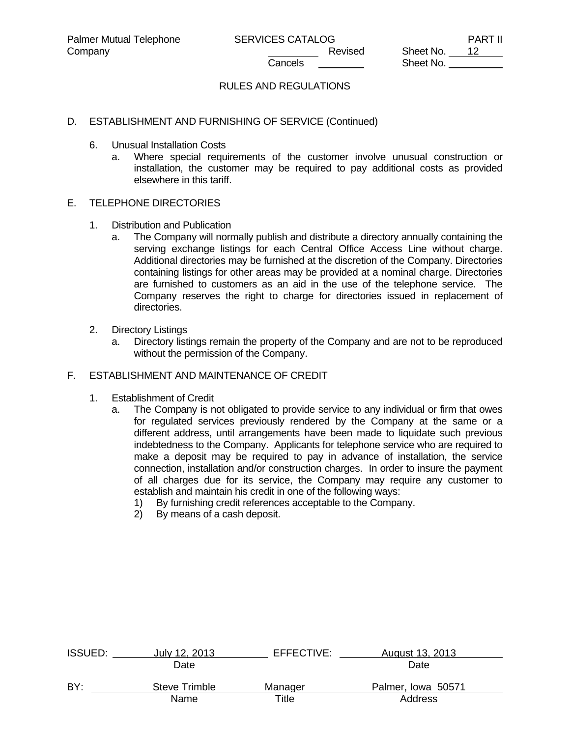RULES AND REGULATIONS

D. ESTABLISHMENT AND FURNISHING OF SERVICE (Continued)

6. Unusual Installation Costs
   a. Where special requirements of the customer involve unusual construction or installation, the customer may be required to pay additional costs as provided elsewhere in this tariff.

E. TELEPHONE DIRECTORIES

1. Distribution and Publication
   a. The Company will normally publish and distribute a directory annually containing the serving exchange listings for each Central Office Access Line without charge. Additional directories may be furnished at the discretion of the Company. Directories containing listings for other areas may be provided at a nominal charge. Directories are furnished to customers as an aid in the use of the telephone service. The Company reserves the right to charge for directories issued in replacement of directories.

2. Directory Listings
   a. Directory listings remain the property of the Company and are not to be reproduced without the permission of the Company.

F. ESTABLISHMENT AND MAINTENANCE OF CREDIT

1. Establishment of Credit
   a. The Company is not obligated to provide service to any individual or firm that owes for regulated services previously rendered by the Company at the same or a different address, until arrangements have been made to liquidate such previous indebtedness to the Company. Applicants for telephone service who are required to make a deposit may be required to pay in advance of installation, the service connection, installation and/or construction charges. In order to insure the payment of all charges due for its service, the Company may require any customer to establish and maintain his credit in one of the following ways:
      1) By furnishing credit references acceptable to the Company.
      2) By means of a cash deposit.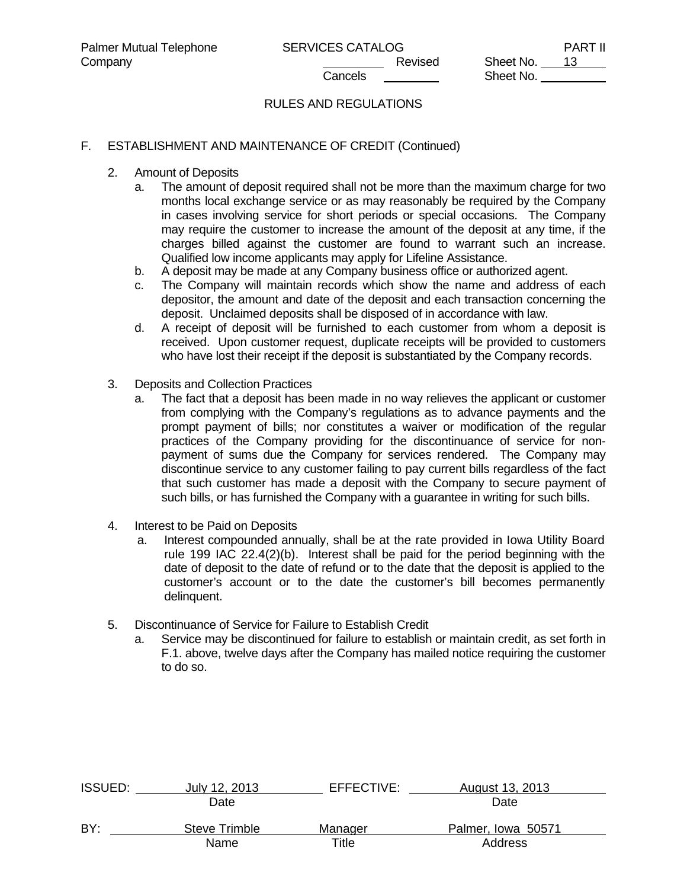RULES AND REGULATIONS

F. ESTABLISHMENT AND MAINTENANCE OF CREDIT (Continued)

2. Amount of Deposits
   a. The amount of deposit required shall not be more than the maximum charge for two months local exchange service or as may reasonably be required by the Company in cases involving service for short periods or special occasions. The Company may require the customer to increase the amount of the deposit at any time, if the charges billed against the customer are found to warrant such an increase. Qualified low income applicants may apply for Lifeline Assistance.
   b. A deposit may be made at any Company business office or authorized agent.
   c. The Company will maintain records which show the name and address of each depositor, the amount and date of the deposit and each transaction concerning the deposit. Unclaimed deposits shall be disposed of in accordance with law.
   d. A receipt of deposit will be furnished to each customer from whom a deposit is received. Upon customer request, duplicate receipts will be provided to customers who have lost their receipt if the deposit is substantiated by the Company records.

3. Deposits and Collection Practices
   a. The fact that a deposit has been made in no way relieves the applicant or customer from complying with the Company's regulations as to advance payments and the prompt payment of bills; nor constitutes a waiver or modification of the regular practices of the Company providing for the discontinuance of service for non-payment of sums due the Company for services rendered. The Company may discontinue service to any customer failing to pay current bills regardless of the fact that such customer has made a deposit with the Company to secure payment of such bills, or has furnished the Company with a guarantee in writing for such bills.

4. Interest to be Paid on Deposits
   a. Interest compounded annually, shall be at the rate provided in Iowa Utility Board rule 199 IAC 22.4(2)(b). Interest shall be paid for the period beginning with the date of deposit to the date of refund or to the date that the deposit is applied to the customer's account or to the date the customer's bill becomes permanently delinquent.

5. Discontinuance of Service for Failure to Establish Credit
   a. Service may be discontinued for failure to establish or maintain credit, as set forth in F.1. above, twelve days after the Company has mailed notice requiring the customer to do so.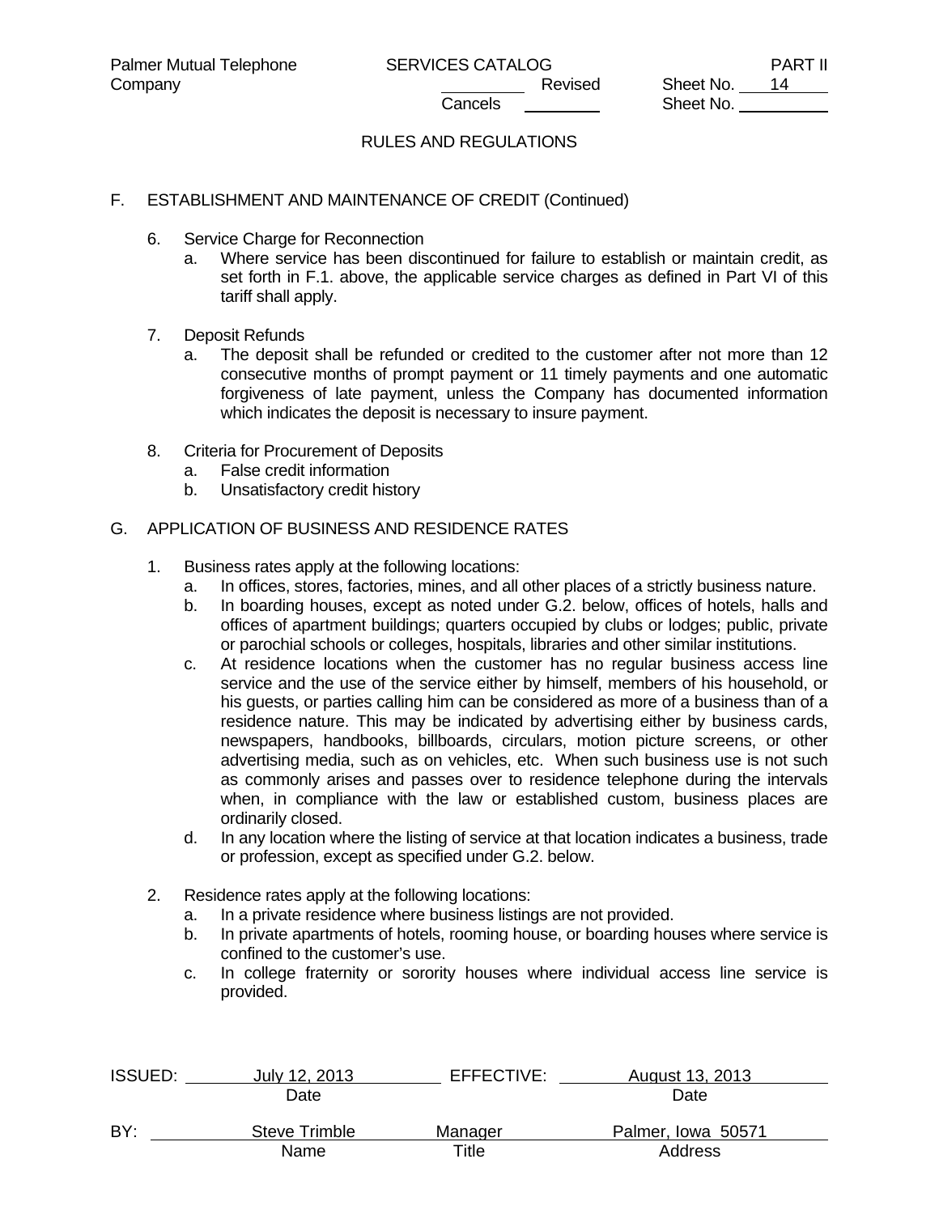RULES AND REGULATIONS

F. ESTABLISHMENT AND MAINTENANCE OF CREDIT (Continued)

6. Service Charge for Reconnection
   a. Where service has been discontinued for failure to establish or maintain credit, as set forth in F.1. above, the applicable service charges as defined in Part VI of this tariff shall apply.

7. Deposit Refunds
   a. The deposit shall be refunded or credited to the customer after not more than 12 consecutive months of prompt payment or 11 timely payments and one automatic forgiveness of late payment, unless the Company has documented information which indicates the deposit is necessary to insure payment.

8. Criteria for Procurement of Deposits
   a. False credit information
   b. Unsatisfactory credit history

G. APPLICATION OF BUSINESS AND RESIDENCE RATES

1. Business rates apply at the following locations:
   a. In offices, stores, factories, mines, and all other places of a strictly business nature.
   b. In boarding houses, except as noted under G.2. below, offices of hotels, halls and offices of apartment buildings; quarters occupied by clubs or lodges; public, private or parochial schools or colleges, hospitals, libraries and other similar institutions.
   c. At residence locations when the customer has no regular business access line service and the use of the service either by himself, members of his household, or his guests, or parties calling him can be considered as more of a business than of a residence nature. This may be indicated by advertising either by business cards, newspapers, handbooks, billboards, circulars, motion picture screens, or other advertising media, such as on vehicles, etc. When such business use is not such as commonly arises and passes over to residence telephone during the intervals when, in compliance with the law or established custom, business places are ordinarily closed.
   d. In any location where the listing of service at that location indicates a business, trade or profession, except as specified under G.2. below.

2. Residence rates apply at the following locations:
   a. In a private residence where business listings are not provided.
   b. In private apartments of hotels, rooming house, or boarding houses where service is confined to the customer's use.
   c. In college fraternity or sorority houses where individual access line service is provided.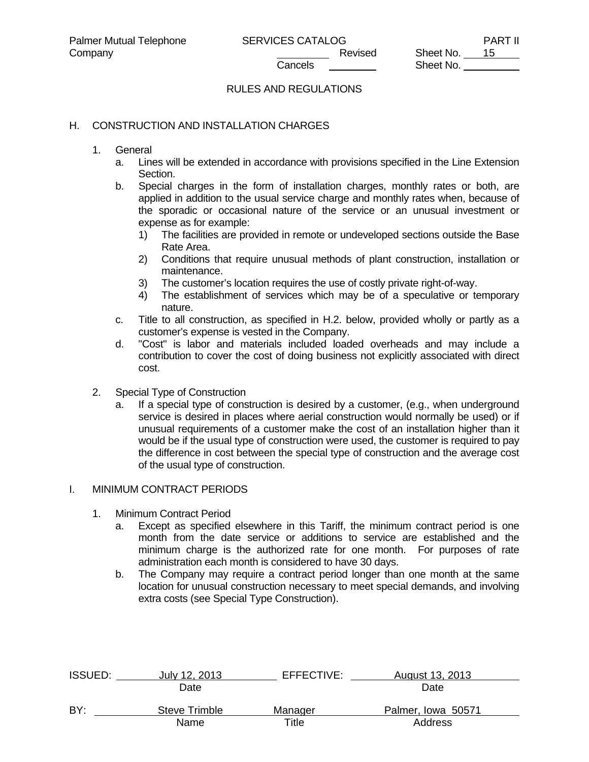RULES AND REGULATIONS

H. CONSTRUCTION AND INSTALLATION CHARGES

1. General
   a. Lines will be extended in accordance with provisions specified in the Line Extension Section.
   b. Special charges in the form of installation charges, monthly rates or both, are applied in addition to the usual service charge and monthly rates when, because of the sporadic or occasional nature of the service or an unusual investment or expense as for example:
      1) The facilities are provided in remote or undeveloped sections outside the Base Rate Area.
      2) Conditions that require unusual methods of plant construction, installation or maintenance.
      3) The customer's location requires the use of costly private right-of-way.
      4) The establishment of services which may be of a speculative or temporary nature.
   c. Title to all construction, as specified in H.2. below, provided wholly or partly as a customer's expense is vested in the Company.
   d. "Cost" is labor and materials included loaded overheads and may include a contribution to cover the cost of doing business not explicitly associated with direct cost.

2. Special Type of Construction
   a. If a special type of construction is desired by a customer, (e.g., when underground service is desired in places where aerial construction would normally be used) or if unusual requirements of a customer make the cost of an installation higher than it would be if the usual type of construction were used, the customer is required to pay the difference in cost between the special type of construction and the average cost of the usual type of construction.

I. MINIMUM CONTRACT PERIODS

1. Minimum Contract Period
   a. Except as specified elsewhere in this Tariff, the minimum contract period is one month from the date service or additions to service are established and the minimum charge is the authorized rate for one month. For purposes of rate administration each month is considered to have 30 days.
   b. The Company may require a contract period longer than one month at the same location for unusual construction necessary to meet special demands, and involving extra costs (see Special Type Construction).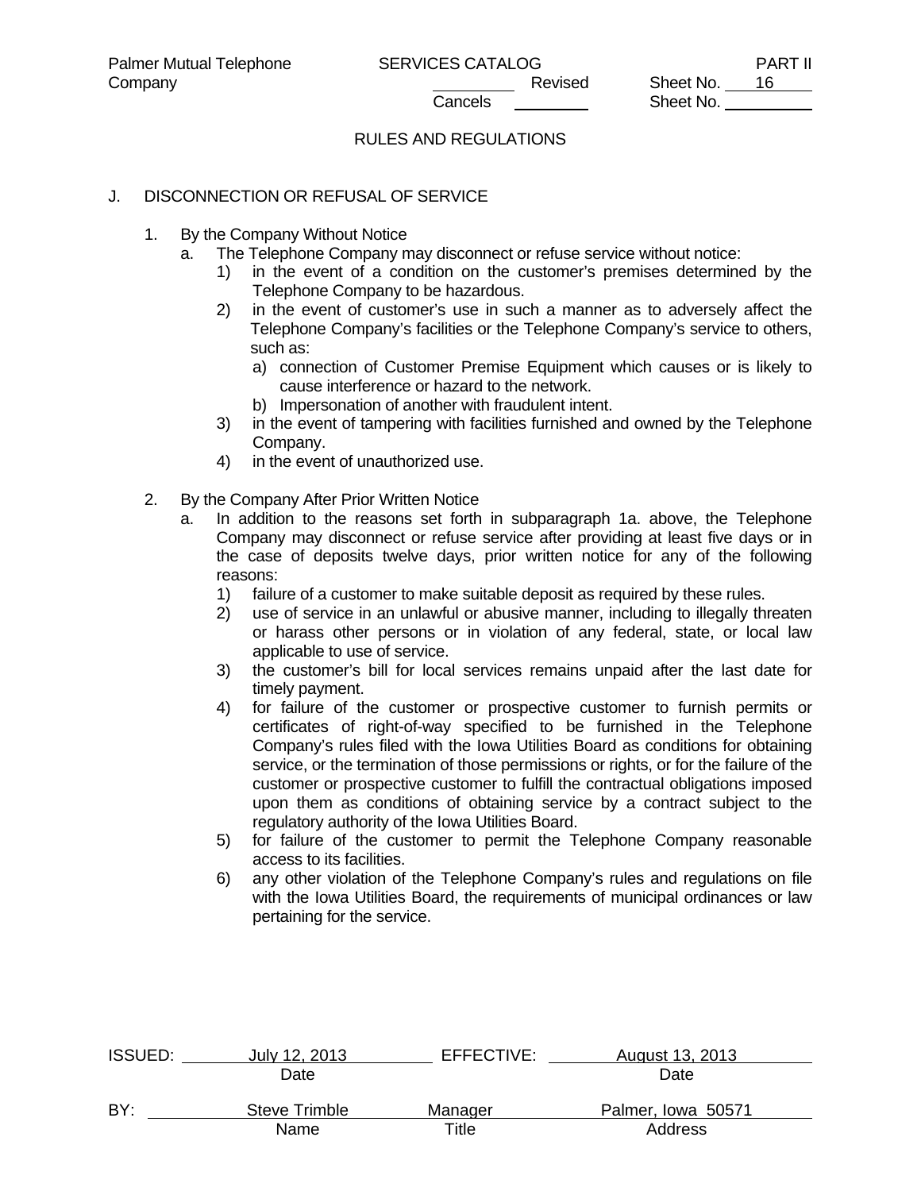RULES AND REGULATIONS

J. DISCONNECTION OR REFUSAL OF SERVICE

1. By the Company Without Notice
   a. The Telephone Company may disconnect or refuse service without notice:
      1) in the event of a condition on the customer's premises determined by the Telephone Company to be hazardous.
      2) in the event of customer's use in such a manner as to adversely affect the Telephone Company's facilities or the Telephone Company's service to others, such as:
         a) connection of Customer Premise Equipment which causes or is likely to cause interference or hazard to the network.
         b) Impersonation of another with fraudulent intent.
      3) in the event of tampering with facilities furnished and owned by the Telephone Company.
      4) in the event of unauthorized use.

2. By the Company After Prior Written Notice
   a. In addition to the reasons set forth in subparagraph 1a. above, the Telephone Company may disconnect or refuse service after providing at least five days or in the case of deposits twelve days, prior written notice for any of the following reasons:
      1) failure of a customer to make suitable deposit as required by these rules.
      2) use of service in an unlawful or abusive manner, including to illegally threaten or harass other persons or in violation of any federal, state, or local law applicable to use of service.
      3) the customer's bill for local services remains unpaid after the last date for timely payment.
      4) for failure of the customer or prospective customer to furnish permits or certificates of right-of-way specified to be furnished in the Telephone Company's rules filed with the Iowa Utilities Board as conditions for obtaining service, or the termination of those permissions or rights, or for the failure of the customer or prospective customer to fulfill the contractual obligations imposed upon them as conditions of obtaining service by a contract subject to the regulatory authority of the Iowa Utilities Board.
      5) for failure of the customer to permit the Telephone Company reasonable access to its facilities.
      6) any other violation of the Telephone Company's rules and regulations on file with the Iowa Utilities Board, the requirements of municipal ordinances or law pertaining for the service.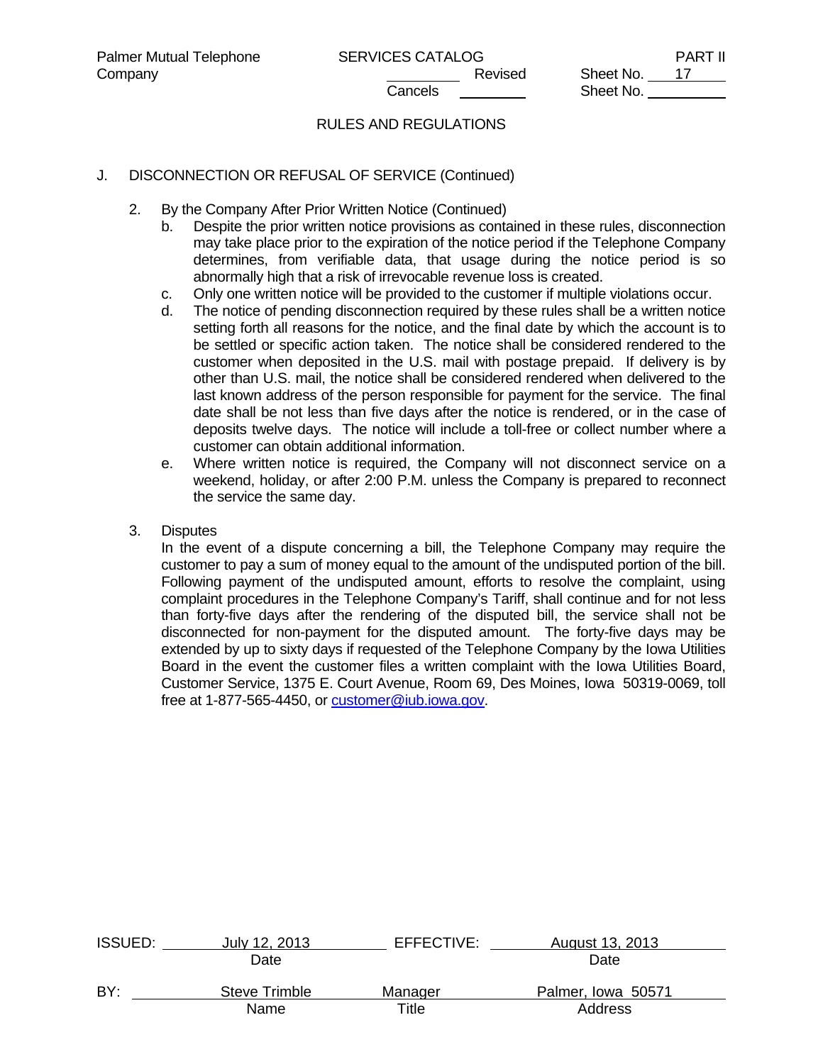## RULES AND REGULATIONS

### J. DISCONNECTION OR REFUSAL OF SERVICE (Continued)

2. By the Company After Prior Written Notice (Continued)
   b. Despite the prior written notice provisions as contained in these rules, disconnection may take place prior to the expiration of the notice period if the Telephone Company determines, from verifiable data, that usage during the notice period is so abnormally high that a risk of irrevocable revenue loss is created.
   c. Only one written notice will be provided to the customer if multiple violations occur.
   d. The notice of pending disconnection required by these rules shall be a written notice setting forth all reasons for the notice, and the final date by which the account is to be settled or specific action taken. The notice shall be considered rendered to the customer when deposited in the U.S. mail with postage prepaid. If delivery is by other than U.S. mail, the notice shall be considered rendered when delivered to the last known address of the person responsible for payment for the service. The final date shall be not less than five days after the notice is rendered, or in the case of deposits twelve days. The notice will include a toll-free or collect number where a customer can obtain additional information.
   e. Where written notice is required, the Company will not disconnect service on a weekend, holiday, or after 2:00 P.M. unless the Company is prepared to reconnect the service the same day.

3. Disputes

   In the event of a dispute concerning a bill, the Telephone Company may require the customer to pay a sum of money equal to the amount of the undisputed portion of the bill. Following payment of the undisputed amount, efforts to resolve the complaint, using complaint procedures in the Telephone Company's Tariff, shall continue and for not less than forty-five days after the rendering of the disputed bill, the service shall not be disconnected for non-payment for the disputed amount. The forty-five days may be extended by up to sixty days if requested of the Telephone Company by the Iowa Utilities Board in the event the customer files a written complaint with the Iowa Utilities Board, Customer Service, 1375 E. Court Avenue, Room 69, Des Moines, Iowa 50319-0069, toll free at 1-877-565-4450, or customer@iub.iowa.gov.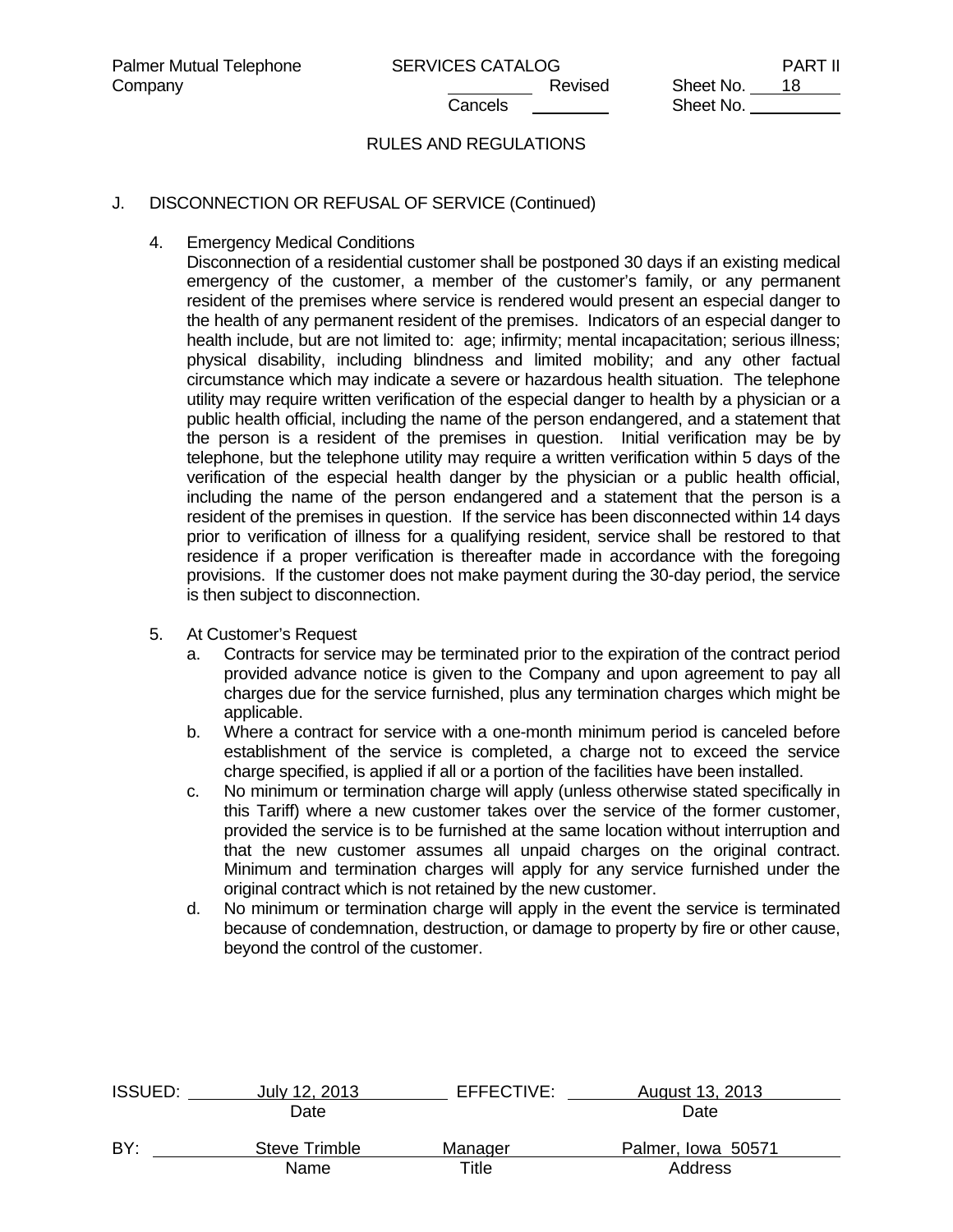## RULES AND REGULATIONS

### J. DISCONNECTION OR REFUSAL OF SERVICE (Continued)

4. Emergency Medical Conditions

   Disconnection of a residential customer shall be postponed 30 days if an existing medical emergency of the customer, a member of the customer's family, or any permanent resident of the premises where service is rendered would present an especial danger to the health of any permanent resident of the premises. Indicators of an especial danger to health include, but are not limited to: age; infirmity; mental incapacitation; serious illness; physical disability, including blindness and limited mobility; and any other factual circumstance which may indicate a severe or hazardous health situation. The telephone utility may require written verification of the especial danger to health by a physician or a public health official, including the name of the person endangered, and a statement that the person is a resident of the premises in question. Initial verification may be by telephone, but the telephone utility may require a written verification within 5 days of the verification of the especial health danger by the physician or a public health official, including the name of the person endangered and a statement that the person is a resident of the premises in question. If the service has been disconnected within 14 days prior to verification of illness for a qualifying resident, service shall be restored to that residence if a proper verification is thereafter made in accordance with the foregoing provisions. If the customer does not make payment during the 30-day period, the service is then subject to disconnection.

5. At Customer's Request
   a. Contracts for service may be terminated prior to the expiration of the contract period provided advance notice is given to the Company and upon agreement to pay all charges due for the service furnished, plus any termination charges which might be applicable.
   b. Where a contract for service with a one-month minimum period is canceled before establishment of the service is completed, a charge not to exceed the service charge specified, is applied if all or a portion of the facilities have been installed.
   c. No minimum or termination charge will apply (unless otherwise stated specifically in this Tariff) where a new customer takes over the service of the former customer, provided the service is to be furnished at the same location without interruption and that the new customer assumes all unpaid charges on the original contract. Minimum and termination charges will apply for any service furnished under the original contract which is not retained by the new customer.
   d. No minimum or termination charge will apply in the event the service is terminated because of condemnation, destruction, or damage to property by fire or other cause, beyond the control of the customer.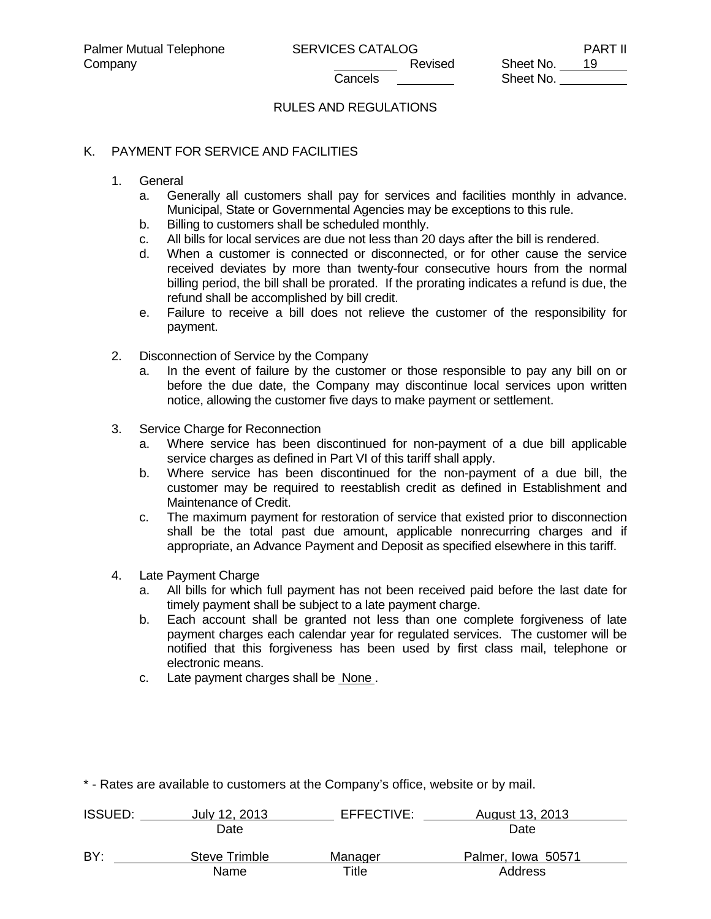RULES AND REGULATIONS

## K. PAYMENT FOR SERVICE AND FACILITIES

1. General
   a. Generally all customers shall pay for services and facilities monthly in advance. Municipal, State or Governmental Agencies may be exceptions to this rule.
   b. Billing to customers shall be scheduled monthly.
   c. All bills for local services are due not less than 20 days after the bill is rendered.
   d. When a customer is connected or disconnected, or for other cause the service received deviates by more than twenty-four consecutive hours from the normal billing period, the bill shall be prorated. If the prorating indicates a refund is due, the refund shall be accomplished by bill credit.
   e. Failure to receive a bill does not relieve the customer of the responsibility for payment.

2. Disconnection of Service by the Company
   a. In the event of failure by the customer or those responsible to pay any bill on or before the due date, the Company may discontinue local services upon written notice, allowing the customer five days to make payment or settlement.

3. Service Charge for Reconnection
   a. Where service has been discontinued for non-payment of a due bill applicable service charges as defined in Part VI of this tariff shall apply.
   b. Where service has been discontinued for the non-payment of a due bill, the customer may be required to reestablish credit as defined in Establishment and Maintenance of Credit.
   c. The maximum payment for restoration of service that existed prior to disconnection shall be the total past due amount, applicable nonrecurring charges and if appropriate, an Advance Payment and Deposit as specified elsewhere in this tariff.

4. Late Payment Charge
   a. All bills for which full payment has not been received paid before the last date for timely payment shall be subject to a late payment charge.
   b. Each account shall be granted not less than one complete forgiveness of late payment charges each calendar year for regulated services. The customer will be notified that this forgiveness has been used by first class mail, telephone or electronic means.
   c. Late payment charges shall be None .

* - Rates are available to customers at the Company's office, website or by mail.

ISSUED: July 12, 2013 (Date) EFFECTIVE: August 13, 2013 (Date)

BY: Steve Trimble (Name) Manager (Title) Palmer, Iowa 50571 (Address)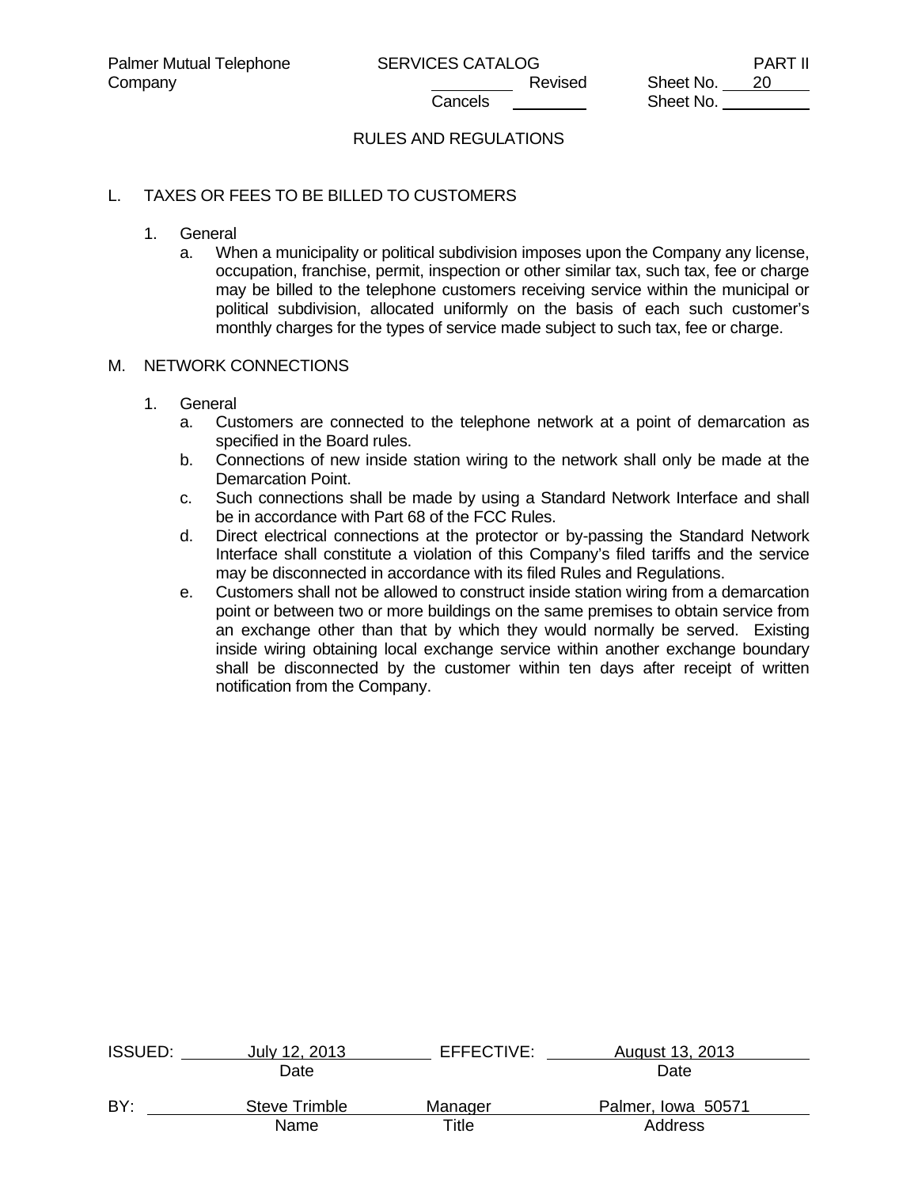RULES AND REGULATIONS

## L. TAXES OR FEES TO BE BILLED TO CUSTOMERS

1. General
   a. When a municipality or political subdivision imposes upon the Company any license, occupation, franchise, permit, inspection or other similar tax, such tax, fee or charge may be billed to the telephone customers receiving service within the municipal or political subdivision, allocated uniformly on the basis of each such customer's monthly charges for the types of service made subject to such tax, fee or charge.

## M. NETWORK CONNECTIONS

1. General
   a. Customers are connected to the telephone network at a point of demarcation as specified in the Board rules.
   b. Connections of new inside station wiring to the network shall only be made at the Demarcation Point.
   c. Such connections shall be made by using a Standard Network Interface and shall be in accordance with Part 68 of the FCC Rules.
   d. Direct electrical connections at the protector or by-passing the Standard Network Interface shall constitute a violation of this Company's filed tariffs and the service may be disconnected in accordance with its filed Rules and Regulations.
   e. Customers shall not be allowed to construct inside station wiring from a demarcation point or between two or more buildings on the same premises to obtain service from an exchange other than that by which they would normally be served. Existing inside wiring obtaining local exchange service within another exchange boundary shall be disconnected by the customer within ten days after receipt of written notification from the Company.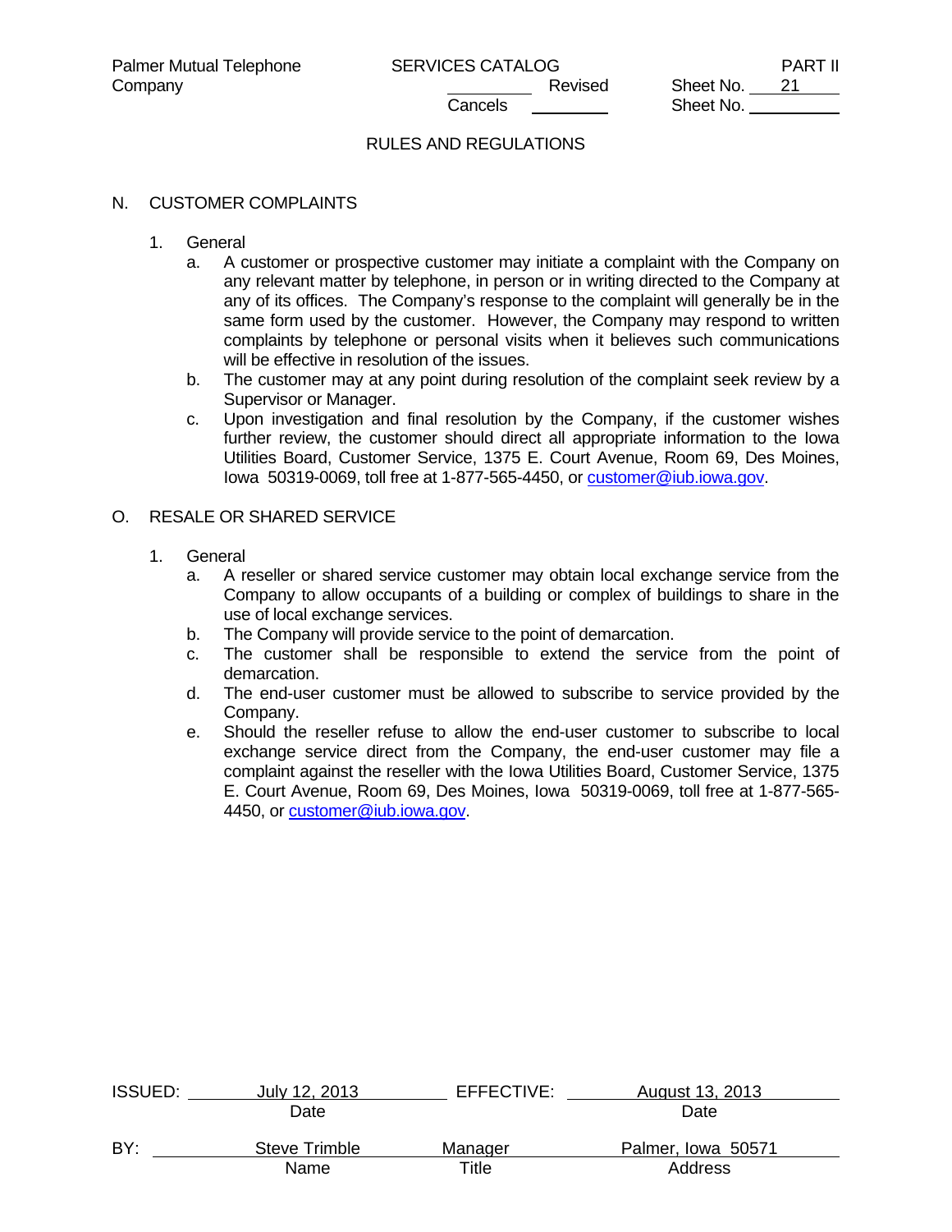RULES AND REGULATIONS

## N. CUSTOMER COMPLAINTS

1. General
   a. A customer or prospective customer may initiate a complaint with the Company on any relevant matter by telephone, in person or in writing directed to the Company at any of its offices. The Company's response to the complaint will generally be in the same form used by the customer. However, the Company may respond to written complaints by telephone or personal visits when it believes such communications will be effective in resolution of the issues.
   b. The customer may at any point during resolution of the complaint seek review by a Supervisor or Manager.
   c. Upon investigation and final resolution by the Company, if the customer wishes further review, the customer should direct all appropriate information to the Iowa Utilities Board, Customer Service, 1375 E. Court Avenue, Room 69, Des Moines, Iowa 50319-0069, toll free at 1-877-565-4450, or customer@iub.iowa.gov.

## O. RESALE OR SHARED SERVICE

1. General
   a. A reseller or shared service customer may obtain local exchange service from the Company to allow occupants of a building or complex of buildings to share in the use of local exchange services.
   b. The Company will provide service to the point of demarcation.
   c. The customer shall be responsible to extend the service from the point of demarcation.
   d. The end-user customer must be allowed to subscribe to service provided by the Company.
   e. Should the reseller refuse to allow the end-user customer to subscribe to local exchange service direct from the Company, the end-user customer may file a complaint against the reseller with the Iowa Utilities Board, Customer Service, 1375 E. Court Avenue, Room 69, Des Moines, Iowa 50319-0069, toll free at 1-877-565-4450, or customer@iub.iowa.gov.

ISSUED: July 12, 2013 EFFECTIVE: August 13, 2013

BY: Steve Trimble, Manager, Palmer, Iowa 50571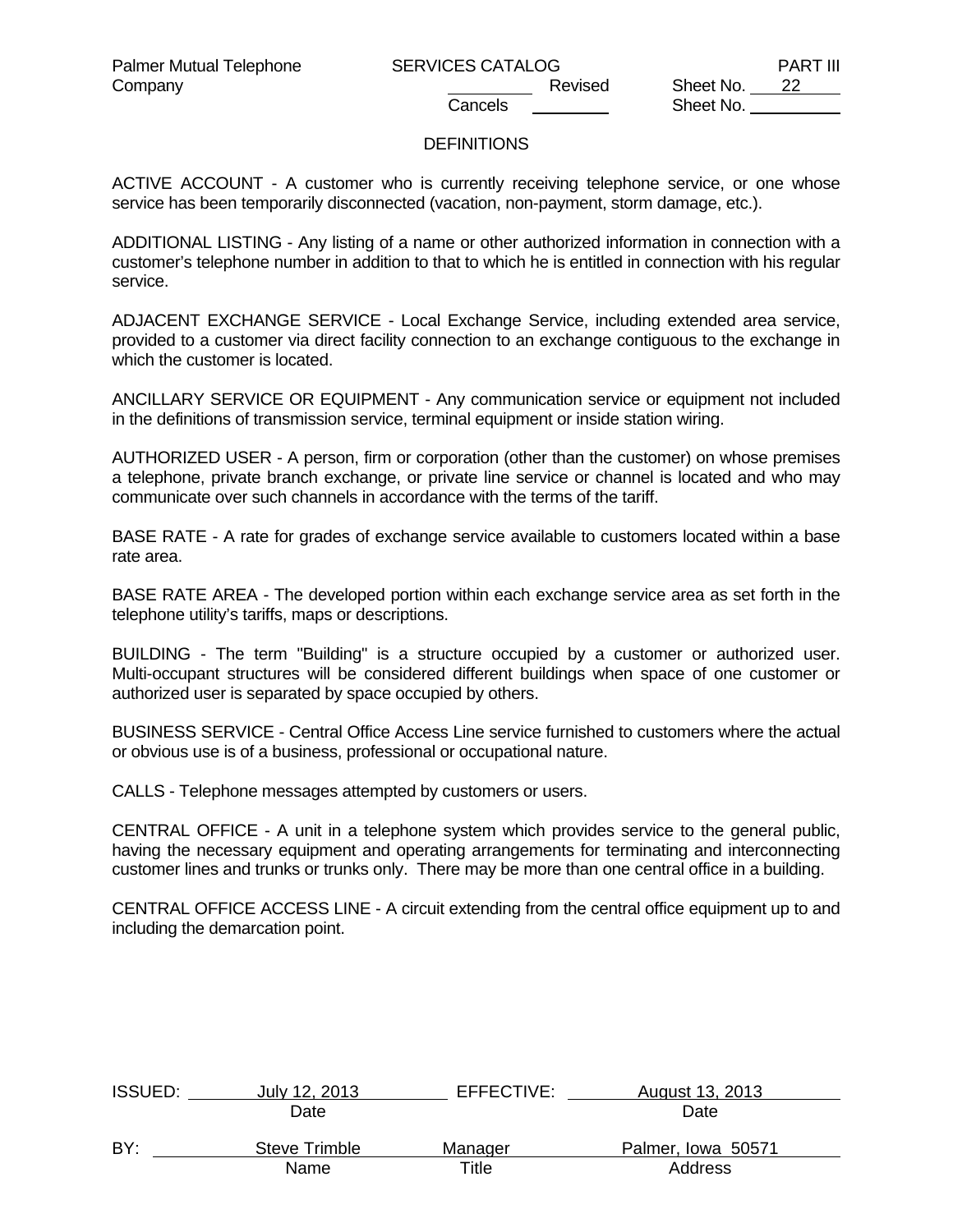## DEFINITIONS

ACTIVE ACCOUNT - A customer who is currently receiving telephone service, or one whose service has been temporarily disconnected (vacation, non-payment, storm damage, etc.).

ADDITIONAL LISTING - Any listing of a name or other authorized information in connection with a customer's telephone number in addition to that to which he is entitled in connection with his regular service.

ADJACENT EXCHANGE SERVICE - Local Exchange Service, including extended area service, provided to a customer via direct facility connection to an exchange contiguous to the exchange in which the customer is located.

ANCILLARY SERVICE OR EQUIPMENT - Any communication service or equipment not included in the definitions of transmission service, terminal equipment or inside station wiring.

AUTHORIZED USER - A person, firm or corporation (other than the customer) on whose premises a telephone, private branch exchange, or private line service or channel is located and who may communicate over such channels in accordance with the terms of the tariff.

BASE RATE - A rate for grades of exchange service available to customers located within a base rate area.

BASE RATE AREA - The developed portion within each exchange service area as set forth in the telephone utility's tariffs, maps or descriptions.

BUILDING - The term "Building" is a structure occupied by a customer or authorized user. Multi-occupant structures will be considered different buildings when space of one customer or authorized user is separated by space occupied by others.

BUSINESS SERVICE - Central Office Access Line service furnished to customers where the actual or obvious use is of a business, professional or occupational nature.

CALLS - Telephone messages attempted by customers or users.

CENTRAL OFFICE - A unit in a telephone system which provides service to the general public, having the necessary equipment and operating arrangements for terminating and interconnecting customer lines and trunks or trunks only. There may be more than one central office in a building.

CENTRAL OFFICE ACCESS LINE - A circuit extending from the central office equipment up to and including the demarcation point.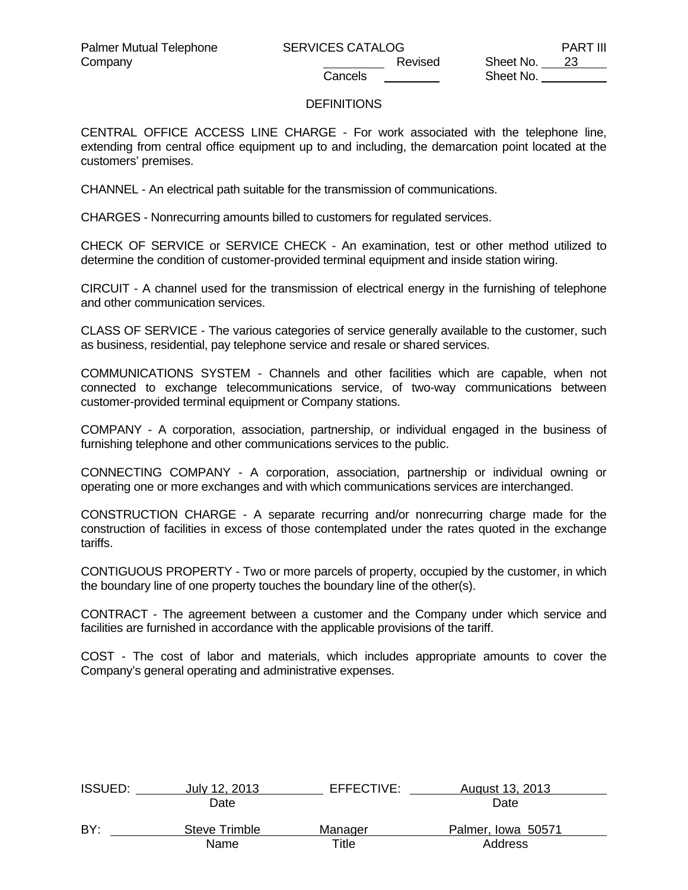## DEFINITIONS

CENTRAL OFFICE ACCESS LINE CHARGE - For work associated with the telephone line, extending from central office equipment up to and including, the demarcation point located at the customers' premises.

CHANNEL - An electrical path suitable for the transmission of communications.

CHARGES - Nonrecurring amounts billed to customers for regulated services.

CHECK OF SERVICE or SERVICE CHECK - An examination, test or other method utilized to determine the condition of customer-provided terminal equipment and inside station wiring.

CIRCUIT - A channel used for the transmission of electrical energy in the furnishing of telephone and other communication services.

CLASS OF SERVICE - The various categories of service generally available to the customer, such as business, residential, pay telephone service and resale or shared services.

COMMUNICATIONS SYSTEM - Channels and other facilities which are capable, when not connected to exchange telecommunications service, of two-way communications between customer-provided terminal equipment or Company stations.

COMPANY - A corporation, association, partnership, or individual engaged in the business of furnishing telephone and other communications services to the public.

CONNECTING COMPANY - A corporation, association, partnership or individual owning or operating one or more exchanges and with which communications services are interchanged.

CONSTRUCTION CHARGE - A separate recurring and/or nonrecurring charge made for the construction of facilities in excess of those contemplated under the rates quoted in the exchange tariffs.

CONTIGUOUS PROPERTY - Two or more parcels of property, occupied by the customer, in which the boundary line of one property touches the boundary line of the other(s).

CONTRACT - The agreement between a customer and the Company under which service and facilities are furnished in accordance with the applicable provisions of the tariff.

COST - The cost of labor and materials, which includes appropriate amounts to cover the Company's general operating and administrative expenses.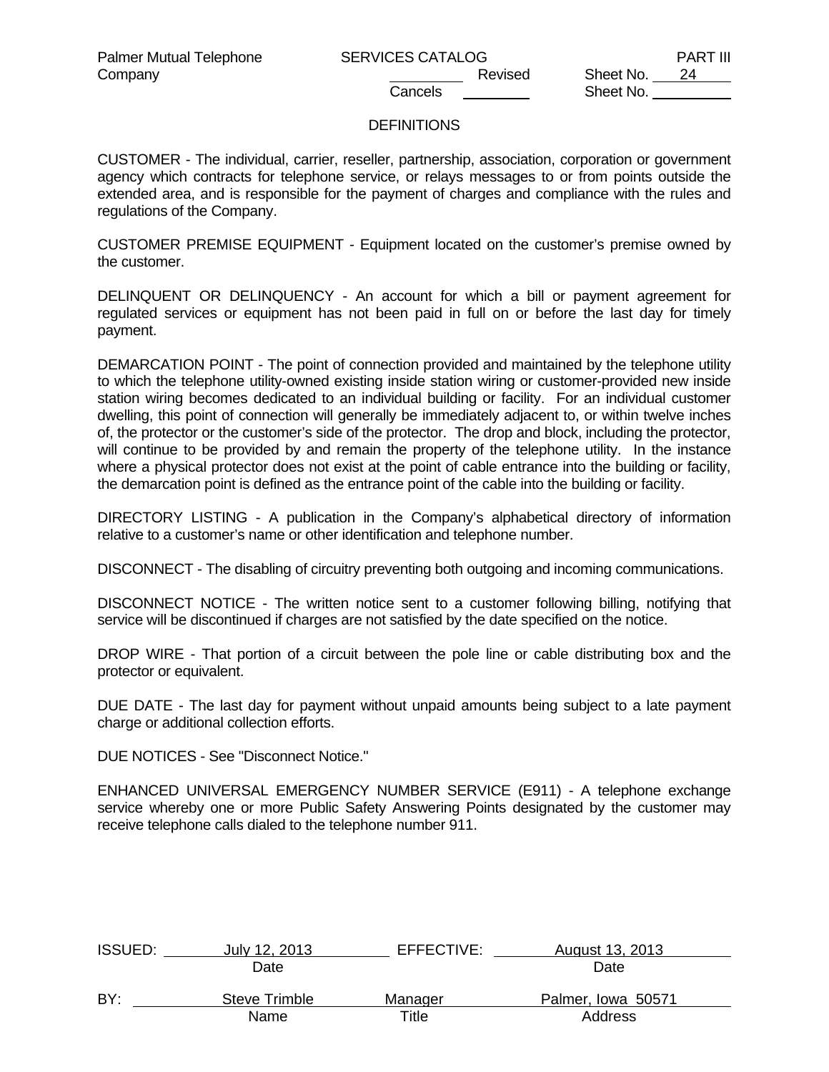## DEFINITIONS

CUSTOMER - The individual, carrier, reseller, partnership, association, corporation or government agency which contracts for telephone service, or relays messages to or from points outside the extended area, and is responsible for the payment of charges and compliance with the rules and regulations of the Company.

CUSTOMER PREMISE EQUIPMENT - Equipment located on the customer's premise owned by the customer.

DELINQUENT OR DELINQUENCY - An account for which a bill or payment agreement for regulated services or equipment has not been paid in full on or before the last day for timely payment.

DEMARCATION POINT - The point of connection provided and maintained by the telephone utility to which the telephone utility-owned existing inside station wiring or customer-provided new inside station wiring becomes dedicated to an individual building or facility. For an individual customer dwelling, this point of connection will generally be immediately adjacent to, or within twelve inches of, the protector or the customer's side of the protector. The drop and block, including the protector, will continue to be provided by and remain the property of the telephone utility. In the instance where a physical protector does not exist at the point of cable entrance into the building or facility, the demarcation point is defined as the entrance point of the cable into the building or facility.

DIRECTORY LISTING - A publication in the Company's alphabetical directory of information relative to a customer's name or other identification and telephone number.

DISCONNECT - The disabling of circuitry preventing both outgoing and incoming communications.

DISCONNECT NOTICE - The written notice sent to a customer following billing, notifying that service will be discontinued if charges are not satisfied by the date specified on the notice.

DROP WIRE - That portion of a circuit between the pole line or cable distributing box and the protector or equivalent.

DUE DATE - The last day for payment without unpaid amounts being subject to a late payment charge or additional collection efforts.

DUE NOTICES - See "Disconnect Notice."

ENHANCED UNIVERSAL EMERGENCY NUMBER SERVICE (E911) - A telephone exchange service whereby one or more Public Safety Answering Points designated by the customer may receive telephone calls dialed to the telephone number 911.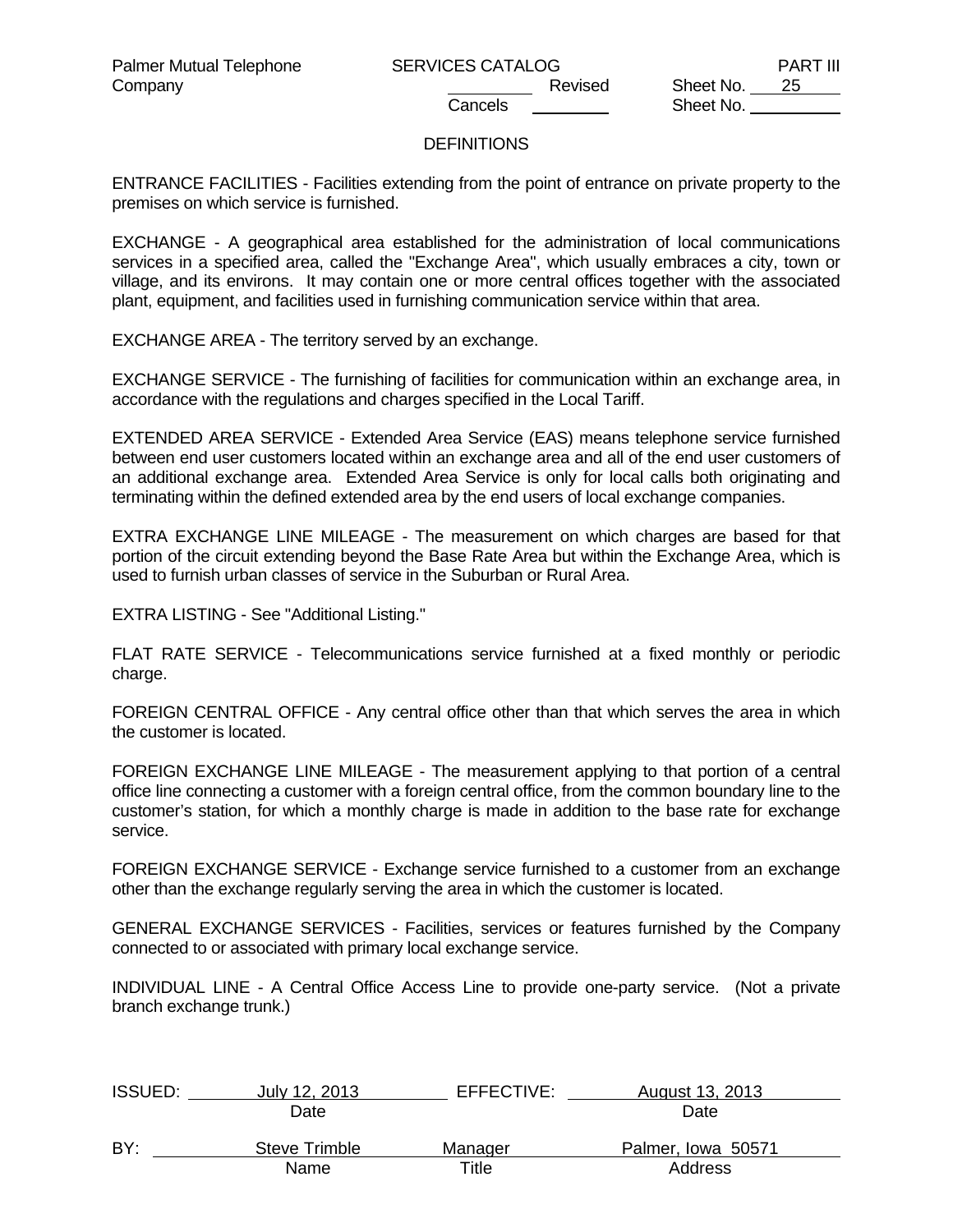## DEFINITIONS

ENTRANCE FACILITIES - Facilities extending from the point of entrance on private property to the premises on which service is furnished.

EXCHANGE - A geographical area established for the administration of local communications services in a specified area, called the "Exchange Area", which usually embraces a city, town or village, and its environs. It may contain one or more central offices together with the associated plant, equipment, and facilities used in furnishing communication service within that area.

EXCHANGE AREA - The territory served by an exchange.

EXCHANGE SERVICE - The furnishing of facilities for communication within an exchange area, in accordance with the regulations and charges specified in the Local Tariff.

EXTENDED AREA SERVICE - Extended Area Service (EAS) means telephone service furnished between end user customers located within an exchange area and all of the end user customers of an additional exchange area. Extended Area Service is only for local calls both originating and terminating within the defined extended area by the end users of local exchange companies.

EXTRA EXCHANGE LINE MILEAGE - The measurement on which charges are based for that portion of the circuit extending beyond the Base Rate Area but within the Exchange Area, which is used to furnish urban classes of service in the Suburban or Rural Area.

EXTRA LISTING - See "Additional Listing."

FLAT RATE SERVICE - Telecommunications service furnished at a fixed monthly or periodic charge.

FOREIGN CENTRAL OFFICE - Any central office other than that which serves the area in which the customer is located.

FOREIGN EXCHANGE LINE MILEAGE - The measurement applying to that portion of a central office line connecting a customer with a foreign central office, from the common boundary line to the customer's station, for which a monthly charge is made in addition to the base rate for exchange service.

FOREIGN EXCHANGE SERVICE - Exchange service furnished to a customer from an exchange other than the exchange regularly serving the area in which the customer is located.

GENERAL EXCHANGE SERVICES - Facilities, services or features furnished by the Company connected to or associated with primary local exchange service.

INDIVIDUAL LINE - A Central Office Access Line to provide one-party service. (Not a private branch exchange trunk.)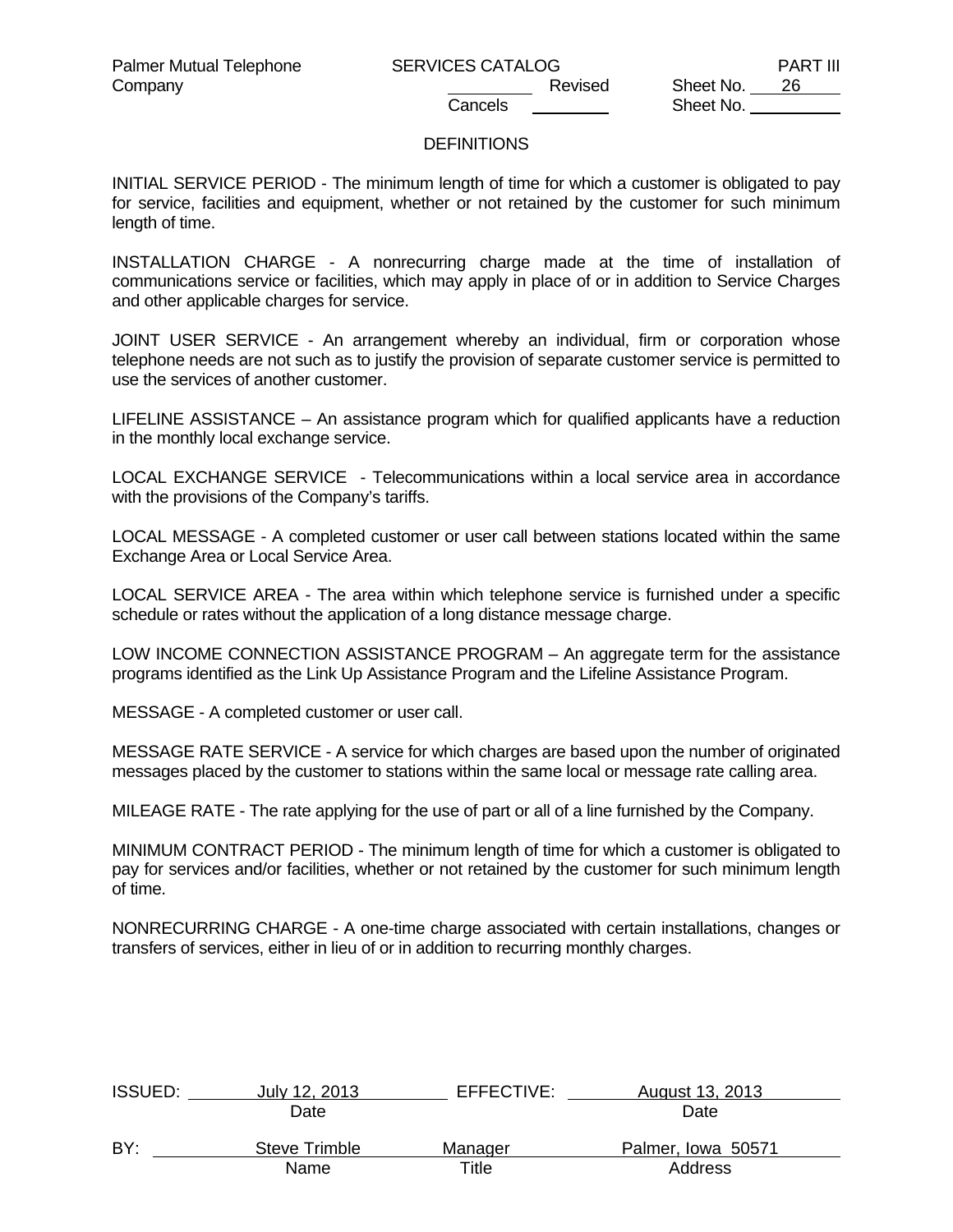## DEFINITIONS

INITIAL SERVICE PERIOD - The minimum length of time for which a customer is obligated to pay for service, facilities and equipment, whether or not retained by the customer for such minimum length of time.

INSTALLATION CHARGE - A nonrecurring charge made at the time of installation of communications service or facilities, which may apply in place of or in addition to Service Charges and other applicable charges for service.

JOINT USER SERVICE - An arrangement whereby an individual, firm or corporation whose telephone needs are not such as to justify the provision of separate customer service is permitted to use the services of another customer.

LIFELINE ASSISTANCE – An assistance program which for qualified applicants have a reduction in the monthly local exchange service.

LOCAL EXCHANGE SERVICE - Telecommunications within a local service area in accordance with the provisions of the Company's tariffs.

LOCAL MESSAGE - A completed customer or user call between stations located within the same Exchange Area or Local Service Area.

LOCAL SERVICE AREA - The area within which telephone service is furnished under a specific schedule or rates without the application of a long distance message charge.

LOW INCOME CONNECTION ASSISTANCE PROGRAM – An aggregate term for the assistance programs identified as the Link Up Assistance Program and the Lifeline Assistance Program.

MESSAGE - A completed customer or user call.

MESSAGE RATE SERVICE - A service for which charges are based upon the number of originated messages placed by the customer to stations within the same local or message rate calling area.

MILEAGE RATE - The rate applying for the use of part or all of a line furnished by the Company.

MINIMUM CONTRACT PERIOD - The minimum length of time for which a customer is obligated to pay for services and/or facilities, whether or not retained by the customer for such minimum length of time.

NONRECURRING CHARGE - A one-time charge associated with certain installations, changes or transfers of services, either in lieu of or in addition to recurring monthly charges.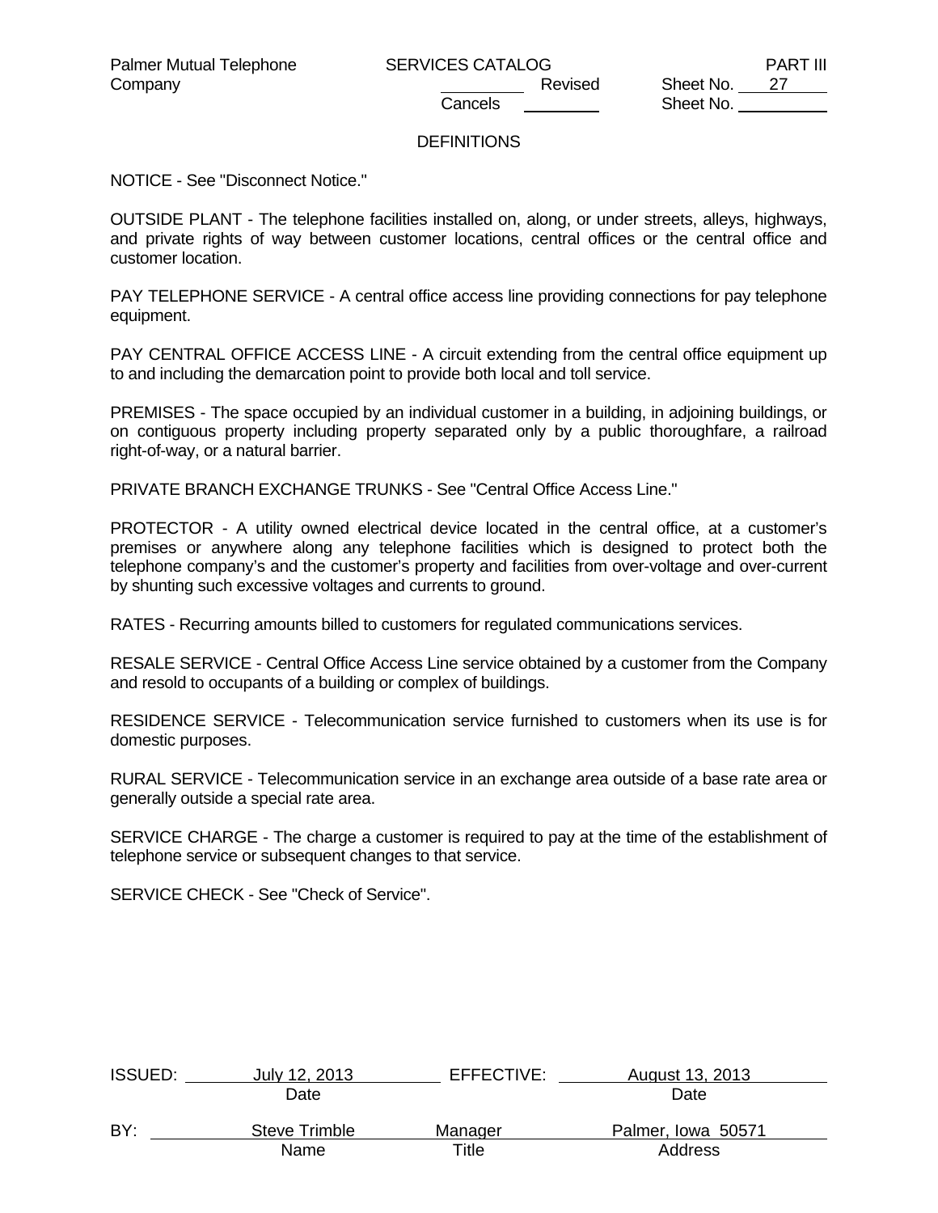## DEFINITIONS

NOTICE - See "Disconnect Notice."

OUTSIDE PLANT - The telephone facilities installed on, along, or under streets, alleys, highways, and private rights of way between customer locations, central offices or the central office and customer location.

PAY TELEPHONE SERVICE - A central office access line providing connections for pay telephone equipment.

PAY CENTRAL OFFICE ACCESS LINE - A circuit extending from the central office equipment up to and including the demarcation point to provide both local and toll service.

PREMISES - The space occupied by an individual customer in a building, in adjoining buildings, or on contiguous property including property separated only by a public thoroughfare, a railroad right-of-way, or a natural barrier.

PRIVATE BRANCH EXCHANGE TRUNKS - See "Central Office Access Line."

PROTECTOR - A utility owned electrical device located in the central office, at a customer's premises or anywhere along any telephone facilities which is designed to protect both the telephone company's and the customer's property and facilities from over-voltage and over-current by shunting such excessive voltages and currents to ground.

RATES - Recurring amounts billed to customers for regulated communications services.

RESALE SERVICE - Central Office Access Line service obtained by a customer from the Company and resold to occupants of a building or complex of buildings.

RESIDENCE SERVICE - Telecommunication service furnished to customers when its use is for domestic purposes.

RURAL SERVICE - Telecommunication service in an exchange area outside of a base rate area or generally outside a special rate area.

SERVICE CHARGE - The charge a customer is required to pay at the time of the establishment of telephone service or subsequent changes to that service.

SERVICE CHECK - See "Check of Service".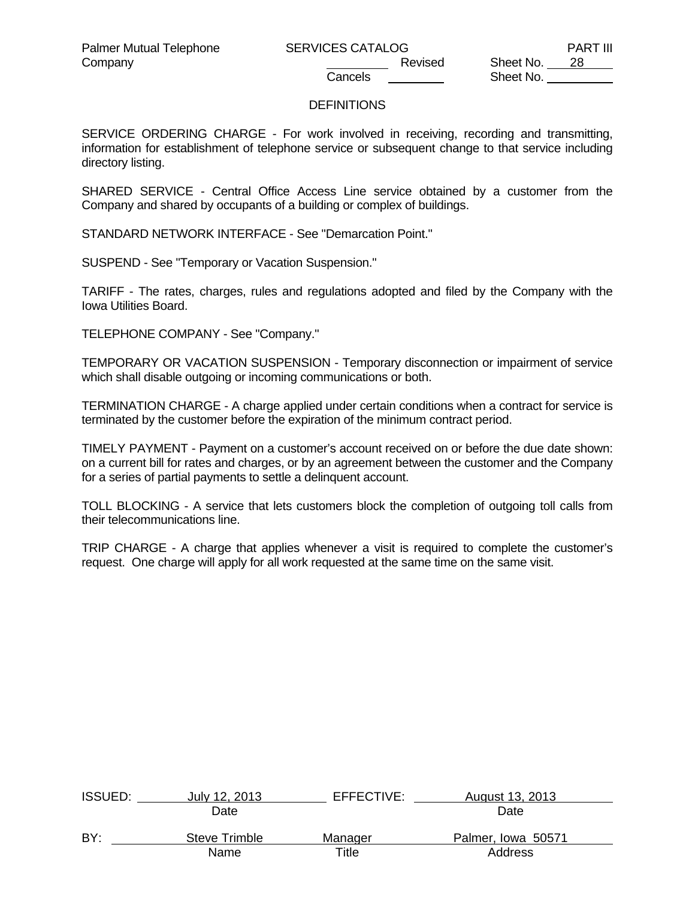## DEFINITIONS

SERVICE ORDERING CHARGE - For work involved in receiving, recording and transmitting, information for establishment of telephone service or subsequent change to that service including directory listing.

SHARED SERVICE - Central Office Access Line service obtained by a customer from the Company and shared by occupants of a building or complex of buildings.

STANDARD NETWORK INTERFACE - See "Demarcation Point."

SUSPEND - See "Temporary or Vacation Suspension."

TARIFF - The rates, charges, rules and regulations adopted and filed by the Company with the Iowa Utilities Board.

TELEPHONE COMPANY - See "Company."

TEMPORARY OR VACATION SUSPENSION - Temporary disconnection or impairment of service which shall disable outgoing or incoming communications or both.

TERMINATION CHARGE - A charge applied under certain conditions when a contract for service is terminated by the customer before the expiration of the minimum contract period.

TIMELY PAYMENT - Payment on a customer's account received on or before the due date shown: on a current bill for rates and charges, or by an agreement between the customer and the Company for a series of partial payments to settle a delinquent account.

TOLL BLOCKING - A service that lets customers block the completion of outgoing toll calls from their telecommunications line.

TRIP CHARGE - A charge that applies whenever a visit is required to complete the customer's request. One charge will apply for all work requested at the same time on the same visit.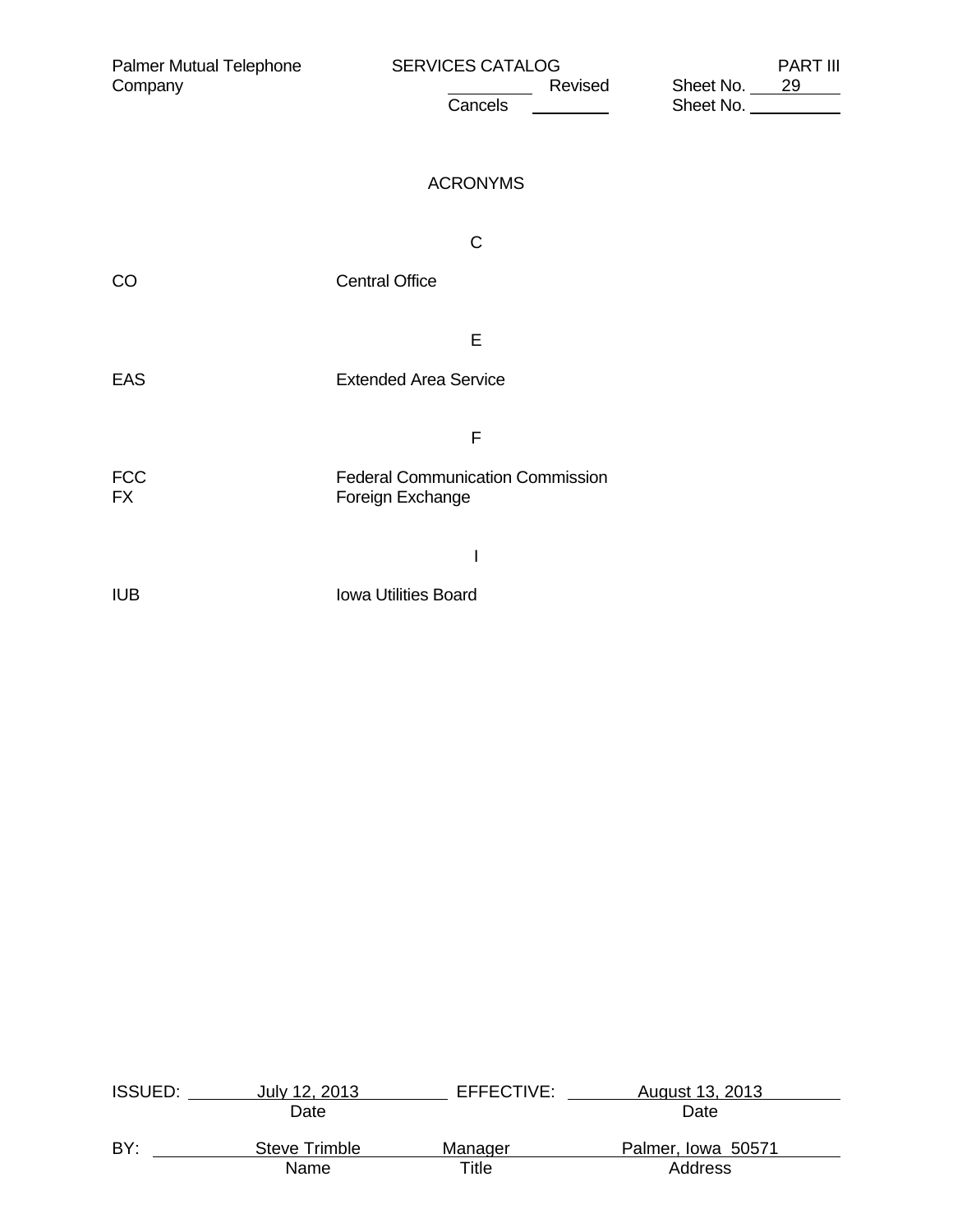# ACRONYMS

## C

| | |
|---|---|
| CO | Central Office |

## E

| | |
|---|---|
| EAS | Extended Area Service |

## F

| | |
|---|---|
| FCC | Federal Communication Commission |
| FX | Foreign Exchange |

## I

| | |
|---|---|
| IUB | Iowa Utilities Board |

ISSUED: July 12, 2013 (Date) EFFECTIVE: August 13, 2013 (Date)

BY: Steve Trimble (Name) Manager (Title) Palmer, Iowa 50571 (Address)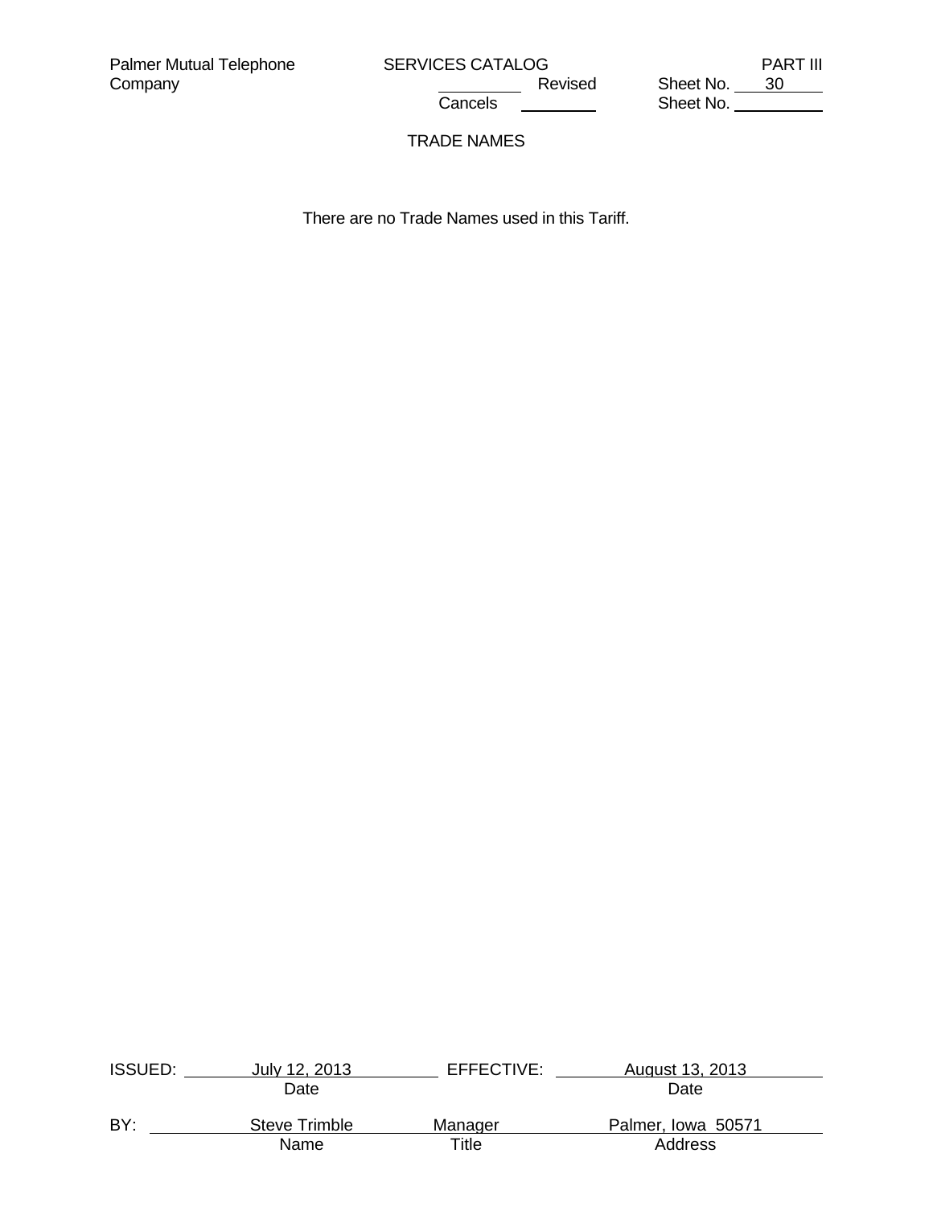## TRADE NAMES

There are no Trade Names used in this Tariff.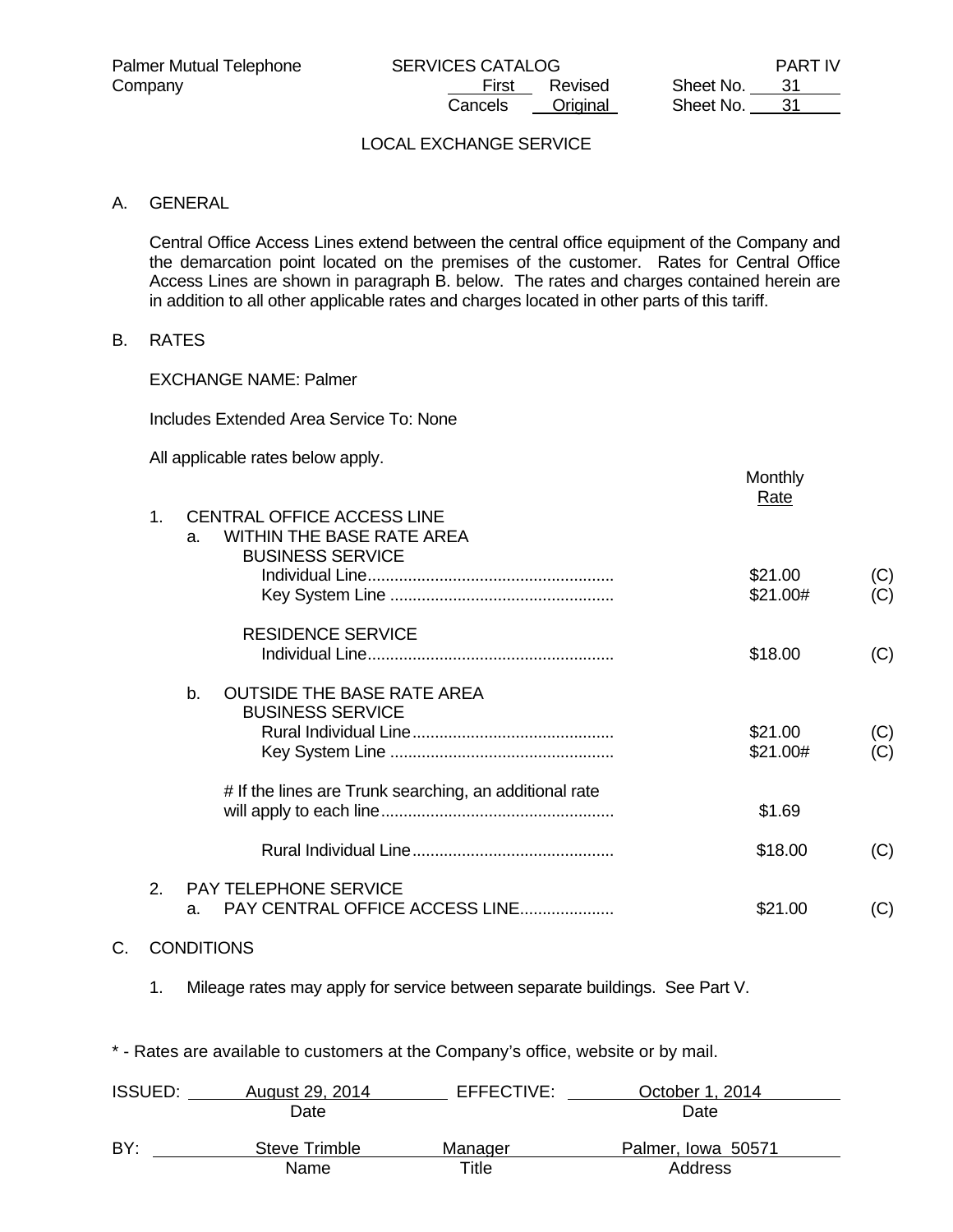Palmer Mutual Telephone Company — SERVICES CATALOG — PART IV
First Revised Sheet No. 31
Cancels Original Sheet No. 31

## LOCAL EXCHANGE SERVICE

### A. GENERAL

Central Office Access Lines extend between the central office equipment of the Company and the demarcation point located on the premises of the customer. Rates for Central Office Access Lines are shown in paragraph B. below. The rates and charges contained herein are in addition to all other applicable rates and charges located in other parts of this tariff.

### B. RATES

EXCHANGE NAME: Palmer

Includes Extended Area Service To: None

All applicable rates below apply.

| | Monthly Rate | |
|---|---|---|
| **1. CENTRAL OFFICE ACCESS LINE** | | |
| a. WITHIN THE BASE RATE AREA | | |
| BUSINESS SERVICE | | |
| Individual Line | $21.00 | (C) |
| Key System Line | $21.00# | (C) |
| RESIDENCE SERVICE | | |
| Individual Line | $18.00 | (C) |
| b. OUTSIDE THE BASE RATE AREA | | |
| BUSINESS SERVICE | | |
| Rural Individual Line | $21.00 | (C) |
| Key System Line | $21.00# | (C) |
| # If the lines are Trunk searching, an additional rate will apply to each line | $1.69 | |
| Rural Individual Line | $18.00 | (C) |
| **2. PAY TELEPHONE SERVICE** | | |
| a. PAY CENTRAL OFFICE ACCESS LINE | $21.00 | (C) |

### C. CONDITIONS

1. Mileage rates may apply for service between separate buildings. See Part V.

\* - Rates are available to customers at the Company's office, website or by mail.

ISSUED: August 29, 2014 EFFECTIVE: October 1, 2014

BY: Steve Trimble, Manager, Palmer, Iowa 50571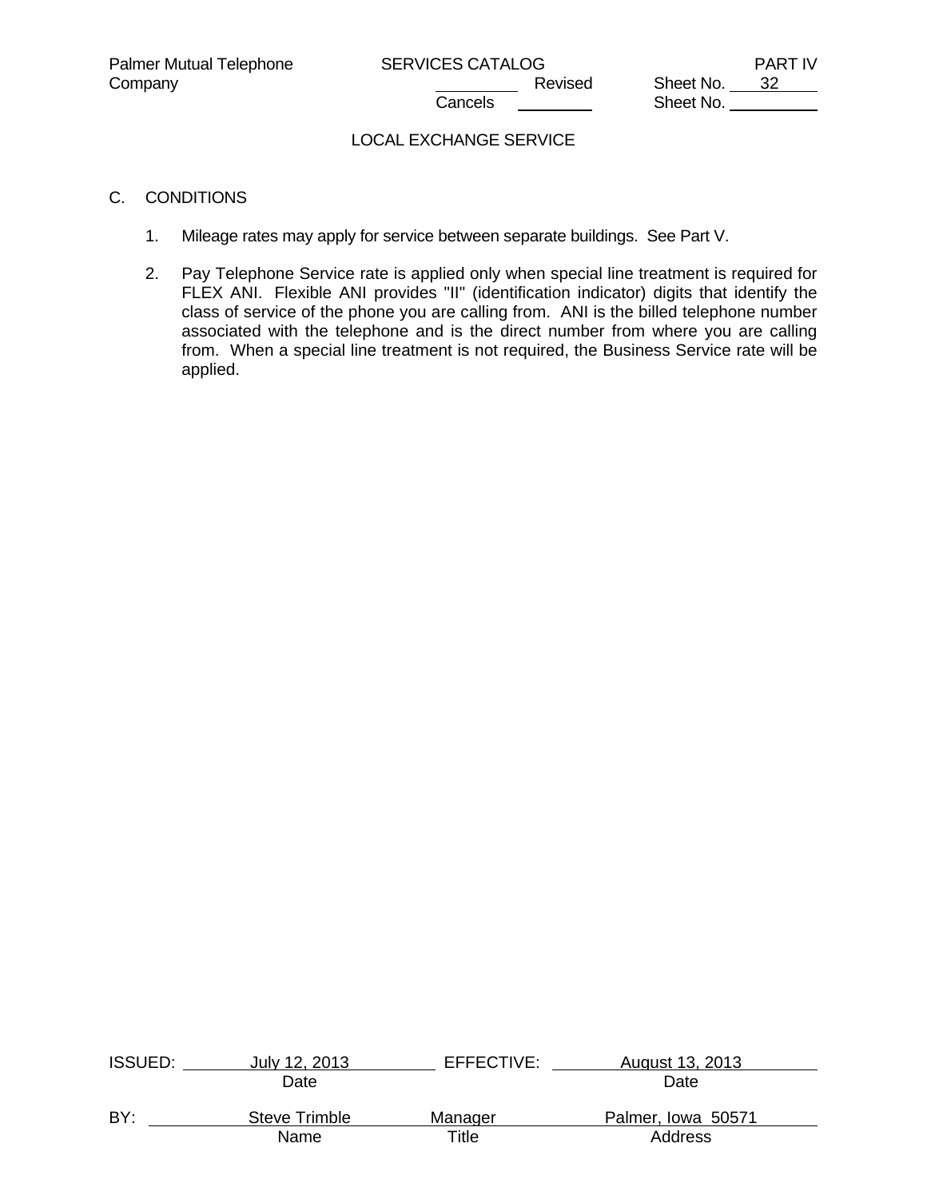## LOCAL EXCHANGE SERVICE

C. CONDITIONS

1. Mileage rates may apply for service between separate buildings. See Part V.

2. Pay Telephone Service rate is applied only when special line treatment is required for FLEX ANI. Flexible ANI provides "II" (identification indicator) digits that identify the class of service of the phone you are calling from. ANI is the billed telephone number associated with the telephone and is the direct number from where you are calling from. When a special line treatment is not required, the Business Service rate will be applied.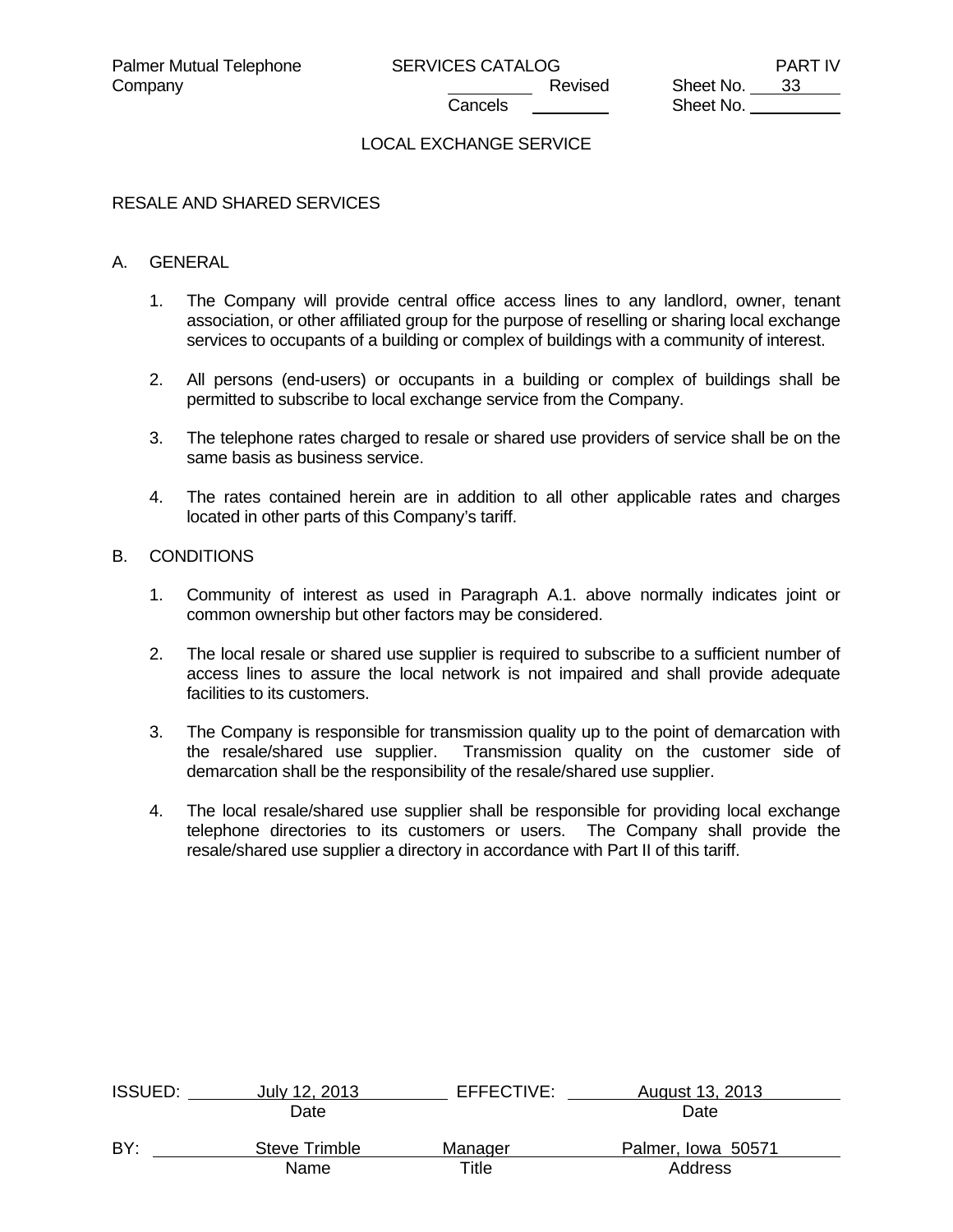## LOCAL EXCHANGE SERVICE

### RESALE AND SHARED SERVICES

A. GENERAL

1. The Company will provide central office access lines to any landlord, owner, tenant association, or other affiliated group for the purpose of reselling or sharing local exchange services to occupants of a building or complex of buildings with a community of interest.

2. All persons (end-users) or occupants in a building or complex of buildings shall be permitted to subscribe to local exchange service from the Company.

3. The telephone rates charged to resale or shared use providers of service shall be on the same basis as business service.

4. The rates contained herein are in addition to all other applicable rates and charges located in other parts of this Company's tariff.

B. CONDITIONS

1. Community of interest as used in Paragraph A.1. above normally indicates joint or common ownership but other factors may be considered.

2. The local resale or shared use supplier is required to subscribe to a sufficient number of access lines to assure the local network is not impaired and shall provide adequate facilities to its customers.

3. The Company is responsible for transmission quality up to the point of demarcation with the resale/shared use supplier. Transmission quality on the customer side of demarcation shall be the responsibility of the resale/shared use supplier.

4. The local resale/shared use supplier shall be responsible for providing local exchange telephone directories to its customers or users. The Company shall provide the resale/shared use supplier a directory in accordance with Part II of this tariff.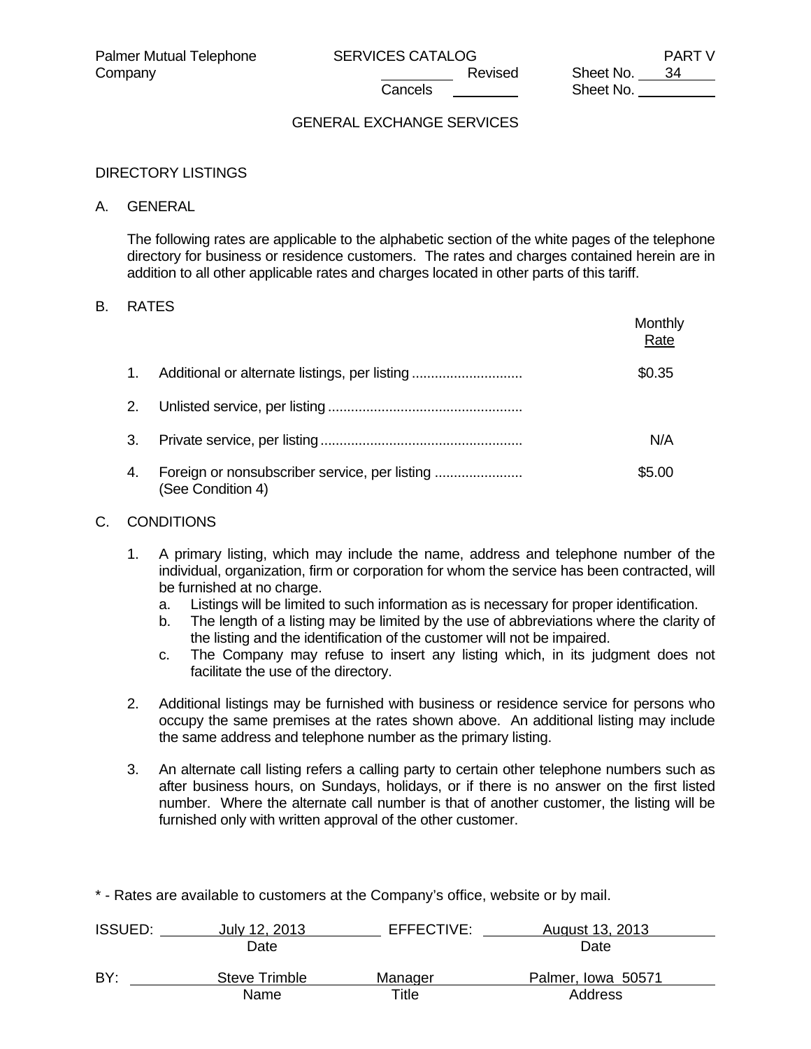Palmer Mutual Telephone Company | SERVICES CATALOG | PART V
_________ Revised Sheet No. 34
Cancels _________ Sheet No. _________

GENERAL EXCHANGE SERVICES

DIRECTORY LISTINGS

A. GENERAL

The following rates are applicable to the alphabetic section of the white pages of the telephone directory for business or residence customers. The rates and charges contained herein are in addition to all other applicable rates and charges located in other parts of this tariff.

B. RATES

| | | Monthly Rate |
|---|---|---|
| 1. | Additional or alternate listings, per listing | $0.35 |
| 2. | Unlisted service, per listing | |
| 3. | Private service, per listing | N/A |
| 4. | Foreign or nonsubscriber service, per listing (See Condition 4) | $5.00 |

C. CONDITIONS

1. A primary listing, which may include the name, address and telephone number of the individual, organization, firm or corporation for whom the service has been contracted, will be furnished at no charge.
   a. Listings will be limited to such information as is necessary for proper identification.
   b. The length of a listing may be limited by the use of abbreviations where the clarity of the listing and the identification of the customer will not be impaired.
   c. The Company may refuse to insert any listing which, in its judgment does not facilitate the use of the directory.

2. Additional listings may be furnished with business or residence service for persons who occupy the same premises at the rates shown above. An additional listing may include the same address and telephone number as the primary listing.

3. An alternate call listing refers a calling party to certain other telephone numbers such as after business hours, on Sundays, holidays, or if there is no answer on the first listed number. Where the alternate call number is that of another customer, the listing will be furnished only with written approval of the other customer.

\* - Rates are available to customers at the Company's office, website or by mail.

ISSUED: July 12, 2013 (Date) EFFECTIVE: August 13, 2013 (Date)

BY: Steve Trimble (Name) Manager (Title) Palmer, Iowa 50571 (Address)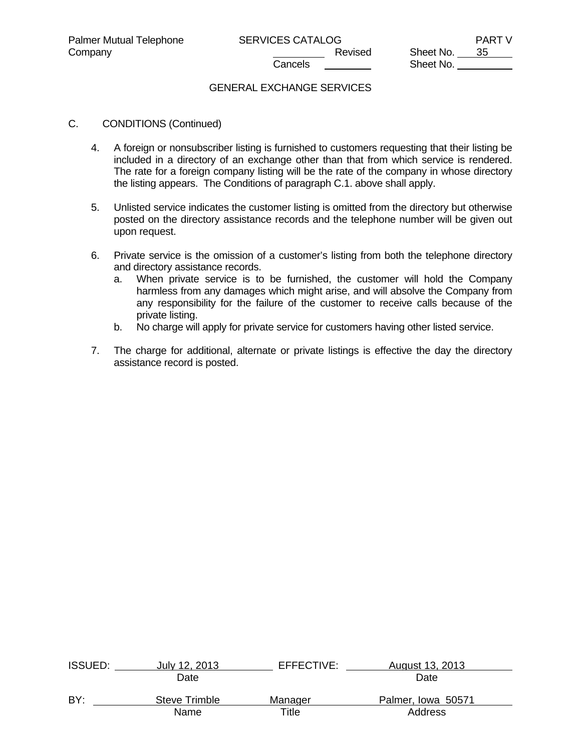## GENERAL EXCHANGE SERVICES

C. CONDITIONS (Continued)

4. A foreign or nonsubscriber listing is furnished to customers requesting that their listing be included in a directory of an exchange other than that from which service is rendered. The rate for a foreign company listing will be the rate of the company in whose directory the listing appears. The Conditions of paragraph C.1. above shall apply.

5. Unlisted service indicates the customer listing is omitted from the directory but otherwise posted on the directory assistance records and the telephone number will be given out upon request.

6. Private service is the omission of a customer's listing from both the telephone directory and directory assistance records.
   a. When private service is to be furnished, the customer will hold the Company harmless from any damages which might arise, and will absolve the Company from any responsibility for the failure of the customer to receive calls because of the private listing.
   b. No charge will apply for private service for customers having other listed service.

7. The charge for additional, alternate or private listings is effective the day the directory assistance record is posted.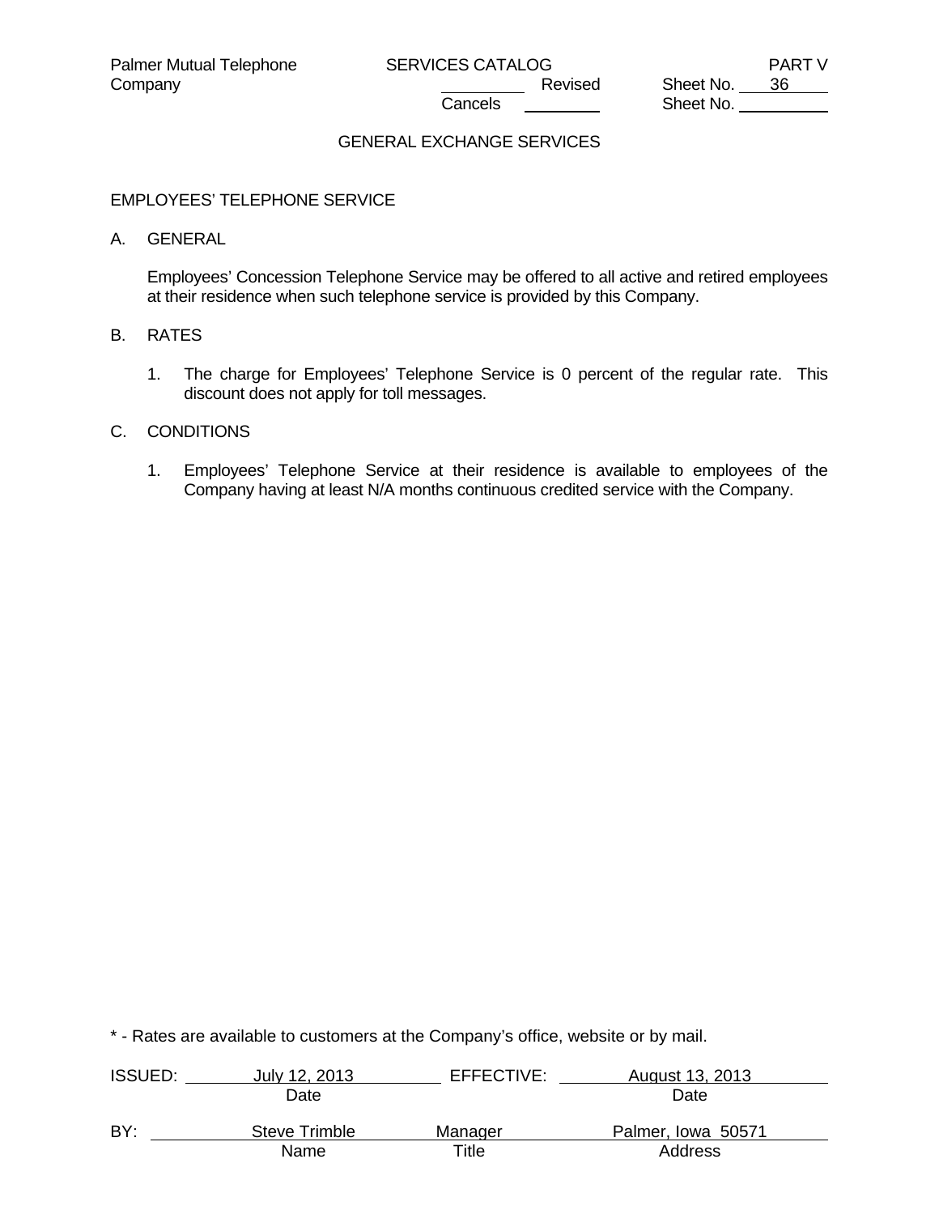Palmer Mutual Telephone Company | SERVICES CATALOG | PART V

Revised Sheet No. 36

Cancels Sheet No.

GENERAL EXCHANGE SERVICES

EMPLOYEES' TELEPHONE SERVICE

A. GENERAL

Employees' Concession Telephone Service may be offered to all active and retired employees at their residence when such telephone service is provided by this Company.

B. RATES

1. The charge for Employees' Telephone Service is 0 percent of the regular rate. This discount does not apply for toll messages.

C. CONDITIONS

1. Employees' Telephone Service at their residence is available to employees of the Company having at least N/A months continuous credited service with the Company.

* - Rates are available to customers at the Company's office, website or by mail.

ISSUED: July 12, 2013 (Date) EFFECTIVE: August 13, 2013 (Date)

BY: Steve Trimble (Name) Manager (Title) Palmer, Iowa 50571 (Address)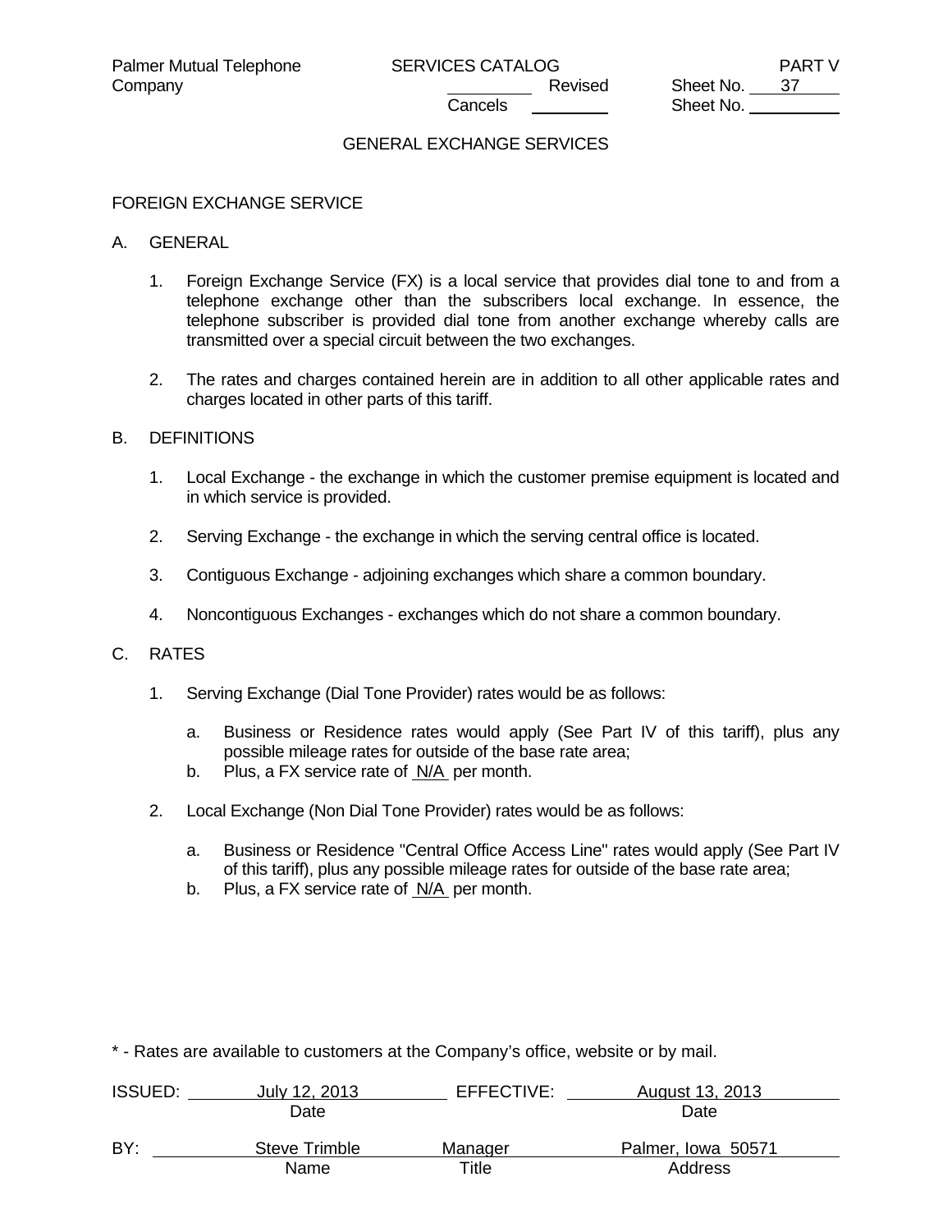GENERAL EXCHANGE SERVICES

FOREIGN EXCHANGE SERVICE

A. GENERAL

1. Foreign Exchange Service (FX) is a local service that provides dial tone to and from a telephone exchange other than the subscribers local exchange. In essence, the telephone subscriber is provided dial tone from another exchange whereby calls are transmitted over a special circuit between the two exchanges.

2. The rates and charges contained herein are in addition to all other applicable rates and charges located in other parts of this tariff.

B. DEFINITIONS

1. Local Exchange - the exchange in which the customer premise equipment is located and in which service is provided.

2. Serving Exchange - the exchange in which the serving central office is located.

3. Contiguous Exchange - adjoining exchanges which share a common boundary.

4. Noncontiguous Exchanges - exchanges which do not share a common boundary.

C. RATES

1. Serving Exchange (Dial Tone Provider) rates would be as follows:

   a. Business or Residence rates would apply (See Part IV of this tariff), plus any possible mileage rates for outside of the base rate area;
   b. Plus, a FX service rate of N/A per month.

2. Local Exchange (Non Dial Tone Provider) rates would be as follows:

   a. Business or Residence "Central Office Access Line" rates would apply (See Part IV of this tariff), plus any possible mileage rates for outside of the base rate area;
   b. Plus, a FX service rate of N/A per month.

* - Rates are available to customers at the Company's office, website or by mail.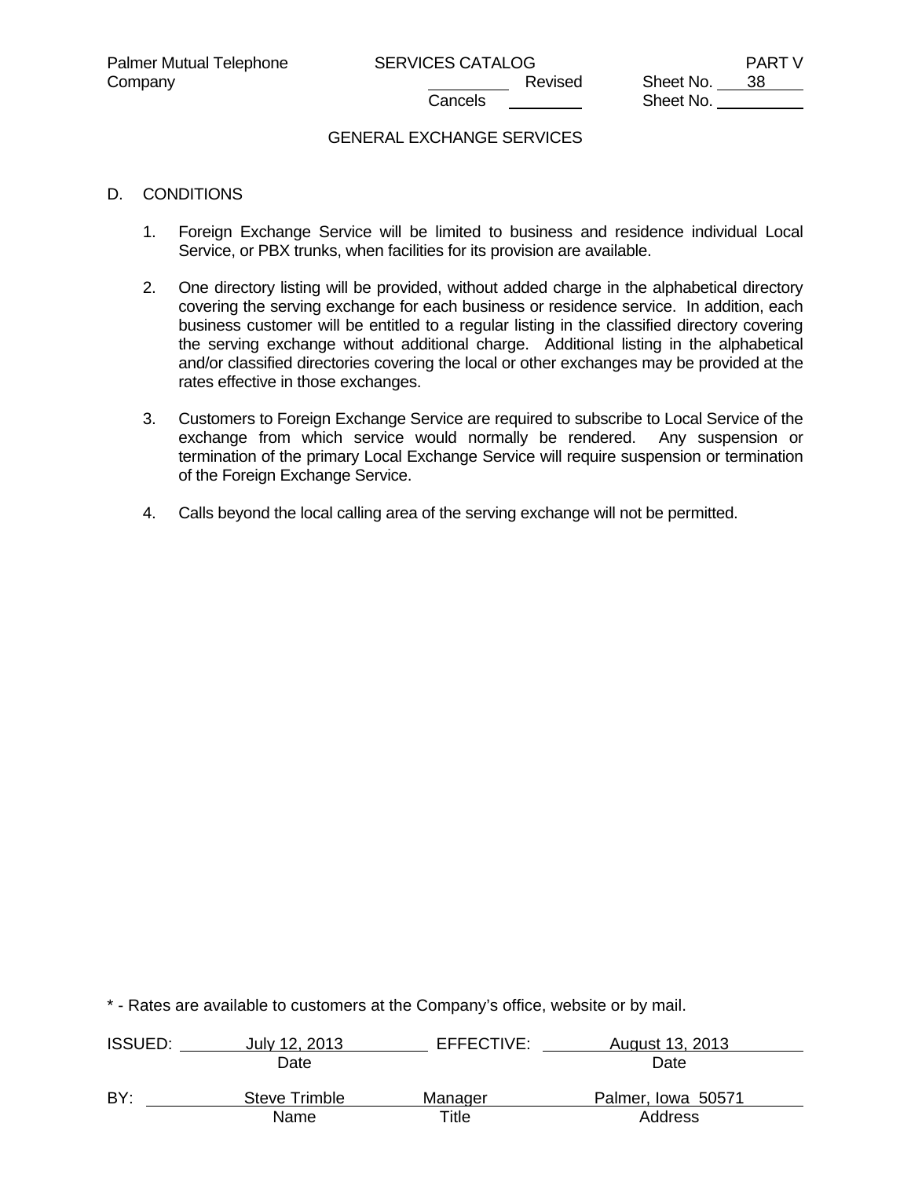GENERAL EXCHANGE SERVICES

D. CONDITIONS

1. Foreign Exchange Service will be limited to business and residence individual Local Service, or PBX trunks, when facilities for its provision are available.

2. One directory listing will be provided, without added charge in the alphabetical directory covering the serving exchange for each business or residence service. In addition, each business customer will be entitled to a regular listing in the classified directory covering the serving exchange without additional charge. Additional listing in the alphabetical and/or classified directories covering the local or other exchanges may be provided at the rates effective in those exchanges.

3. Customers to Foreign Exchange Service are required to subscribe to Local Service of the exchange from which service would normally be rendered. Any suspension or termination of the primary Local Exchange Service will require suspension or termination of the Foreign Exchange Service.

4. Calls beyond the local calling area of the serving exchange will not be permitted.

* - Rates are available to customers at the Company's office, website or by mail.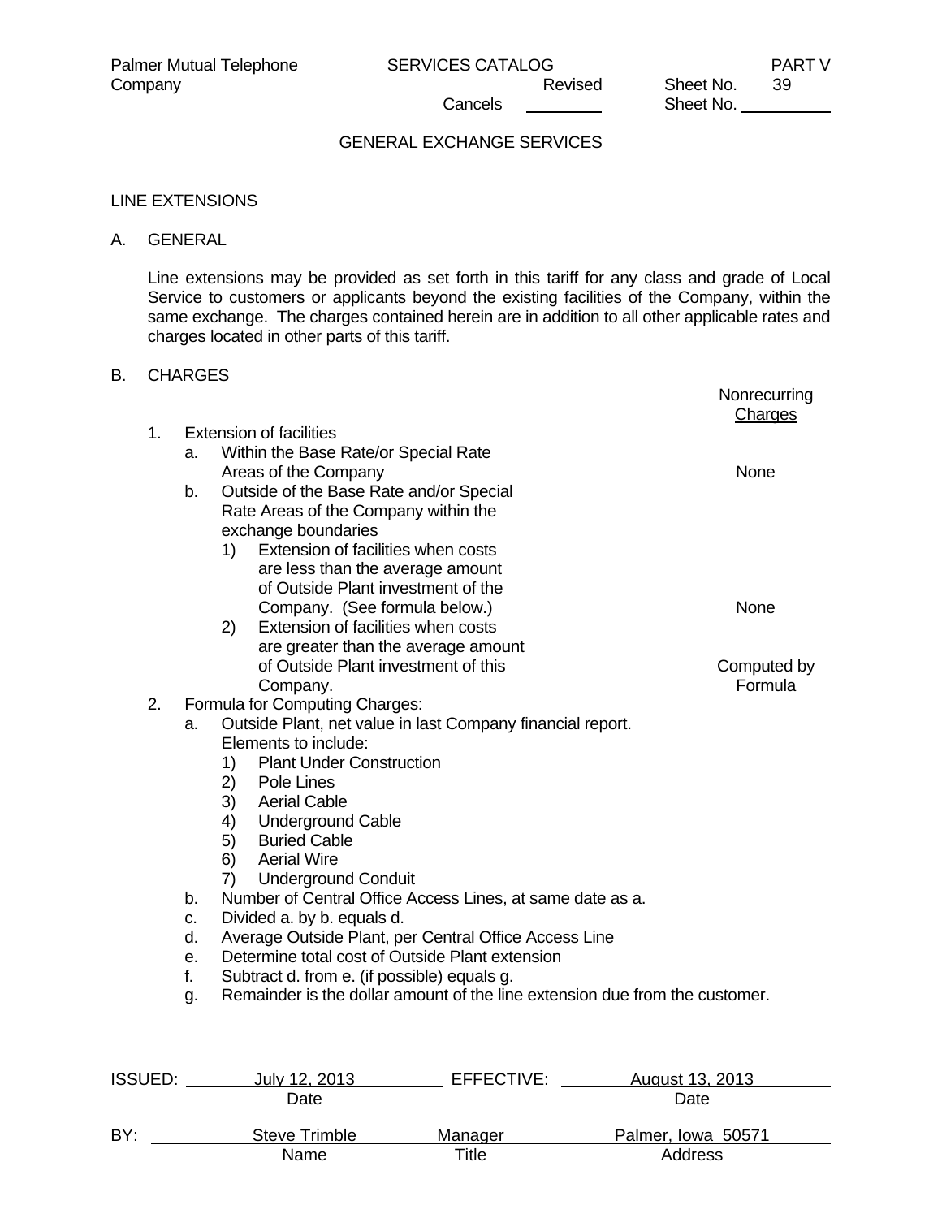## GENERAL EXCHANGE SERVICES

### LINE EXTENSIONS

A. GENERAL

Line extensions may be provided as set forth in this tariff for any class and grade of Local Service to customers or applicants beyond the existing facilities of the Company, within the same exchange. The charges contained herein are in addition to all other applicable rates and charges located in other parts of this tariff.

B. CHARGES

| | Nonrecurring Charges |
|---|---|
| 1. Extension of facilities | |
| a. Within the Base Rate/or Special Rate Areas of the Company | None |
| b. Outside of the Base Rate and/or Special Rate Areas of the Company within the exchange boundaries | |
| 1) Extension of facilities when costs are less than the average amount of Outside Plant investment of the Company. (See formula below.) | None |
| 2) Extension of facilities when costs are greater than the average amount of Outside Plant investment of this Company. | Computed by Formula |

2. Formula for Computing Charges:
   - a. Outside Plant, net value in last Company financial report. Elements to include:
     1) Plant Under Construction
     2) Pole Lines
     3) Aerial Cable
     4) Underground Cable
     5) Buried Cable
     6) Aerial Wire
     7) Underground Conduit
   - b. Number of Central Office Access Lines, at same date as a.
   - c. Divided a. by b. equals d.
   - d. Average Outside Plant, per Central Office Access Line
   - e. Determine total cost of Outside Plant extension
   - f. Subtract d. from e. (if possible) equals g.
   - g. Remainder is the dollar amount of the line extension due from the customer.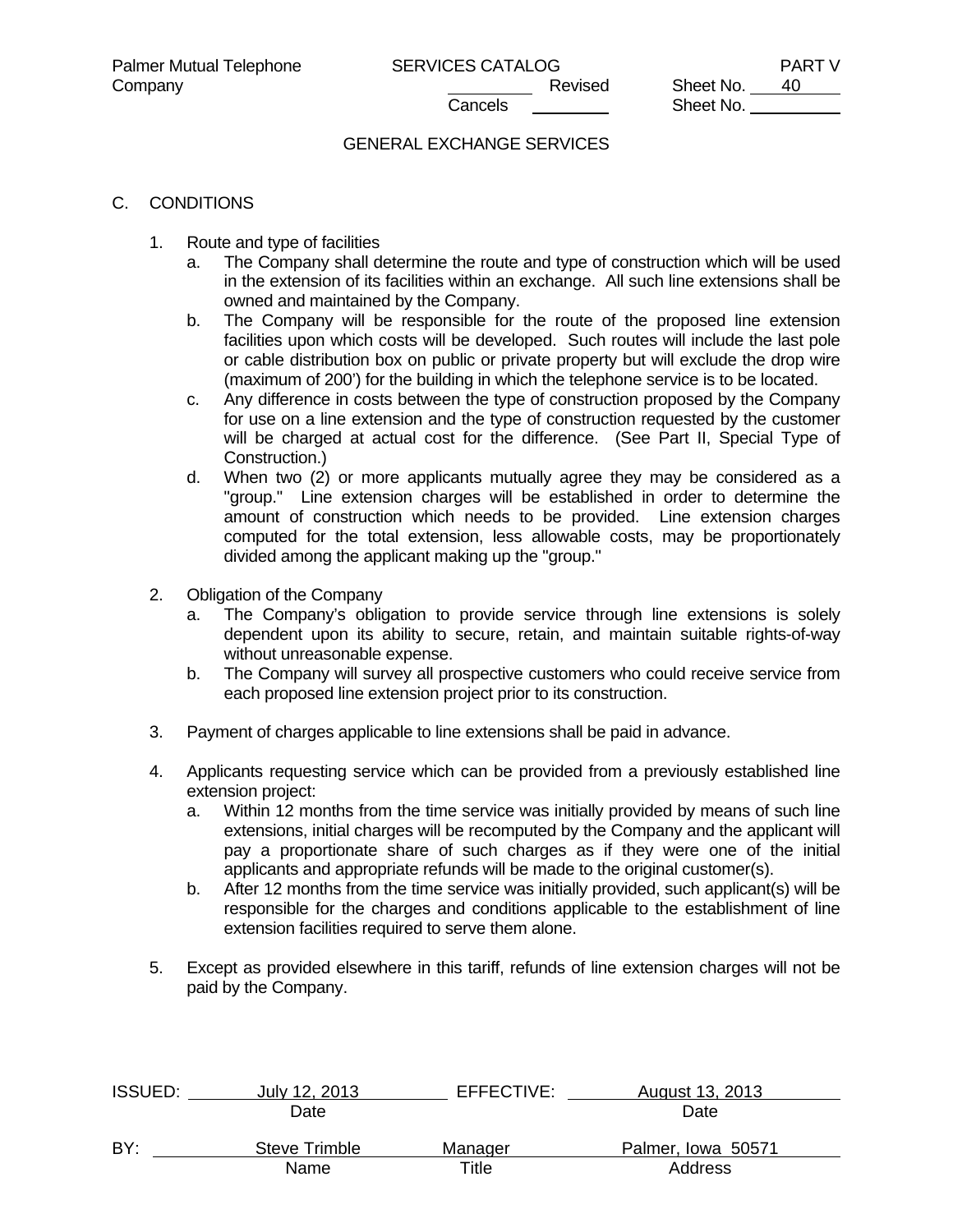## GENERAL EXCHANGE SERVICES

C. CONDITIONS

1. Route and type of facilities
   a. The Company shall determine the route and type of construction which will be used in the extension of its facilities within an exchange. All such line extensions shall be owned and maintained by the Company.
   b. The Company will be responsible for the route of the proposed line extension facilities upon which costs will be developed. Such routes will include the last pole or cable distribution box on public or private property but will exclude the drop wire (maximum of 200') for the building in which the telephone service is to be located.
   c. Any difference in costs between the type of construction proposed by the Company for use on a line extension and the type of construction requested by the customer will be charged at actual cost for the difference. (See Part II, Special Type of Construction.)
   d. When two (2) or more applicants mutually agree they may be considered as a "group." Line extension charges will be established in order to determine the amount of construction which needs to be provided. Line extension charges computed for the total extension, less allowable costs, may be proportionately divided among the applicant making up the "group."

2. Obligation of the Company
   a. The Company's obligation to provide service through line extensions is solely dependent upon its ability to secure, retain, and maintain suitable rights-of-way without unreasonable expense.
   b. The Company will survey all prospective customers who could receive service from each proposed line extension project prior to its construction.

3. Payment of charges applicable to line extensions shall be paid in advance.

4. Applicants requesting service which can be provided from a previously established line extension project:
   a. Within 12 months from the time service was initially provided by means of such line extensions, initial charges will be recomputed by the Company and the applicant will pay a proportionate share of such charges as if they were one of the initial applicants and appropriate refunds will be made to the original customer(s).
   b. After 12 months from the time service was initially provided, such applicant(s) will be responsible for the charges and conditions applicable to the establishment of line extension facilities required to serve them alone.

5. Except as provided elsewhere in this tariff, refunds of line extension charges will not be paid by the Company.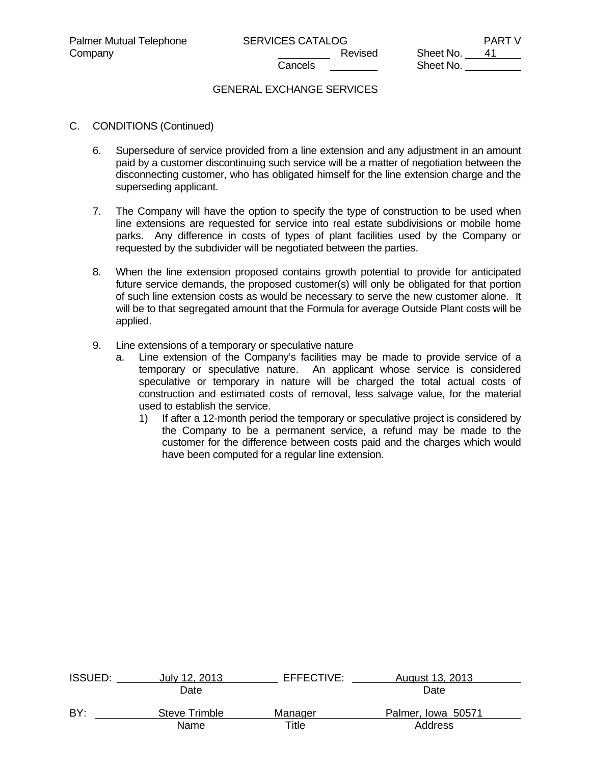## GENERAL EXCHANGE SERVICES

C. CONDITIONS (Continued)

6. Supersedure of service provided from a line extension and any adjustment in an amount paid by a customer discontinuing such service will be a matter of negotiation between the disconnecting customer, who has obligated himself for the line extension charge and the superseding applicant.

7. The Company will have the option to specify the type of construction to be used when line extensions are requested for service into real estate subdivisions or mobile home parks. Any difference in costs of types of plant facilities used by the Company or requested by the subdivider will be negotiated between the parties.

8. When the line extension proposed contains growth potential to provide for anticipated future service demands, the proposed customer(s) will only be obligated for that portion of such line extension costs as would be necessary to serve the new customer alone. It will be to that segregated amount that the Formula for average Outside Plant costs will be applied.

9. Line extensions of a temporary or speculative nature
   a. Line extension of the Company's facilities may be made to provide service of a temporary or speculative nature. An applicant whose service is considered speculative or temporary in nature will be charged the total actual costs of construction and estimated costs of removal, less salvage value, for the material used to establish the service.
      1) If after a 12-month period the temporary or speculative project is considered by the Company to be a permanent service, a refund may be made to the customer for the difference between costs paid and the charges which would have been computed for a regular line extension.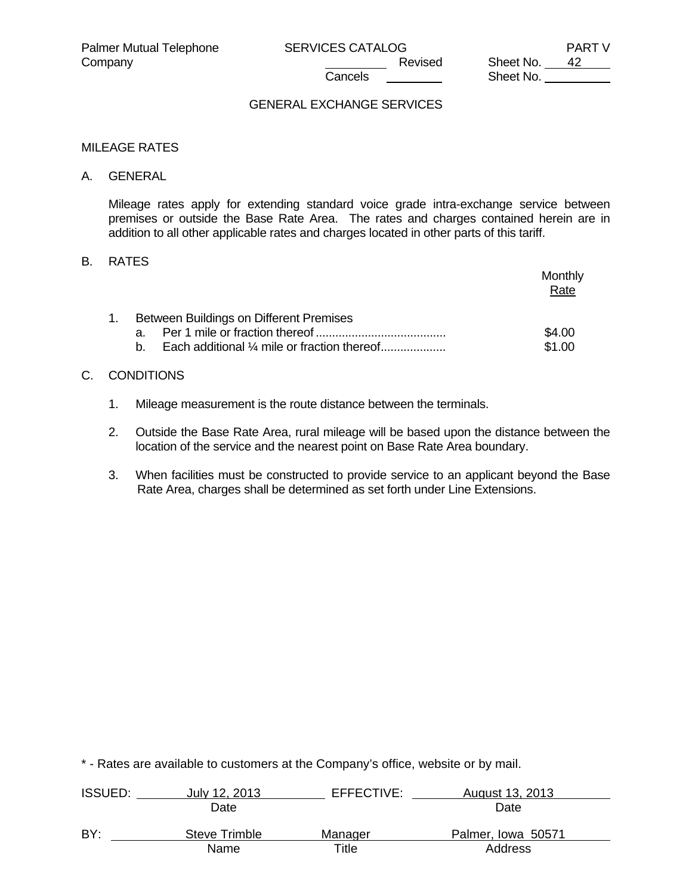GENERAL EXCHANGE SERVICES

## MILEAGE RATES

### A. GENERAL

Mileage rates apply for extending standard voice grade intra-exchange service between premises or outside the Base Rate Area. The rates and charges contained herein are in addition to all other applicable rates and charges located in other parts of this tariff.

### B. RATES

| | Monthly Rate |
|---|---|
| 1. Between Buildings on Different Premises | |
| a. Per 1 mile or fraction thereof | $4.00 |
| b. Each additional ¼ mile or fraction thereof | $1.00 |

### C. CONDITIONS

1. Mileage measurement is the route distance between the terminals.
2. Outside the Base Rate Area, rural mileage will be based upon the distance between the location of the service and the nearest point on Base Rate Area boundary.
3. When facilities must be constructed to provide service to an applicant beyond the Base Rate Area, charges shall be determined as set forth under Line Extensions.

* - Rates are available to customers at the Company's office, website or by mail.

ISSUED: July 12, 2013 (Date) EFFECTIVE: August 13, 2013 (Date)

BY: Steve Trimble (Name), Manager (Title), Palmer, Iowa 50571 (Address)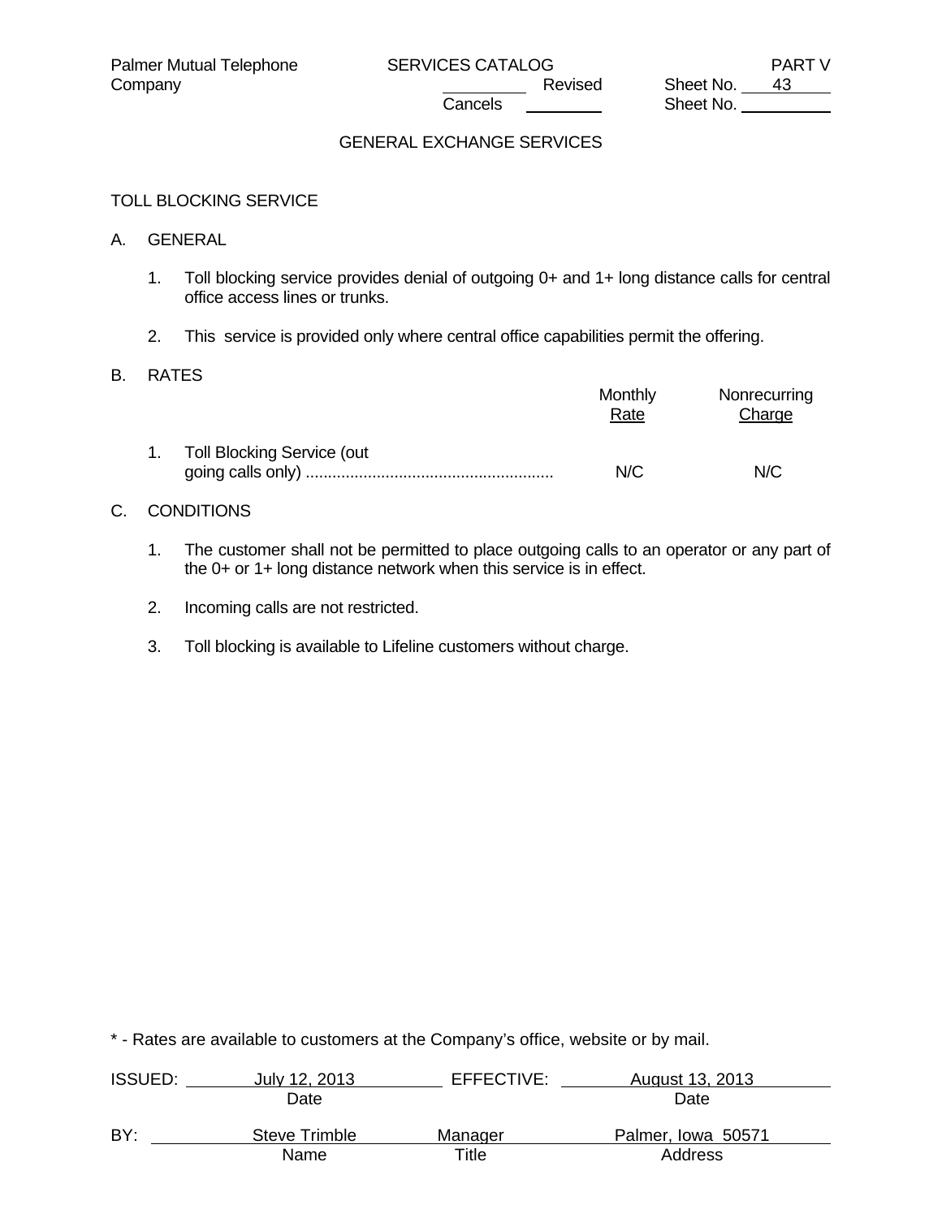GENERAL EXCHANGE SERVICES

TOLL BLOCKING SERVICE

A. GENERAL

1. Toll blocking service provides denial of outgoing 0+ and 1+ long distance calls for central office access lines or trunks.

2. This service is provided only where central office capabilities permit the offering.

B. RATES

| | Monthly Rate | Nonrecurring Charge |
|---|---|---|
| 1. Toll Blocking Service (out going calls only) ........................................................ | N/C | N/C |

C. CONDITIONS

1. The customer shall not be permitted to place outgoing calls to an operator or any part of the 0+ or 1+ long distance network when this service is in effect.

2. Incoming calls are not restricted.

3. Toll blocking is available to Lifeline customers without charge.

* - Rates are available to customers at the Company's office, website or by mail.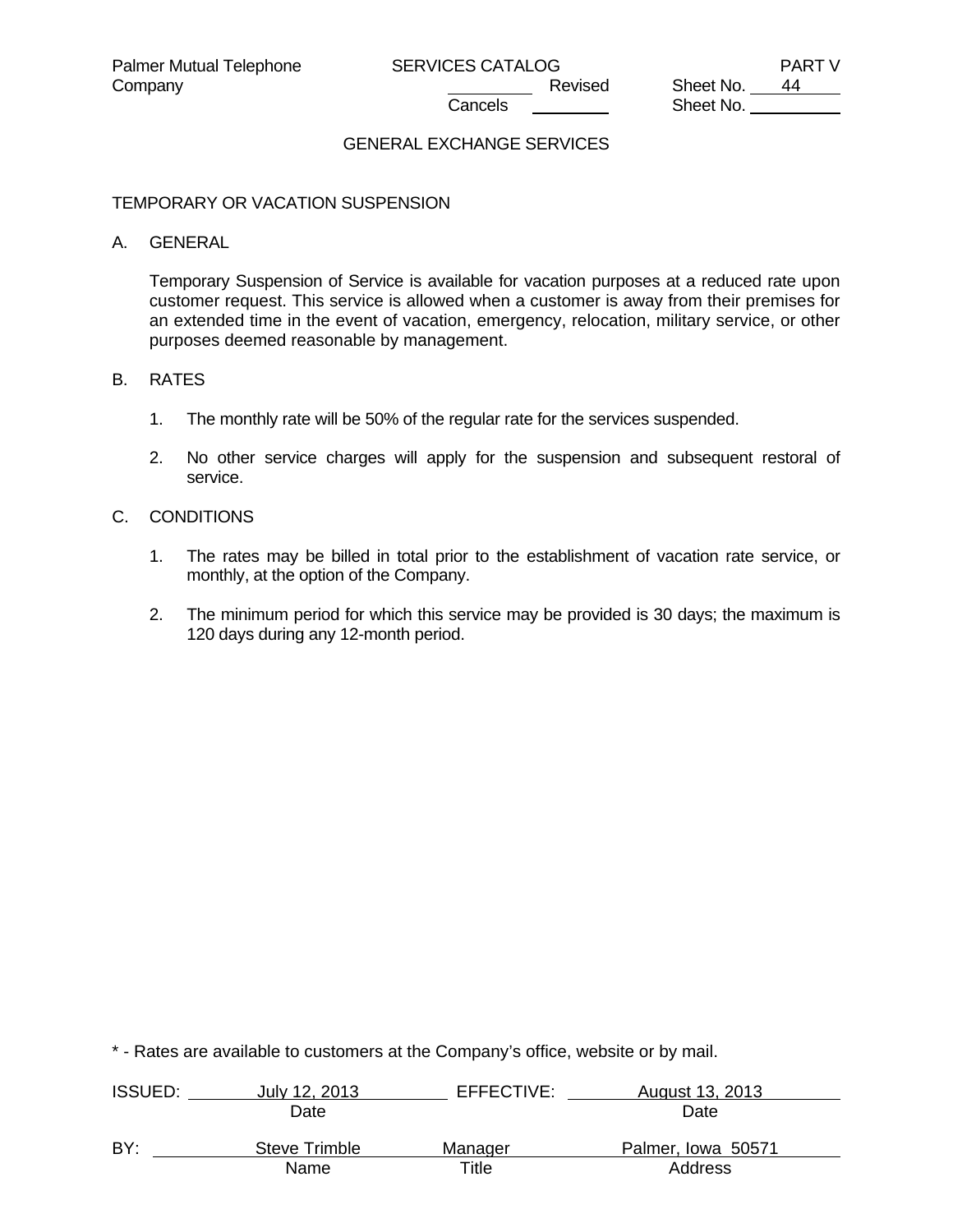# GENERAL EXCHANGE SERVICES

## TEMPORARY OR VACATION SUSPENSION

A. GENERAL

Temporary Suspension of Service is available for vacation purposes at a reduced rate upon customer request. This service is allowed when a customer is away from their premises for an extended time in the event of vacation, emergency, relocation, military service, or other purposes deemed reasonable by management.

B. RATES

1. The monthly rate will be 50% of the regular rate for the services suspended.
2. No other service charges will apply for the suspension and subsequent restoral of service.

C. CONDITIONS

1. The rates may be billed in total prior to the establishment of vacation rate service, or monthly, at the option of the Company.
2. The minimum period for which this service may be provided is 30 days; the maximum is 120 days during any 12-month period.

* - Rates are available to customers at the Company's office, website or by mail.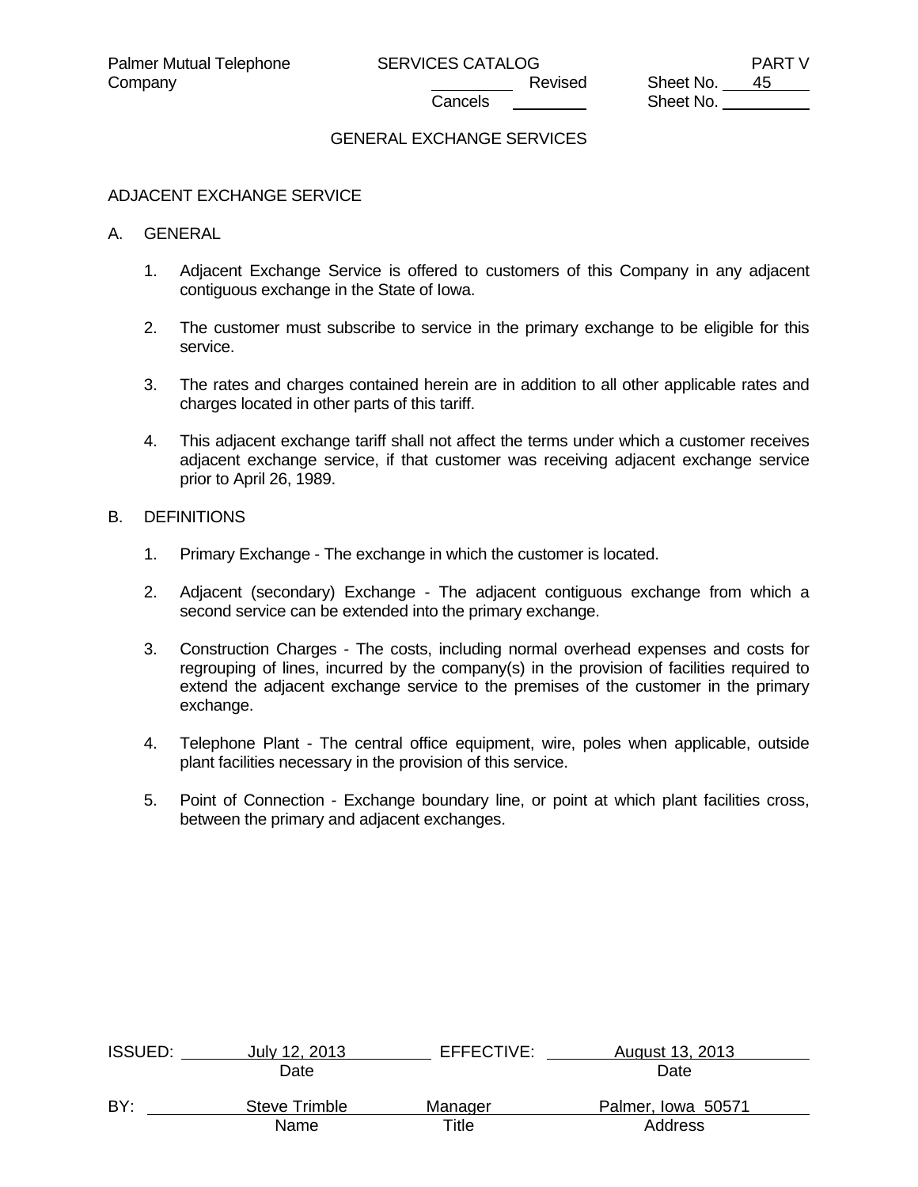# GENERAL EXCHANGE SERVICES

## ADJACENT EXCHANGE SERVICE

A. GENERAL

1. Adjacent Exchange Service is offered to customers of this Company in any adjacent contiguous exchange in the State of Iowa.

2. The customer must subscribe to service in the primary exchange to be eligible for this service.

3. The rates and charges contained herein are in addition to all other applicable rates and charges located in other parts of this tariff.

4. This adjacent exchange tariff shall not affect the terms under which a customer receives adjacent exchange service, if that customer was receiving adjacent exchange service prior to April 26, 1989.

B. DEFINITIONS

1. Primary Exchange - The exchange in which the customer is located.

2. Adjacent (secondary) Exchange - The adjacent contiguous exchange from which a second service can be extended into the primary exchange.

3. Construction Charges - The costs, including normal overhead expenses and costs for regrouping of lines, incurred by the company(s) in the provision of facilities required to extend the adjacent exchange service to the premises of the customer in the primary exchange.

4. Telephone Plant - The central office equipment, wire, poles when applicable, outside plant facilities necessary in the provision of this service.

5. Point of Connection - Exchange boundary line, or point at which plant facilities cross, between the primary and adjacent exchanges.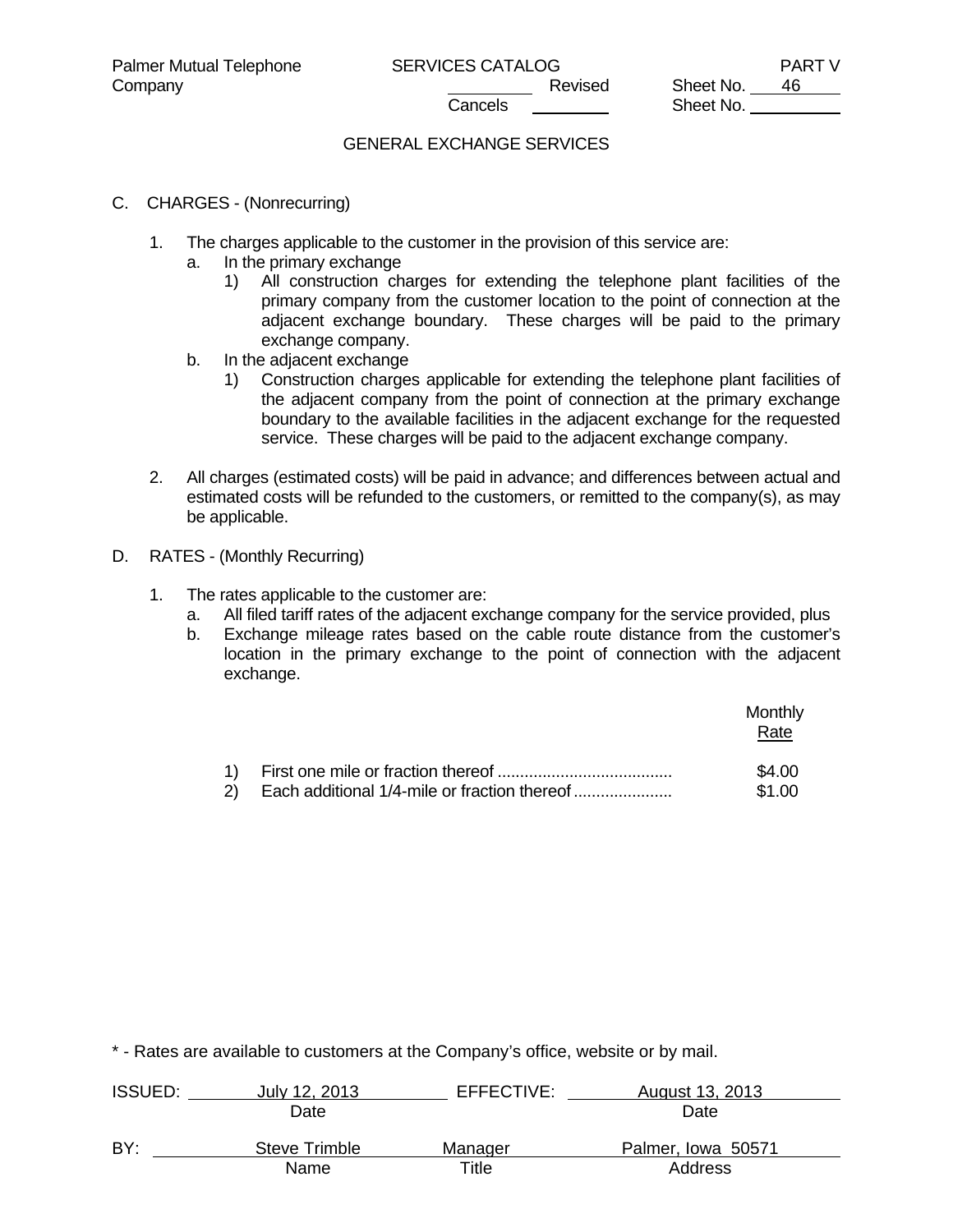## GENERAL EXCHANGE SERVICES

C. CHARGES - (Nonrecurring)

1. The charges applicable to the customer in the provision of this service are:
   a. In the primary exchange
      1) All construction charges for extending the telephone plant facilities of the primary company from the customer location to the point of connection at the adjacent exchange boundary. These charges will be paid to the primary exchange company.
   b. In the adjacent exchange
      1) Construction charges applicable for extending the telephone plant facilities of the adjacent company from the point of connection at the primary exchange boundary to the available facilities in the adjacent exchange for the requested service. These charges will be paid to the adjacent exchange company.

2. All charges (estimated costs) will be paid in advance; and differences between actual and estimated costs will be refunded to the customers, or remitted to the company(s), as may be applicable.

D. RATES - (Monthly Recurring)

1. The rates applicable to the customer are:
   a. All filed tariff rates of the adjacent exchange company for the service provided, plus
   b. Exchange mileage rates based on the cable route distance from the customer's location in the primary exchange to the point of connection with the adjacent exchange.

| | Monthly Rate |
|---|---|
| 1) First one mile or fraction thereof | $4.00 |
| 2) Each additional 1/4-mile or fraction thereof | $1.00 |

\* - Rates are available to customers at the Company's office, website or by mail.

ISSUED: July 12, 2013 (Date) EFFECTIVE: August 13, 2013 (Date)

BY: Steve Trimble (Name), Manager (Title), Palmer, Iowa 50571 (Address)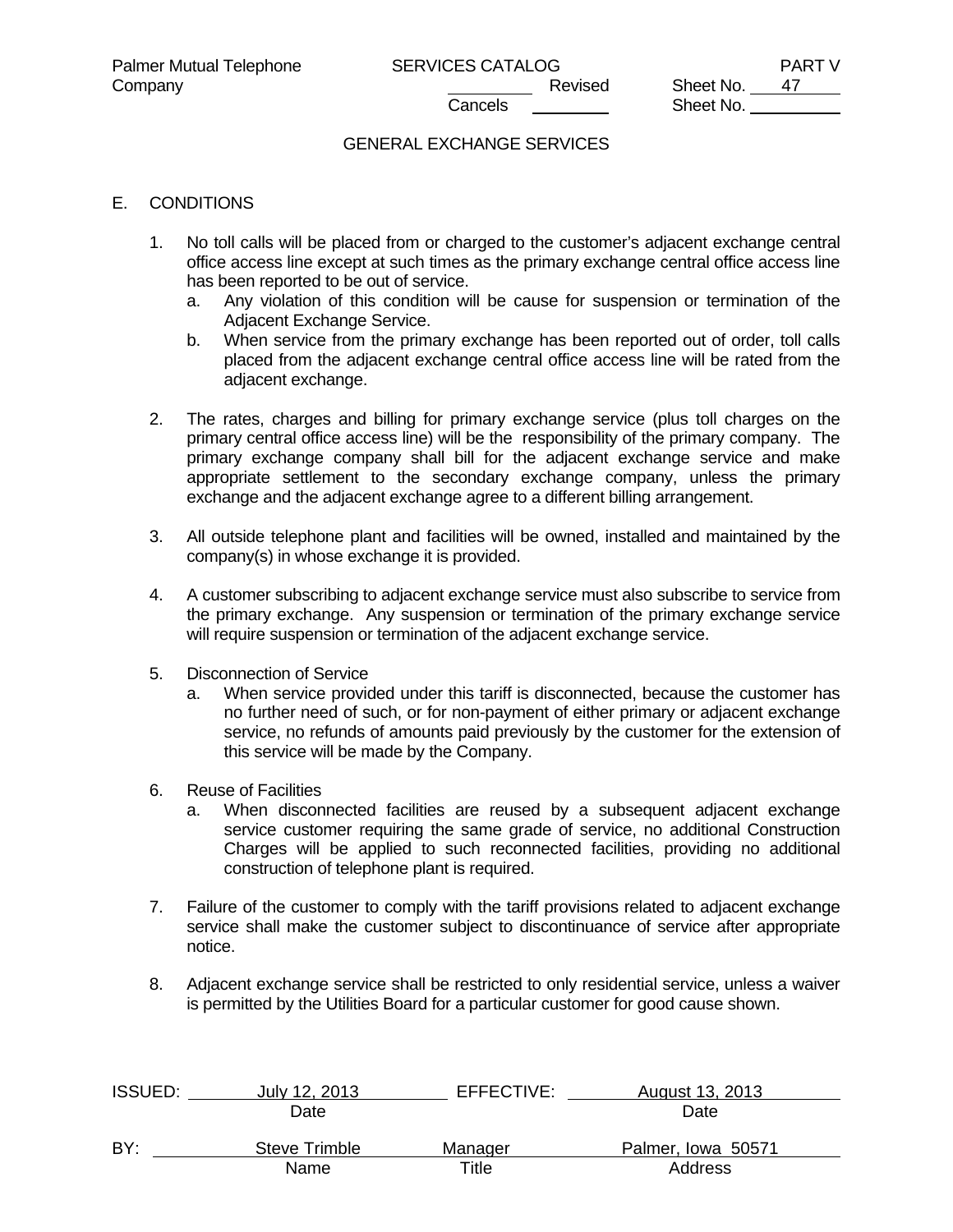## GENERAL EXCHANGE SERVICES

E. CONDITIONS

1. No toll calls will be placed from or charged to the customer's adjacent exchange central office access line except at such times as the primary exchange central office access line has been reported to be out of service.
   a. Any violation of this condition will be cause for suspension or termination of the Adjacent Exchange Service.
   b. When service from the primary exchange has been reported out of order, toll calls placed from the adjacent exchange central office access line will be rated from the adjacent exchange.

2. The rates, charges and billing for primary exchange service (plus toll charges on the primary central office access line) will be the responsibility of the primary company. The primary exchange company shall bill for the adjacent exchange service and make appropriate settlement to the secondary exchange company, unless the primary exchange and the adjacent exchange agree to a different billing arrangement.

3. All outside telephone plant and facilities will be owned, installed and maintained by the company(s) in whose exchange it is provided.

4. A customer subscribing to adjacent exchange service must also subscribe to service from the primary exchange. Any suspension or termination of the primary exchange service will require suspension or termination of the adjacent exchange service.

5. Disconnection of Service
   a. When service provided under this tariff is disconnected, because the customer has no further need of such, or for non-payment of either primary or adjacent exchange service, no refunds of amounts paid previously by the customer for the extension of this service will be made by the Company.

6. Reuse of Facilities
   a. When disconnected facilities are reused by a subsequent adjacent exchange service customer requiring the same grade of service, no additional Construction Charges will be applied to such reconnected facilities, providing no additional construction of telephone plant is required.

7. Failure of the customer to comply with the tariff provisions related to adjacent exchange service shall make the customer subject to discontinuance of service after appropriate notice.

8. Adjacent exchange service shall be restricted to only residential service, unless a waiver is permitted by the Utilities Board for a particular customer for good cause shown.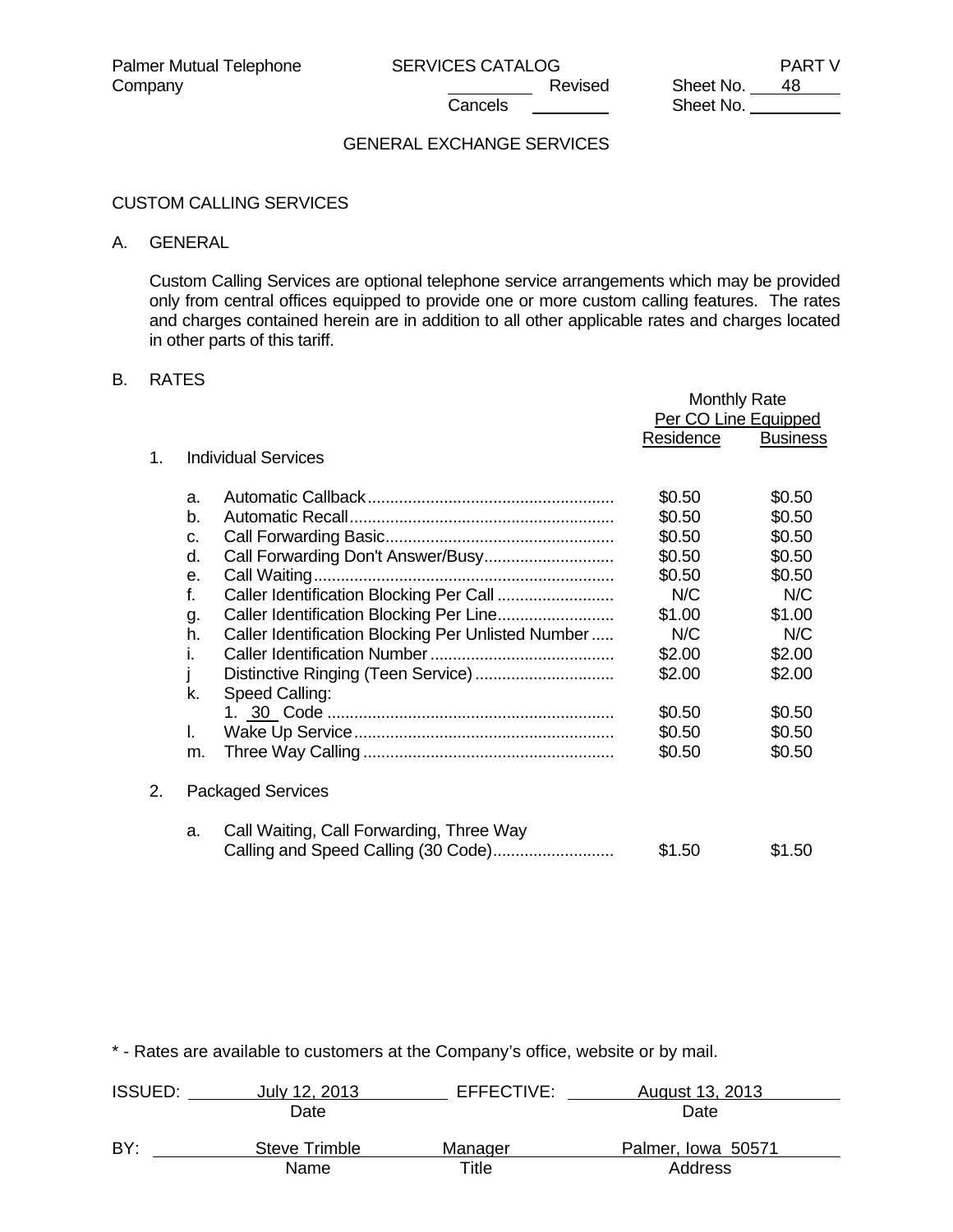Palmer Mutual Telephone Company — SERVICES CATALOG — PART V

Revised Sheet No. 48

Cancels Sheet No.

## GENERAL EXCHANGE SERVICES

### CUSTOM CALLING SERVICES

A. GENERAL

Custom Calling Services are optional telephone service arrangements which may be provided only from central offices equipped to provide one or more custom calling features. The rates and charges contained herein are in addition to all other applicable rates and charges located in other parts of this tariff.

B. RATES

| | Monthly Rate Per CO Line Equipped | |
|---|---|---|
| | Residence | Business |
| **1. Individual Services** | | |
| a. Automatic Callback | $0.50 | $0.50 |
| b. Automatic Recall | $0.50 | $0.50 |
| c. Call Forwarding Basic | $0.50 | $0.50 |
| d. Call Forwarding Don't Answer/Busy | $0.50 | $0.50 |
| e. Call Waiting | $0.50 | $0.50 |
| f. Caller Identification Blocking Per Call | N/C | N/C |
| g. Caller Identification Blocking Per Line | $1.00 | $1.00 |
| h. Caller Identification Blocking Per Unlisted Number | N/C | N/C |
| i. Caller Identification Number | $2.00 | $2.00 |
| j Distinctive Ringing (Teen Service) | $2.00 | $2.00 |
| k. Speed Calling: | | |
| 1. 30 Code | $0.50 | $0.50 |
| l. Wake Up Service | $0.50 | $0.50 |
| m. Three Way Calling | $0.50 | $0.50 |
| **2. Packaged Services** | | |
| a. Call Waiting, Call Forwarding, Three Way Calling and Speed Calling (30 Code) | $1.50 | $1.50 |

* - Rates are available to customers at the Company's office, website or by mail.

ISSUED: July 12, 2013 (Date) EFFECTIVE: August 13, 2013 (Date)

BY: Steve Trimble (Name), Manager (Title), Palmer, Iowa 50571 (Address)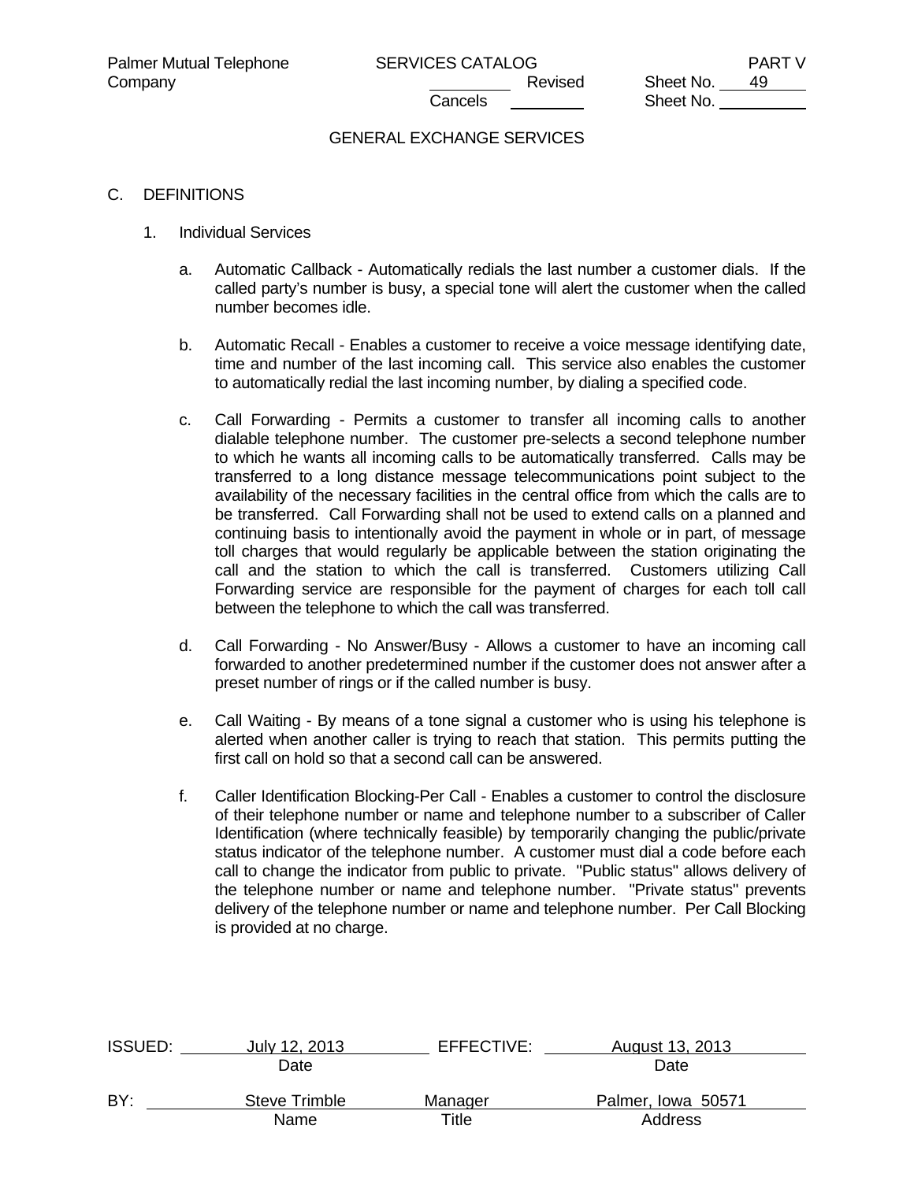## GENERAL EXCHANGE SERVICES

### C. DEFINITIONS

1. Individual Services

   a. Automatic Callback - Automatically redials the last number a customer dials. If the called party's number is busy, a special tone will alert the customer when the called number becomes idle.

   b. Automatic Recall - Enables a customer to receive a voice message identifying date, time and number of the last incoming call. This service also enables the customer to automatically redial the last incoming number, by dialing a specified code.

   c. Call Forwarding - Permits a customer to transfer all incoming calls to another dialable telephone number. The customer pre-selects a second telephone number to which he wants all incoming calls to be automatically transferred. Calls may be transferred to a long distance message telecommunications point subject to the availability of the necessary facilities in the central office from which the calls are to be transferred. Call Forwarding shall not be used to extend calls on a planned and continuing basis to intentionally avoid the payment in whole or in part, of message toll charges that would regularly be applicable between the station originating the call and the station to which the call is transferred. Customers utilizing Call Forwarding service are responsible for the payment of charges for each toll call between the telephone to which the call was transferred.

   d. Call Forwarding - No Answer/Busy - Allows a customer to have an incoming call forwarded to another predetermined number if the customer does not answer after a preset number of rings or if the called number is busy.

   e. Call Waiting - By means of a tone signal a customer who is using his telephone is alerted when another caller is trying to reach that station. This permits putting the first call on hold so that a second call can be answered.

   f. Caller Identification Blocking-Per Call - Enables a customer to control the disclosure of their telephone number or name and telephone number to a subscriber of Caller Identification (where technically feasible) by temporarily changing the public/private status indicator of the telephone number. A customer must dial a code before each call to change the indicator from public to private. "Public status" allows delivery of the telephone number or name and telephone number. "Private status" prevents delivery of the telephone number or name and telephone number. Per Call Blocking is provided at no charge.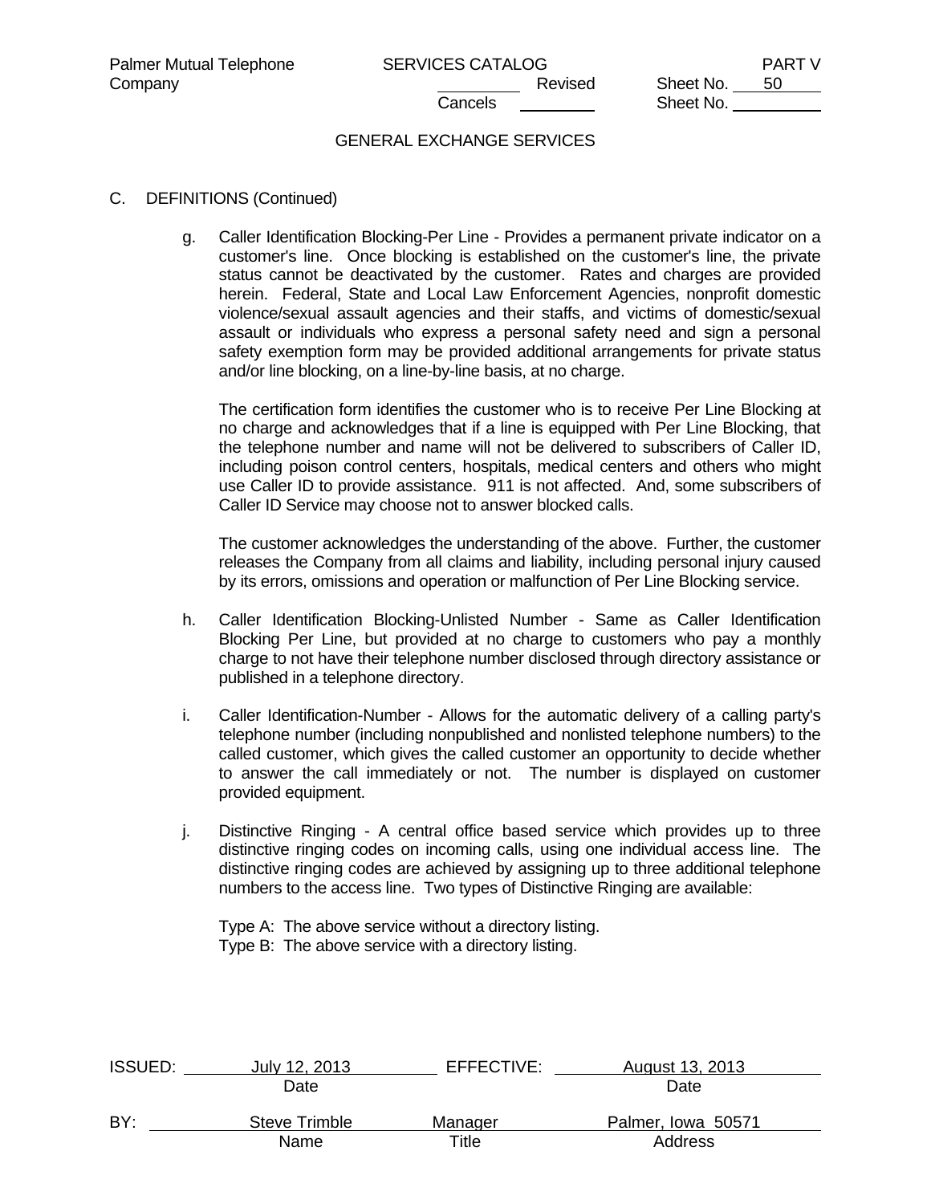GENERAL EXCHANGE SERVICES

C. DEFINITIONS (Continued)

g. Caller Identification Blocking-Per Line - Provides a permanent private indicator on a customer's line. Once blocking is established on the customer's line, the private status cannot be deactivated by the customer. Rates and charges are provided herein. Federal, State and Local Law Enforcement Agencies, nonprofit domestic violence/sexual assault agencies and their staffs, and victims of domestic/sexual assault or individuals who express a personal safety need and sign a personal safety exemption form may be provided additional arrangements for private status and/or line blocking, on a line-by-line basis, at no charge.

The certification form identifies the customer who is to receive Per Line Blocking at no charge and acknowledges that if a line is equipped with Per Line Blocking, that the telephone number and name will not be delivered to subscribers of Caller ID, including poison control centers, hospitals, medical centers and others who might use Caller ID to provide assistance. 911 is not affected. And, some subscribers of Caller ID Service may choose not to answer blocked calls.

The customer acknowledges the understanding of the above. Further, the customer releases the Company from all claims and liability, including personal injury caused by its errors, omissions and operation or malfunction of Per Line Blocking service.

h. Caller Identification Blocking-Unlisted Number - Same as Caller Identification Blocking Per Line, but provided at no charge to customers who pay a monthly charge to not have their telephone number disclosed through directory assistance or published in a telephone directory.

i. Caller Identification-Number - Allows for the automatic delivery of a calling party's telephone number (including nonpublished and nonlisted telephone numbers) to the called customer, which gives the called customer an opportunity to decide whether to answer the call immediately or not. The number is displayed on customer provided equipment.

j. Distinctive Ringing - A central office based service which provides up to three distinctive ringing codes on incoming calls, using one individual access line. The distinctive ringing codes are achieved by assigning up to three additional telephone numbers to the access line. Two types of Distinctive Ringing are available:

Type A: The above service without a directory listing.
Type B: The above service with a directory listing.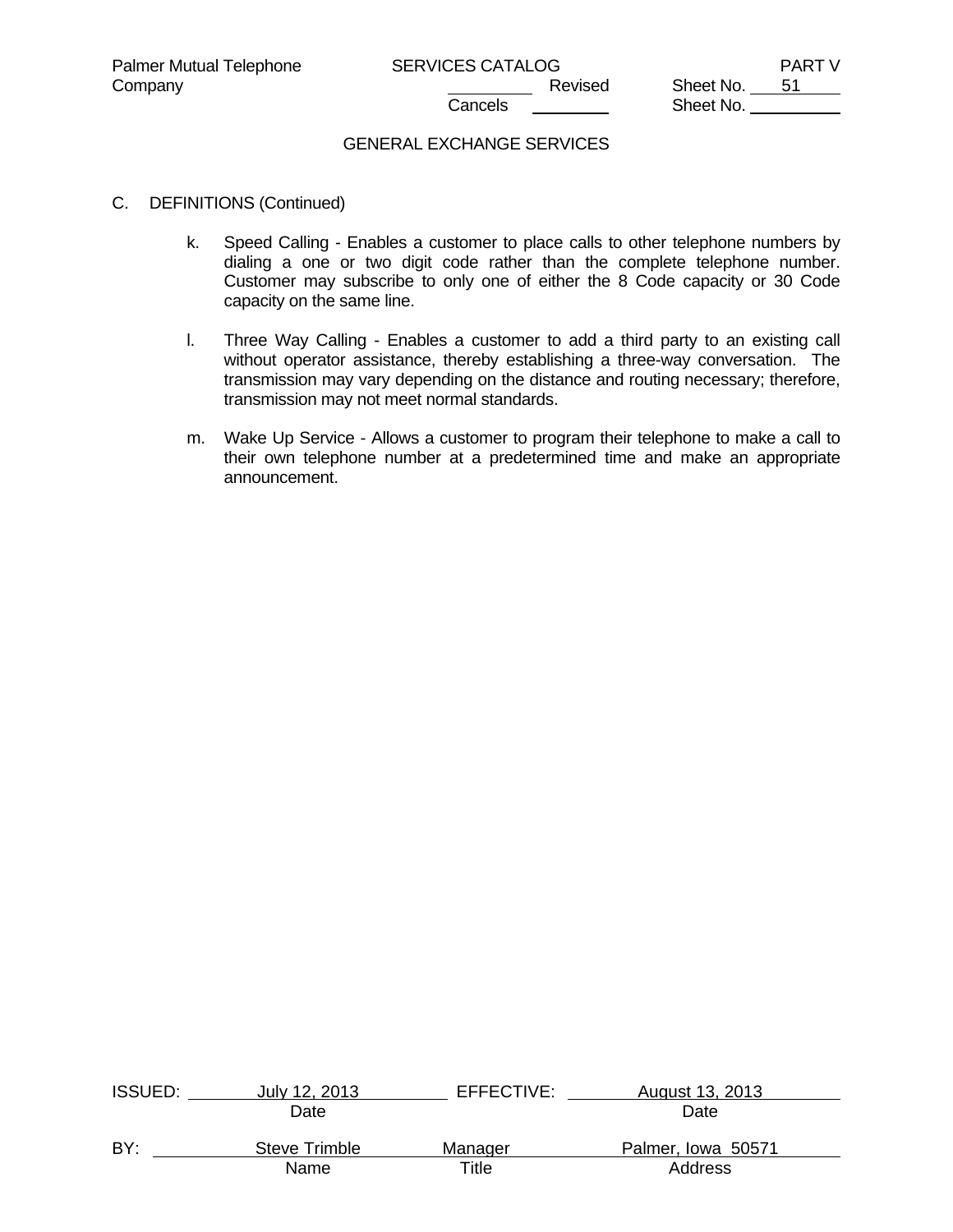## GENERAL EXCHANGE SERVICES

C. DEFINITIONS (Continued)

k. Speed Calling - Enables a customer to place calls to other telephone numbers by dialing a one or two digit code rather than the complete telephone number. Customer may subscribe to only one of either the 8 Code capacity or 30 Code capacity on the same line.

l. Three Way Calling - Enables a customer to add a third party to an existing call without operator assistance, thereby establishing a three-way conversation. The transmission may vary depending on the distance and routing necessary; therefore, transmission may not meet normal standards.

m. Wake Up Service - Allows a customer to program their telephone to make a call to their own telephone number at a predetermined time and make an appropriate announcement.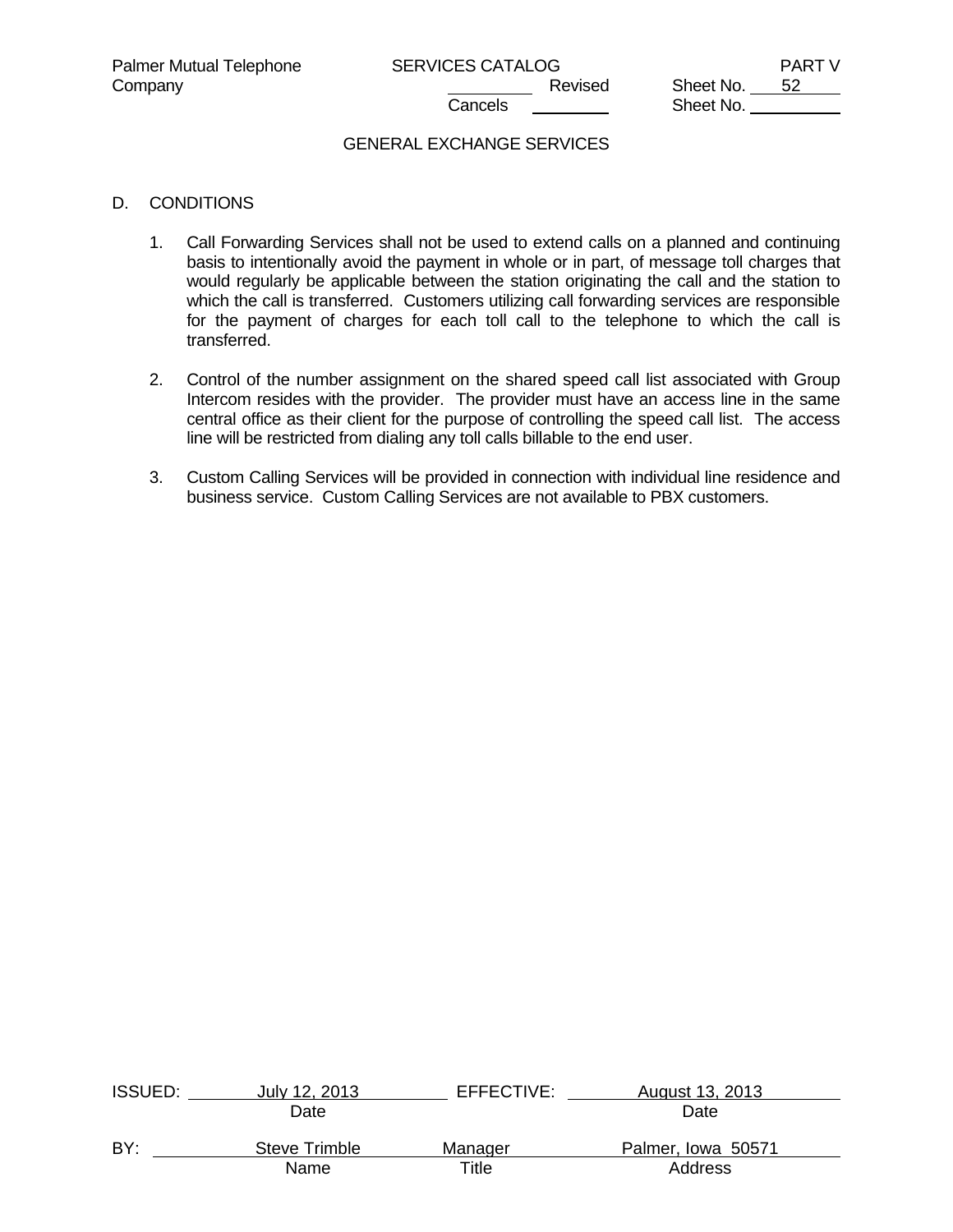## GENERAL EXCHANGE SERVICES

D. CONDITIONS

1. Call Forwarding Services shall not be used to extend calls on a planned and continuing basis to intentionally avoid the payment in whole or in part, of message toll charges that would regularly be applicable between the station originating the call and the station to which the call is transferred. Customers utilizing call forwarding services are responsible for the payment of charges for each toll call to the telephone to which the call is transferred.

2. Control of the number assignment on the shared speed call list associated with Group Intercom resides with the provider. The provider must have an access line in the same central office as their client for the purpose of controlling the speed call list. The access line will be restricted from dialing any toll calls billable to the end user.

3. Custom Calling Services will be provided in connection with individual line residence and business service. Custom Calling Services are not available to PBX customers.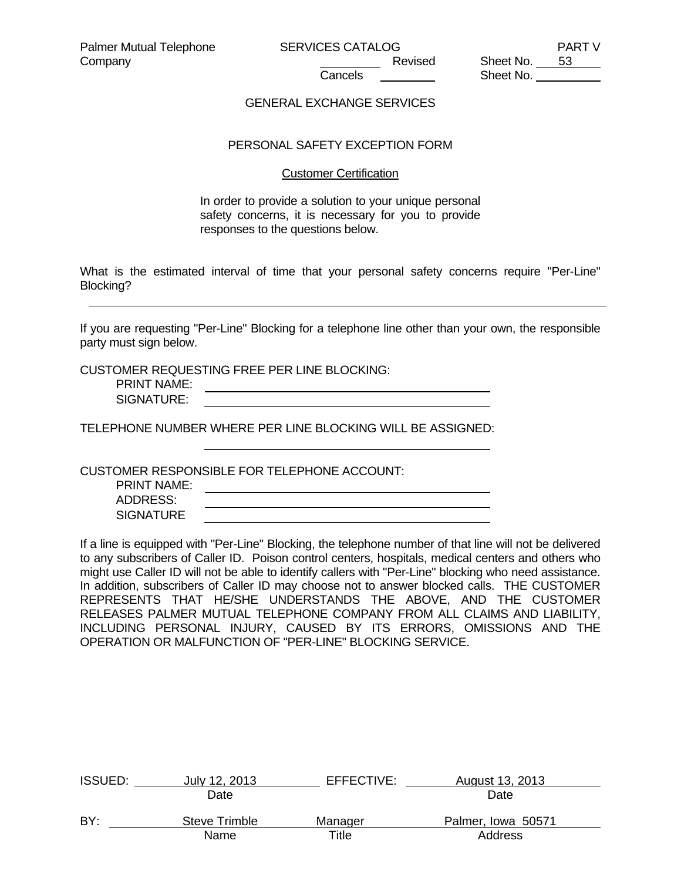GENERAL EXCHANGE SERVICES

## PERSONAL SAFETY EXCEPTION FORM

### Customer Certification

In order to provide a solution to your unique personal safety concerns, it is necessary for you to provide responses to the questions below.

What is the estimated interval of time that your personal safety concerns require "Per-Line" Blocking?

\_\_\_\_\_\_\_\_\_\_\_\_\_\_\_\_\_\_\_\_\_\_\_\_\_\_\_\_\_\_\_\_\_\_\_\_\_\_\_\_\_\_\_\_\_\_\_\_\_\_\_\_\_\_\_\_\_\_\_\_

If you are requesting "Per-Line" Blocking for a telephone line other than your own, the responsible party must sign below.

CUSTOMER REQUESTING FREE PER LINE BLOCKING:

PRINT NAME: \_\_\_\_\_\_\_\_\_\_\_\_\_\_\_\_\_\_\_\_\_\_\_\_\_\_\_\_\_\_\_\_\_\_\_\_

SIGNATURE: \_\_\_\_\_\_\_\_\_\_\_\_\_\_\_\_\_\_\_\_\_\_\_\_\_\_\_\_\_\_\_\_\_\_\_\_

TELEPHONE NUMBER WHERE PER LINE BLOCKING WILL BE ASSIGNED:

\_\_\_\_\_\_\_\_\_\_\_\_\_\_\_\_\_\_\_\_\_\_\_\_\_\_\_\_\_\_\_\_\_\_\_\_

CUSTOMER RESPONSIBLE FOR TELEPHONE ACCOUNT:

PRINT NAME: \_\_\_\_\_\_\_\_\_\_\_\_\_\_\_\_\_\_\_\_\_\_\_\_\_\_\_\_\_\_\_\_\_\_\_\_

ADDRESS: \_\_\_\_\_\_\_\_\_\_\_\_\_\_\_\_\_\_\_\_\_\_\_\_\_\_\_\_\_\_\_\_\_\_\_\_

SIGNATURE \_\_\_\_\_\_\_\_\_\_\_\_\_\_\_\_\_\_\_\_\_\_\_\_\_\_\_\_\_\_\_\_\_\_\_\_

If a line is equipped with "Per-Line" Blocking, the telephone number of that line will not be delivered to any subscribers of Caller ID. Poison control centers, hospitals, medical centers and others who might use Caller ID will not be able to identify callers with "Per-Line" blocking who need assistance. In addition, subscribers of Caller ID may choose not to answer blocked calls. THE CUSTOMER REPRESENTS THAT HE/SHE UNDERSTANDS THE ABOVE, AND THE CUSTOMER RELEASES PALMER MUTUAL TELEPHONE COMPANY FROM ALL CLAIMS AND LIABILITY, INCLUDING PERSONAL INJURY, CAUSED BY ITS ERRORS, OMISSIONS AND THE OPERATION OR MALFUNCTION OF "PER-LINE" BLOCKING SERVICE.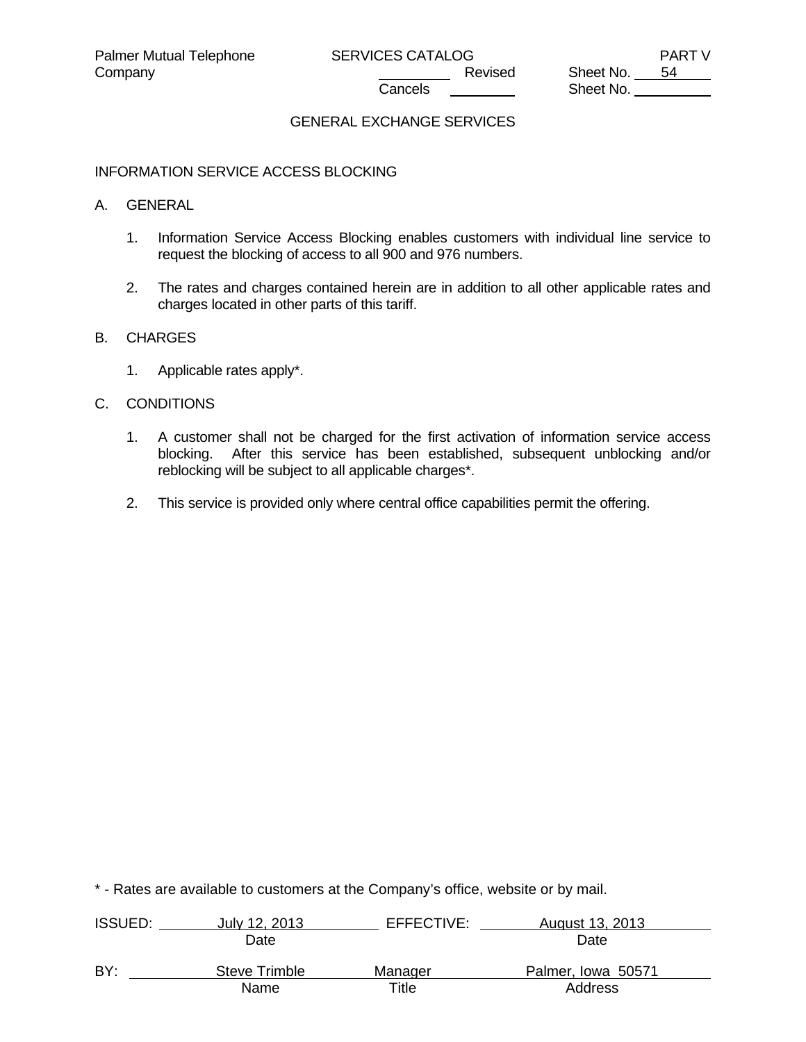## GENERAL EXCHANGE SERVICES

### INFORMATION SERVICE ACCESS BLOCKING

A. GENERAL

1. Information Service Access Blocking enables customers with individual line service to request the blocking of access to all 900 and 976 numbers.

2. The rates and charges contained herein are in addition to all other applicable rates and charges located in other parts of this tariff.

B. CHARGES

1. Applicable rates apply*.

C. CONDITIONS

1. A customer shall not be charged for the first activation of information service access blocking. After this service has been established, subsequent unblocking and/or reblocking will be subject to all applicable charges*.

2. This service is provided only where central office capabilities permit the offering.

\* - Rates are available to customers at the Company's office, website or by mail.

ISSUED: July 12, 2013 (Date) EFFECTIVE: August 13, 2013 (Date)

BY: Steve Trimble (Name), Manager (Title), Palmer, Iowa 50571 (Address)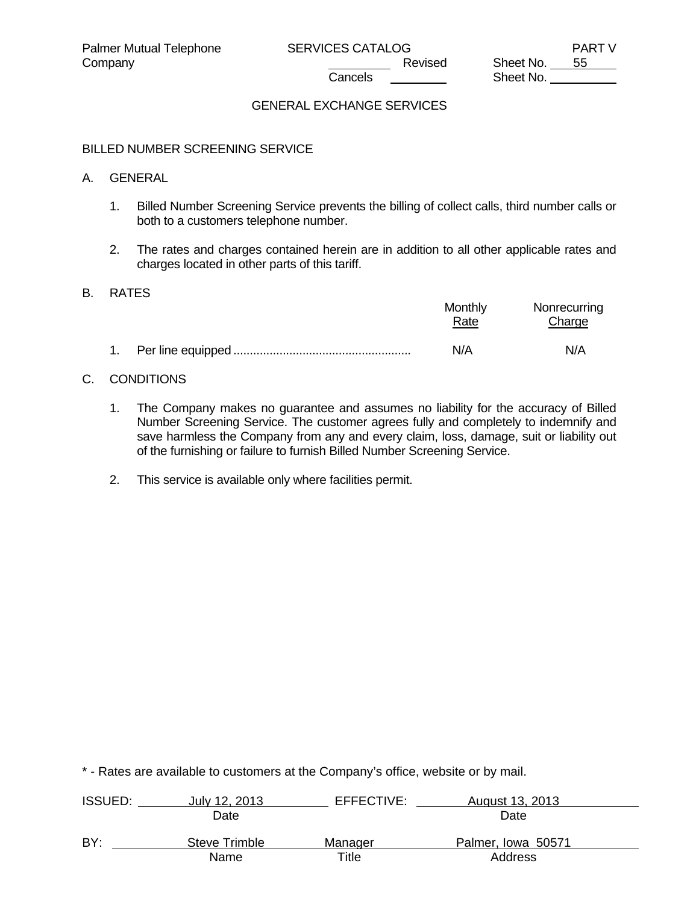GENERAL EXCHANGE SERVICES

BILLED NUMBER SCREENING SERVICE

A. GENERAL

1. Billed Number Screening Service prevents the billing of collect calls, third number calls or both to a customers telephone number.

2. The rates and charges contained herein are in addition to all other applicable rates and charges located in other parts of this tariff.

B. RATES

| | Monthly Rate | Nonrecurring Charge |
|---|---|---|
| 1. Per line equipped | N/A | N/A |

C. CONDITIONS

1. The Company makes no guarantee and assumes no liability for the accuracy of Billed Number Screening Service. The customer agrees fully and completely to indemnify and save harmless the Company from any and every claim, loss, damage, suit or liability out of the furnishing or failure to furnish Billed Number Screening Service.

2. This service is available only where facilities permit.

\* - Rates are available to customers at the Company's office, website or by mail.

ISSUED: July 12, 2013 EFFECTIVE: August 13, 2013

BY: Steve Trimble, Manager, Palmer, Iowa 50571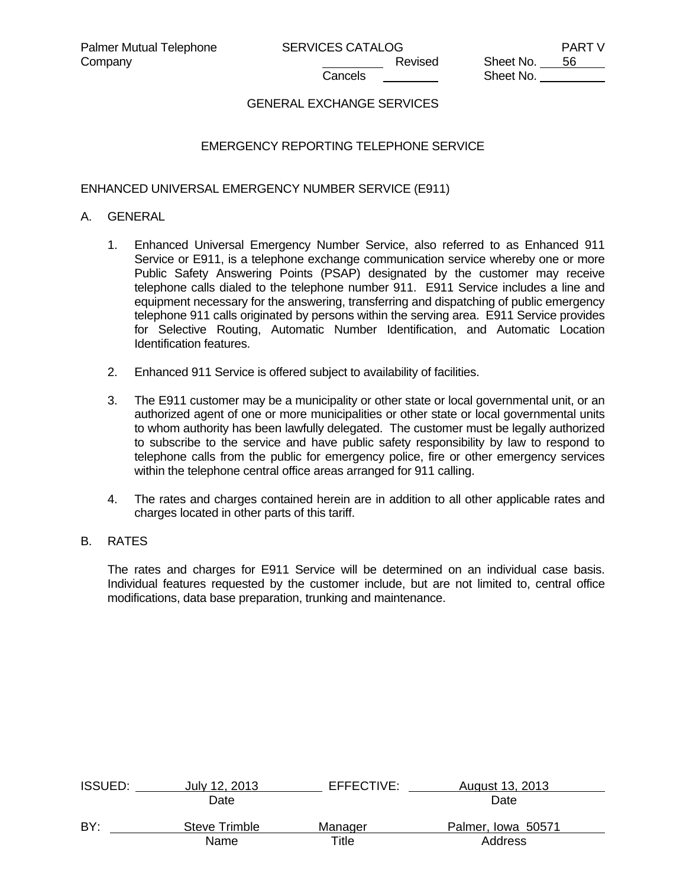## GENERAL EXCHANGE SERVICES

### EMERGENCY REPORTING TELEPHONE SERVICE

ENHANCED UNIVERSAL EMERGENCY NUMBER SERVICE (E911)

A. GENERAL

1. Enhanced Universal Emergency Number Service, also referred to as Enhanced 911 Service or E911, is a telephone exchange communication service whereby one or more Public Safety Answering Points (PSAP) designated by the customer may receive telephone calls dialed to the telephone number 911. E911 Service includes a line and equipment necessary for the answering, transferring and dispatching of public emergency telephone 911 calls originated by persons within the serving area. E911 Service provides for Selective Routing, Automatic Number Identification, and Automatic Location Identification features.

2. Enhanced 911 Service is offered subject to availability of facilities.

3. The E911 customer may be a municipality or other state or local governmental unit, or an authorized agent of one or more municipalities or other state or local governmental units to whom authority has been lawfully delegated. The customer must be legally authorized to subscribe to the service and have public safety responsibility by law to respond to telephone calls from the public for emergency police, fire or other emergency services within the telephone central office areas arranged for 911 calling.

4. The rates and charges contained herein are in addition to all other applicable rates and charges located in other parts of this tariff.

B. RATES

The rates and charges for E911 Service will be determined on an individual case basis. Individual features requested by the customer include, but are not limited to, central office modifications, data base preparation, trunking and maintenance.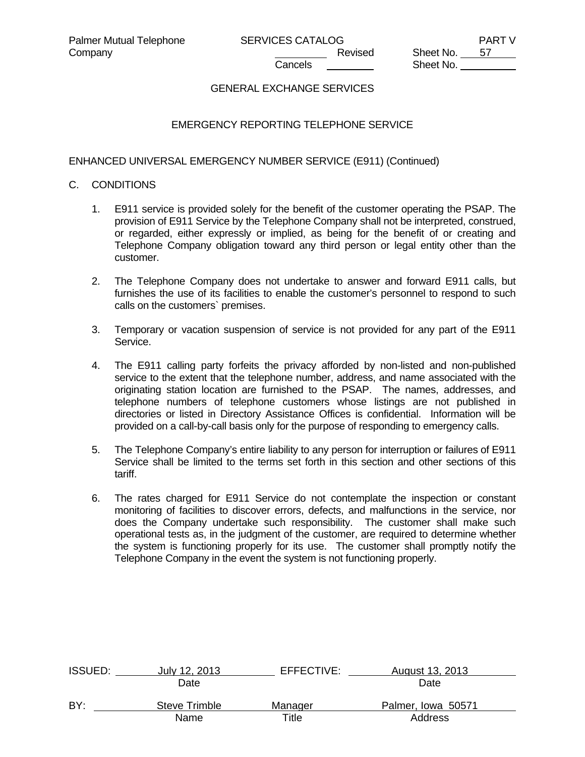## GENERAL EXCHANGE SERVICES

### EMERGENCY REPORTING TELEPHONE SERVICE

ENHANCED UNIVERSAL EMERGENCY NUMBER SERVICE (E911) (Continued)

C. CONDITIONS

1. E911 service is provided solely for the benefit of the customer operating the PSAP. The provision of E911 Service by the Telephone Company shall not be interpreted, construed, or regarded, either expressly or implied, as being for the benefit of or creating and Telephone Company obligation toward any third person or legal entity other than the customer.

2. The Telephone Company does not undertake to answer and forward E911 calls, but furnishes the use of its facilities to enable the customer's personnel to respond to such calls on the customers` premises.

3. Temporary or vacation suspension of service is not provided for any part of the E911 Service.

4. The E911 calling party forfeits the privacy afforded by non-listed and non-published service to the extent that the telephone number, address, and name associated with the originating station location are furnished to the PSAP. The names, addresses, and telephone numbers of telephone customers whose listings are not published in directories or listed in Directory Assistance Offices is confidential. Information will be provided on a call-by-call basis only for the purpose of responding to emergency calls.

5. The Telephone Company's entire liability to any person for interruption or failures of E911 Service shall be limited to the terms set forth in this section and other sections of this tariff.

6. The rates charged for E911 Service do not contemplate the inspection or constant monitoring of facilities to discover errors, defects, and malfunctions in the service, nor does the Company undertake such responsibility. The customer shall make such operational tests as, in the judgment of the customer, are required to determine whether the system is functioning properly for its use. The customer shall promptly notify the Telephone Company in the event the system is not functioning properly.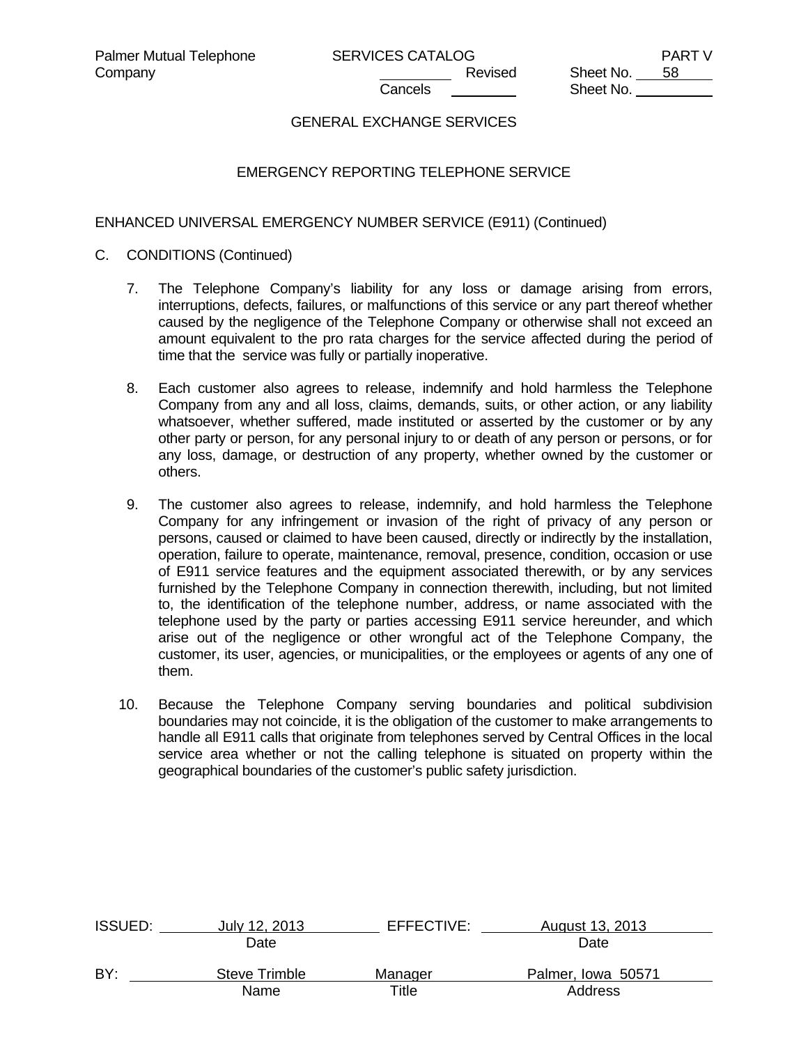## GENERAL EXCHANGE SERVICES

### EMERGENCY REPORTING TELEPHONE SERVICE

ENHANCED UNIVERSAL EMERGENCY NUMBER SERVICE (E911) (Continued)

C. CONDITIONS (Continued)

7. The Telephone Company's liability for any loss or damage arising from errors, interruptions, defects, failures, or malfunctions of this service or any part thereof whether caused by the negligence of the Telephone Company or otherwise shall not exceed an amount equivalent to the pro rata charges for the service affected during the period of time that the service was fully or partially inoperative.

8. Each customer also agrees to release, indemnify and hold harmless the Telephone Company from any and all loss, claims, demands, suits, or other action, or any liability whatsoever, whether suffered, made instituted or asserted by the customer or by any other party or person, for any personal injury to or death of any person or persons, or for any loss, damage, or destruction of any property, whether owned by the customer or others.

9. The customer also agrees to release, indemnify, and hold harmless the Telephone Company for any infringement or invasion of the right of privacy of any person or persons, caused or claimed to have been caused, directly or indirectly by the installation, operation, failure to operate, maintenance, removal, presence, condition, occasion or use of E911 service features and the equipment associated therewith, or by any services furnished by the Telephone Company in connection therewith, including, but not limited to, the identification of the telephone number, address, or name associated with the telephone used by the party or parties accessing E911 service hereunder, and which arise out of the negligence or other wrongful act of the Telephone Company, the customer, its user, agencies, or municipalities, or the employees or agents of any one of them.

10. Because the Telephone Company serving boundaries and political subdivision boundaries may not coincide, it is the obligation of the customer to make arrangements to handle all E911 calls that originate from telephones served by Central Offices in the local service area whether or not the calling telephone is situated on property within the geographical boundaries of the customer's public safety jurisdiction.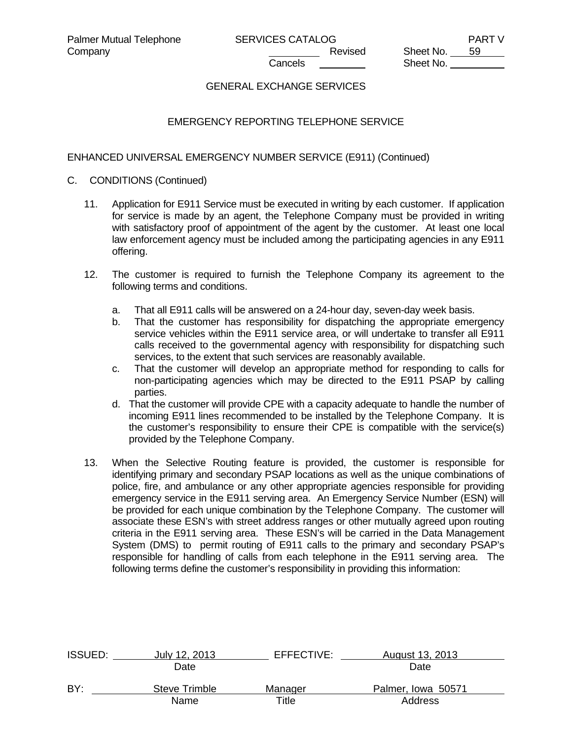GENERAL EXCHANGE SERVICES

EMERGENCY REPORTING TELEPHONE SERVICE

ENHANCED UNIVERSAL EMERGENCY NUMBER SERVICE (E911) (Continued)

C. CONDITIONS (Continued)

11. Application for E911 Service must be executed in writing by each customer. If application for service is made by an agent, the Telephone Company must be provided in writing with satisfactory proof of appointment of the agent by the customer. At least one local law enforcement agency must be included among the participating agencies in any E911 offering.

12. The customer is required to furnish the Telephone Company its agreement to the following terms and conditions.

    a. That all E911 calls will be answered on a 24-hour day, seven-day week basis.
    b. That the customer has responsibility for dispatching the appropriate emergency service vehicles within the E911 service area, or will undertake to transfer all E911 calls received to the governmental agency with responsibility for dispatching such services, to the extent that such services are reasonably available.
    c. That the customer will develop an appropriate method for responding to calls for non-participating agencies which may be directed to the E911 PSAP by calling parties.
    d. That the customer will provide CPE with a capacity adequate to handle the number of incoming E911 lines recommended to be installed by the Telephone Company. It is the customer's responsibility to ensure their CPE is compatible with the service(s) provided by the Telephone Company.

13. When the Selective Routing feature is provided, the customer is responsible for identifying primary and secondary PSAP locations as well as the unique combinations of police, fire, and ambulance or any other appropriate agencies responsible for providing emergency service in the E911 serving area. An Emergency Service Number (ESN) will be provided for each unique combination by the Telephone Company. The customer will associate these ESN's with street address ranges or other mutually agreed upon routing criteria in the E911 serving area. These ESN's will be carried in the Data Management System (DMS) to permit routing of E911 calls to the primary and secondary PSAP's responsible for handling of calls from each telephone in the E911 serving area. The following terms define the customer's responsibility in providing this information: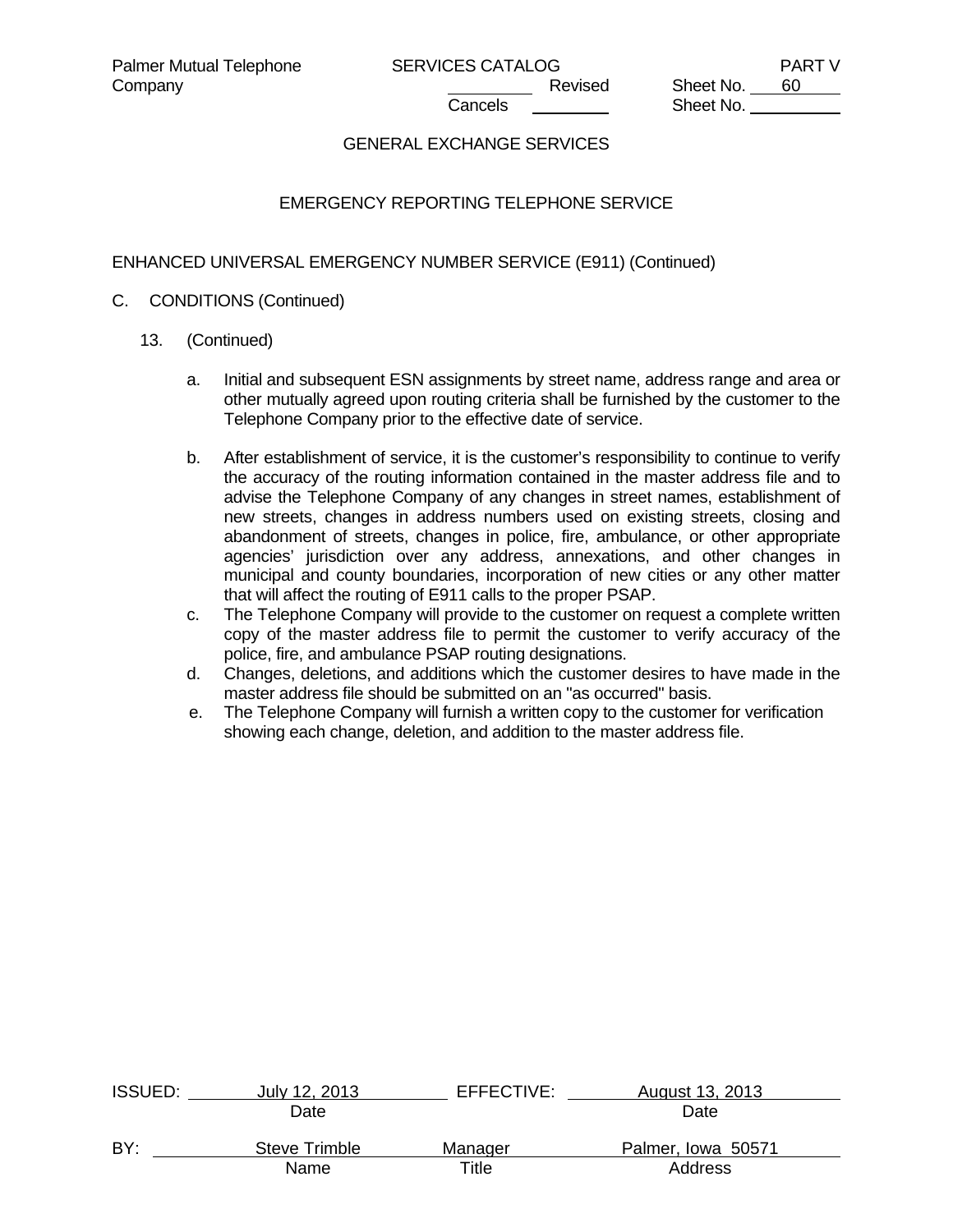GENERAL EXCHANGE SERVICES

EMERGENCY REPORTING TELEPHONE SERVICE

ENHANCED UNIVERSAL EMERGENCY NUMBER SERVICE (E911) (Continued)

C. CONDITIONS (Continued)

13. (Continued)

   a. Initial and subsequent ESN assignments by street name, address range and area or other mutually agreed upon routing criteria shall be furnished by the customer to the Telephone Company prior to the effective date of service.

   b. After establishment of service, it is the customer's responsibility to continue to verify the accuracy of the routing information contained in the master address file and to advise the Telephone Company of any changes in street names, establishment of new streets, changes in address numbers used on existing streets, closing and abandonment of streets, changes in police, fire, ambulance, or other appropriate agencies' jurisdiction over any address, annexations, and other changes in municipal and county boundaries, incorporation of new cities or any other matter that will affect the routing of E911 calls to the proper PSAP.

   c. The Telephone Company will provide to the customer on request a complete written copy of the master address file to permit the customer to verify accuracy of the police, fire, and ambulance PSAP routing designations.

   d. Changes, deletions, and additions which the customer desires to have made in the master address file should be submitted on an "as occurred" basis.

   e. The Telephone Company will furnish a written copy to the customer for verification showing each change, deletion, and addition to the master address file.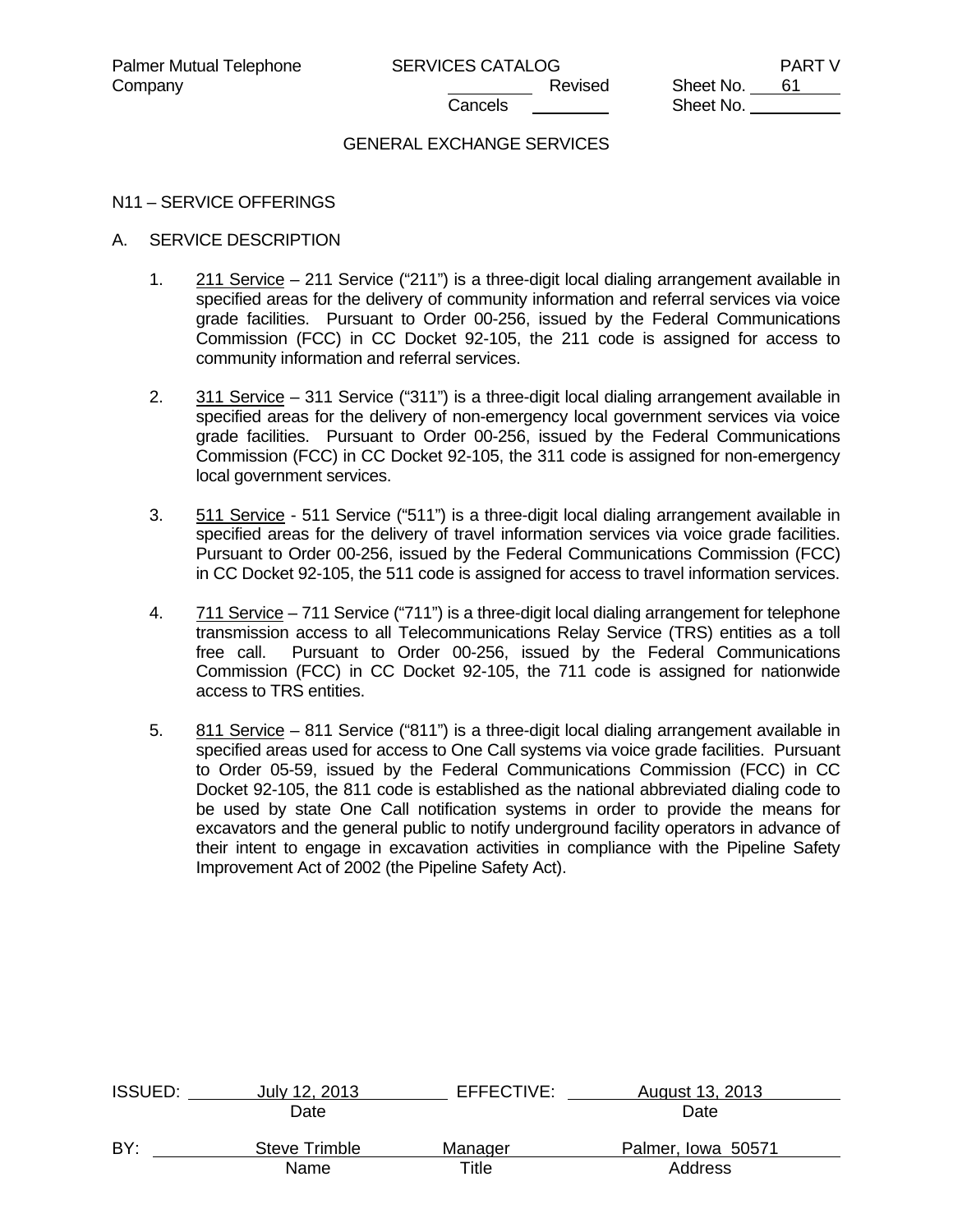GENERAL EXCHANGE SERVICES

N11 – SERVICE OFFERINGS

A. SERVICE DESCRIPTION

1. 211 Service – 211 Service ("211") is a three-digit local dialing arrangement available in specified areas for the delivery of community information and referral services via voice grade facilities. Pursuant to Order 00-256, issued by the Federal Communications Commission (FCC) in CC Docket 92-105, the 211 code is assigned for access to community information and referral services.

2. 311 Service – 311 Service ("311") is a three-digit local dialing arrangement available in specified areas for the delivery of non-emergency local government services via voice grade facilities. Pursuant to Order 00-256, issued by the Federal Communications Commission (FCC) in CC Docket 92-105, the 311 code is assigned for non-emergency local government services.

3. 511 Service - 511 Service ("511") is a three-digit local dialing arrangement available in specified areas for the delivery of travel information services via voice grade facilities. Pursuant to Order 00-256, issued by the Federal Communications Commission (FCC) in CC Docket 92-105, the 511 code is assigned for access to travel information services.

4. 711 Service – 711 Service ("711") is a three-digit local dialing arrangement for telephone transmission access to all Telecommunications Relay Service (TRS) entities as a toll free call. Pursuant to Order 00-256, issued by the Federal Communications Commission (FCC) in CC Docket 92-105, the 711 code is assigned for nationwide access to TRS entities.

5. 811 Service – 811 Service ("811") is a three-digit local dialing arrangement available in specified areas used for access to One Call systems via voice grade facilities. Pursuant to Order 05-59, issued by the Federal Communications Commission (FCC) in CC Docket 92-105, the 811 code is established as the national abbreviated dialing code to be used by state One Call notification systems in order to provide the means for excavators and the general public to notify underground facility operators in advance of their intent to engage in excavation activities in compliance with the Pipeline Safety Improvement Act of 2002 (the Pipeline Safety Act).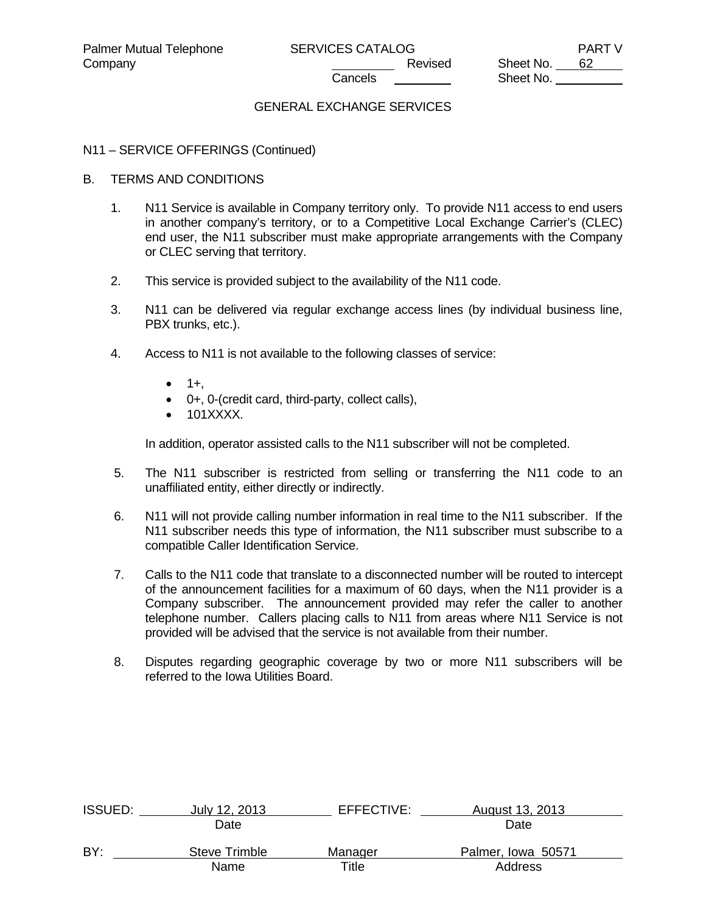GENERAL EXCHANGE SERVICES

N11 – SERVICE OFFERINGS (Continued)

B. TERMS AND CONDITIONS

1. N11 Service is available in Company territory only. To provide N11 access to end users in another company's territory, or to a Competitive Local Exchange Carrier's (CLEC) end user, the N11 subscriber must make appropriate arrangements with the Company or CLEC serving that territory.

2. This service is provided subject to the availability of the N11 code.

3. N11 can be delivered via regular exchange access lines (by individual business line, PBX trunks, etc.).

4. Access to N11 is not available to the following classes of service:

   - 1+,
   - 0+, 0-(credit card, third-party, collect calls),
   - 101XXXX.

   In addition, operator assisted calls to the N11 subscriber will not be completed.

5. The N11 subscriber is restricted from selling or transferring the N11 code to an unaffiliated entity, either directly or indirectly.

6. N11 will not provide calling number information in real time to the N11 subscriber. If the N11 subscriber needs this type of information, the N11 subscriber must subscribe to a compatible Caller Identification Service.

7. Calls to the N11 code that translate to a disconnected number will be routed to intercept of the announcement facilities for a maximum of 60 days, when the N11 provider is a Company subscriber. The announcement provided may refer the caller to another telephone number. Callers placing calls to N11 from areas where N11 Service is not provided will be advised that the service is not available from their number.

8. Disputes regarding geographic coverage by two or more N11 subscribers will be referred to the Iowa Utilities Board.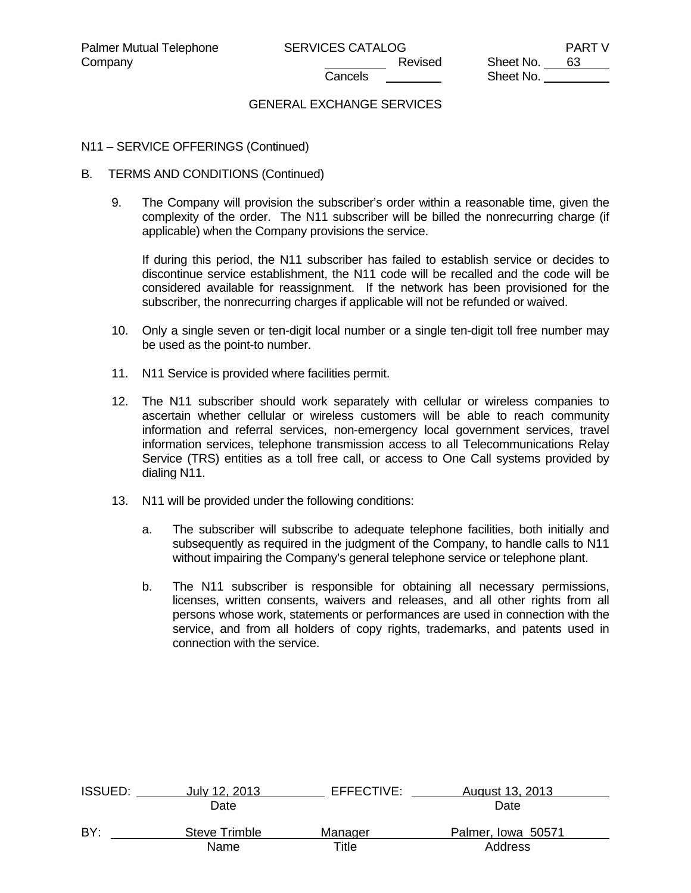GENERAL EXCHANGE SERVICES

N11 – SERVICE OFFERINGS (Continued)

B. TERMS AND CONDITIONS (Continued)

9. The Company will provision the subscriber's order within a reasonable time, given the complexity of the order. The N11 subscriber will be billed the nonrecurring charge (if applicable) when the Company provisions the service.

   If during this period, the N11 subscriber has failed to establish service or decides to discontinue service establishment, the N11 code will be recalled and the code will be considered available for reassignment. If the network has been provisioned for the subscriber, the nonrecurring charges if applicable will not be refunded or waived.

10. Only a single seven or ten-digit local number or a single ten-digit toll free number may be used as the point-to number.

11. N11 Service is provided where facilities permit.

12. The N11 subscriber should work separately with cellular or wireless companies to ascertain whether cellular or wireless customers will be able to reach community information and referral services, non-emergency local government services, travel information services, telephone transmission access to all Telecommunications Relay Service (TRS) entities as a toll free call, or access to One Call systems provided by dialing N11.

13. N11 will be provided under the following conditions:

    a. The subscriber will subscribe to adequate telephone facilities, both initially and subsequently as required in the judgment of the Company, to handle calls to N11 without impairing the Company's general telephone service or telephone plant.

    b. The N11 subscriber is responsible for obtaining all necessary permissions, licenses, written consents, waivers and releases, and all other rights from all persons whose work, statements or performances are used in connection with the service, and from all holders of copy rights, trademarks, and patents used in connection with the service.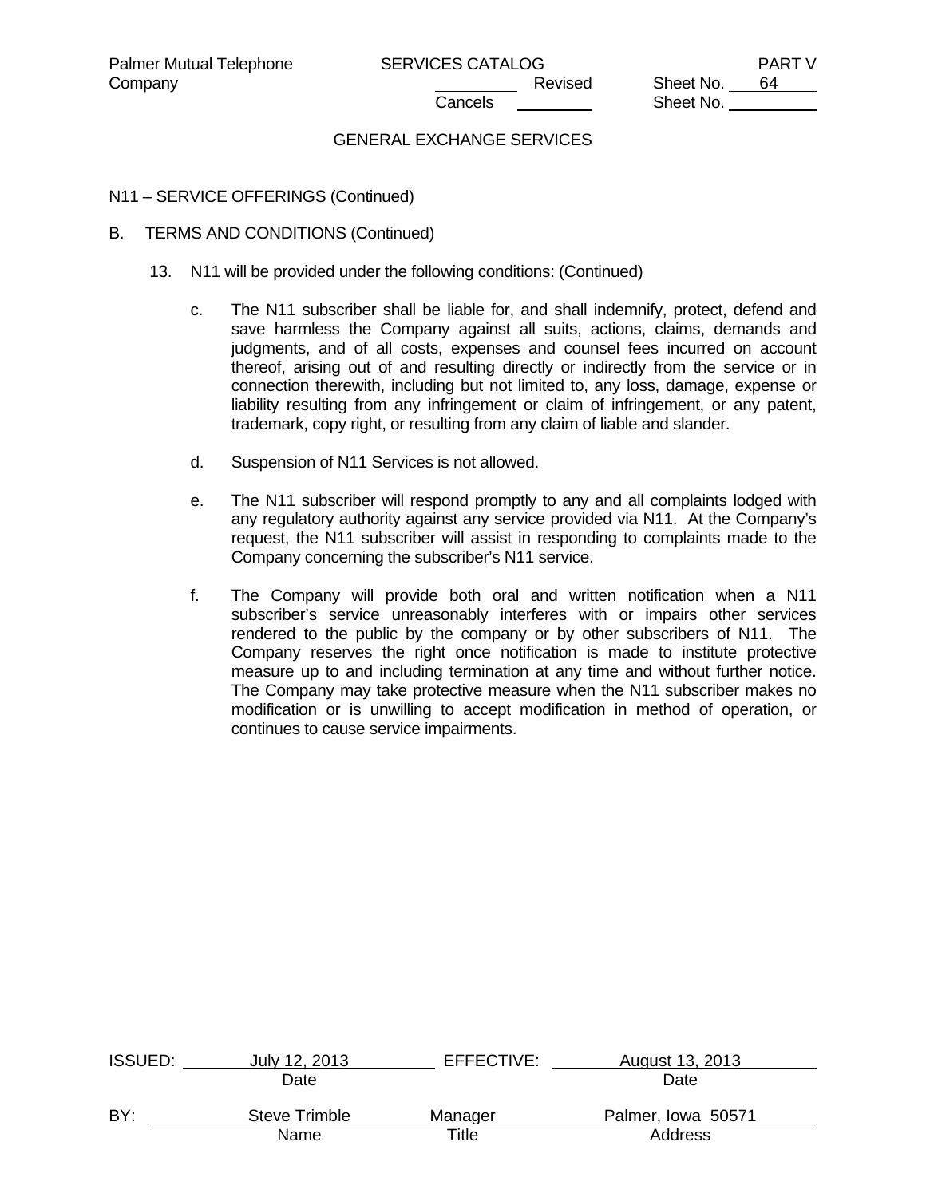GENERAL EXCHANGE SERVICES

N11 – SERVICE OFFERINGS (Continued)

B. TERMS AND CONDITIONS (Continued)

13. N11 will be provided under the following conditions: (Continued)

   c. The N11 subscriber shall be liable for, and shall indemnify, protect, defend and save harmless the Company against all suits, actions, claims, demands and judgments, and of all costs, expenses and counsel fees incurred on account thereof, arising out of and resulting directly or indirectly from the service or in connection therewith, including but not limited to, any loss, damage, expense or liability resulting from any infringement or claim of infringement, or any patent, trademark, copy right, or resulting from any claim of liable and slander.

   d. Suspension of N11 Services is not allowed.

   e. The N11 subscriber will respond promptly to any and all complaints lodged with any regulatory authority against any service provided via N11. At the Company's request, the N11 subscriber will assist in responding to complaints made to the Company concerning the subscriber's N11 service.

   f. The Company will provide both oral and written notification when a N11 subscriber's service unreasonably interferes with or impairs other services rendered to the public by the company or by other subscribers of N11. The Company reserves the right once notification is made to institute protective measure up to and including termination at any time and without further notice. The Company may take protective measure when the N11 subscriber makes no modification or is unwilling to accept modification in method of operation, or continues to cause service impairments.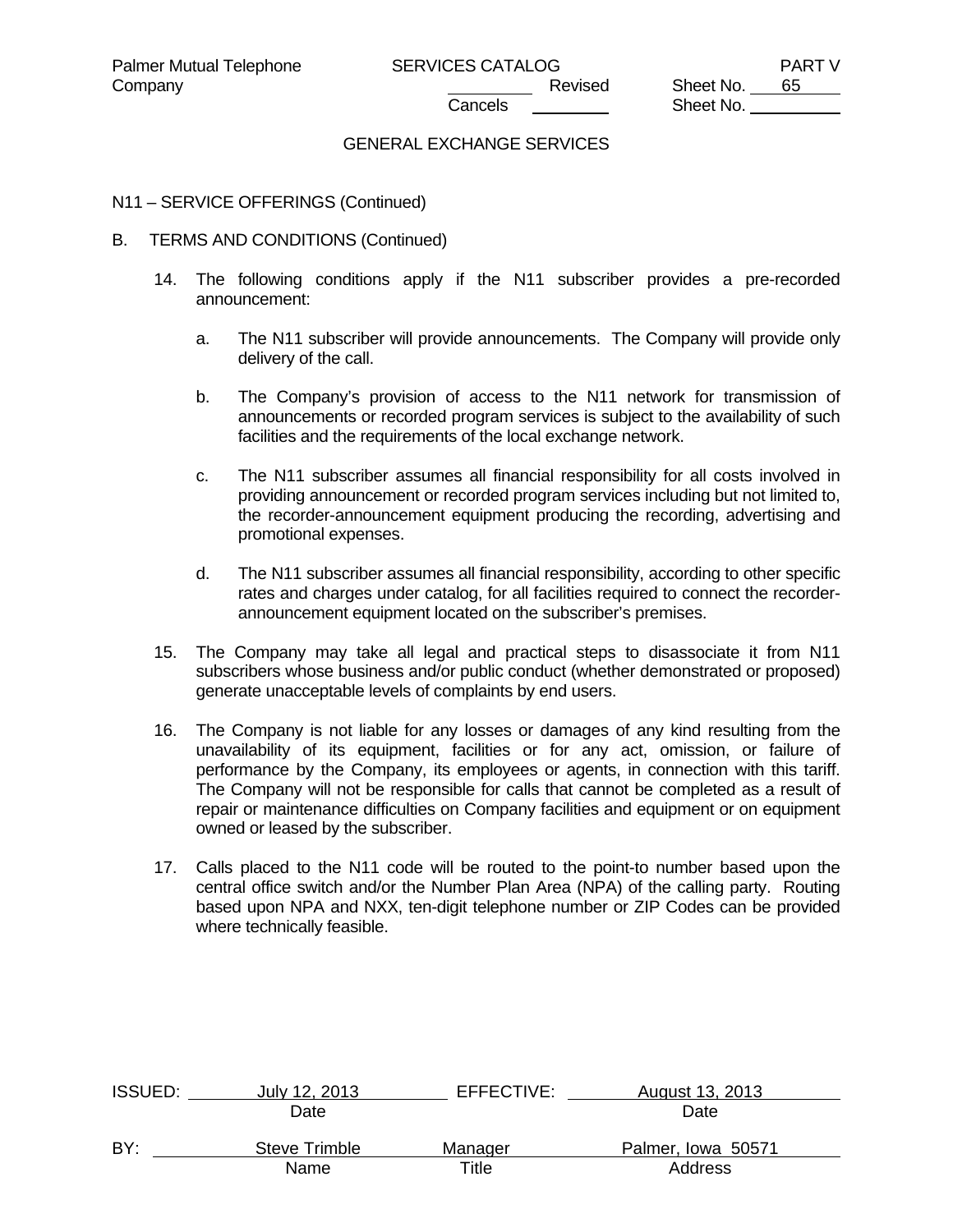GENERAL EXCHANGE SERVICES

N11 – SERVICE OFFERINGS (Continued)

B. TERMS AND CONDITIONS (Continued)

14. The following conditions apply if the N11 subscriber provides a pre-recorded announcement:

    a. The N11 subscriber will provide announcements. The Company will provide only delivery of the call.

    b. The Company's provision of access to the N11 network for transmission of announcements or recorded program services is subject to the availability of such facilities and the requirements of the local exchange network.

    c. The N11 subscriber assumes all financial responsibility for all costs involved in providing announcement or recorded program services including but not limited to, the recorder-announcement equipment producing the recording, advertising and promotional expenses.

    d. The N11 subscriber assumes all financial responsibility, according to other specific rates and charges under catalog, for all facilities required to connect the recorder-announcement equipment located on the subscriber's premises.

15. The Company may take all legal and practical steps to disassociate it from N11 subscribers whose business and/or public conduct (whether demonstrated or proposed) generate unacceptable levels of complaints by end users.

16. The Company is not liable for any losses or damages of any kind resulting from the unavailability of its equipment, facilities or for any act, omission, or failure of performance by the Company, its employees or agents, in connection with this tariff. The Company will not be responsible for calls that cannot be completed as a result of repair or maintenance difficulties on Company facilities and equipment or on equipment owned or leased by the subscriber.

17. Calls placed to the N11 code will be routed to the point-to number based upon the central office switch and/or the Number Plan Area (NPA) of the calling party. Routing based upon NPA and NXX, ten-digit telephone number or ZIP Codes can be provided where technically feasible.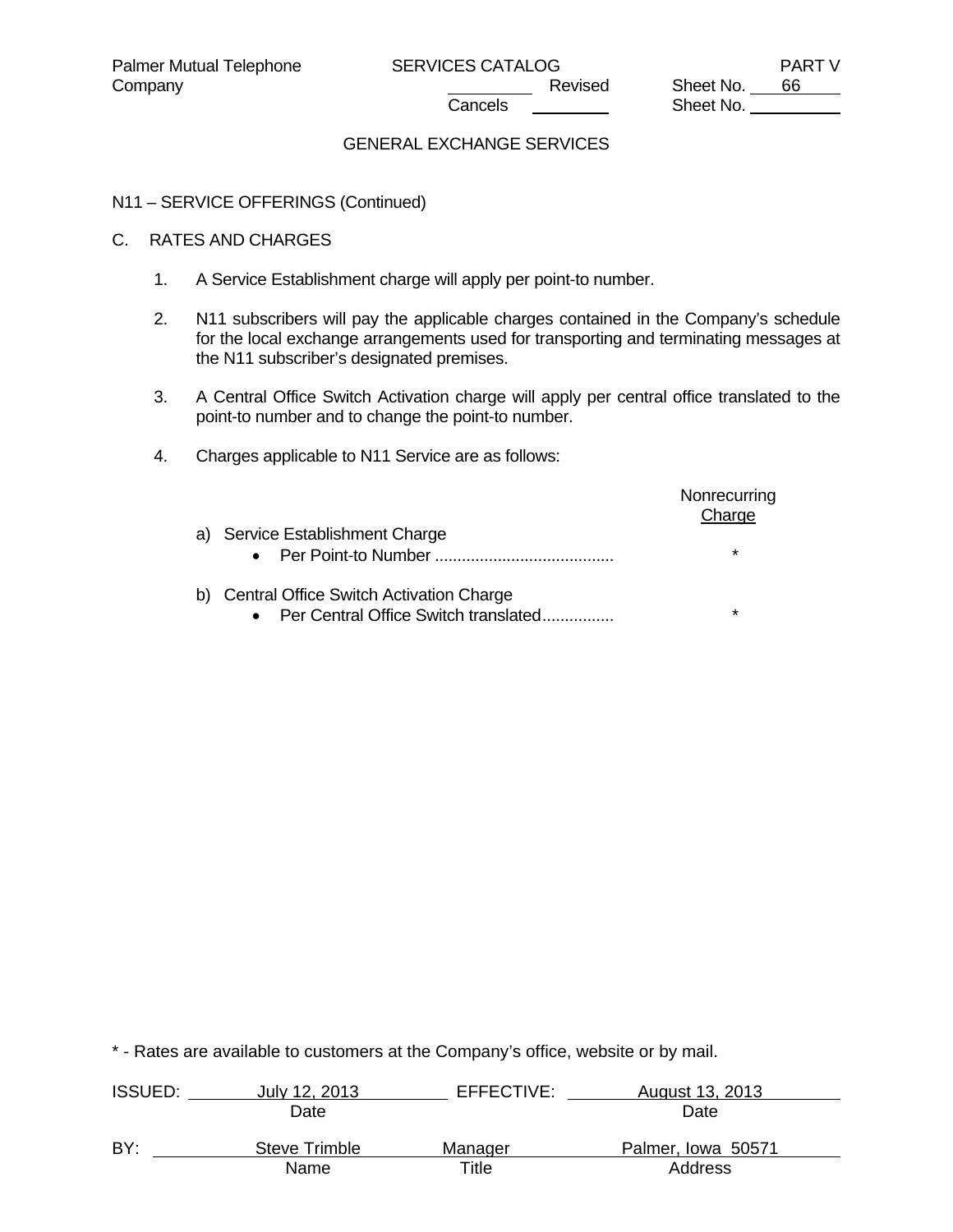GENERAL EXCHANGE SERVICES

N11 – SERVICE OFFERINGS (Continued)

C. RATES AND CHARGES

1. A Service Establishment charge will apply per point-to number.

2. N11 subscribers will pay the applicable charges contained in the Company's schedule for the local exchange arrangements used for transporting and terminating messages at the N11 subscriber's designated premises.

3. A Central Office Switch Activation charge will apply per central office translated to the point-to number and to change the point-to number.

4. Charges applicable to N11 Service are as follows:

| | Nonrecurring Charge |
|---|---|
| a) Service Establishment Charge | |
| • Per Point-to Number ........................................ | * |
| b) Central Office Switch Activation Charge | |
| • Per Central Office Switch translated................ | * |

* - Rates are available to customers at the Company's office, website or by mail.

ISSUED: July 12, 2013 EFFECTIVE: August 13, 2013

BY: Steve Trimble, Manager, Palmer, Iowa 50571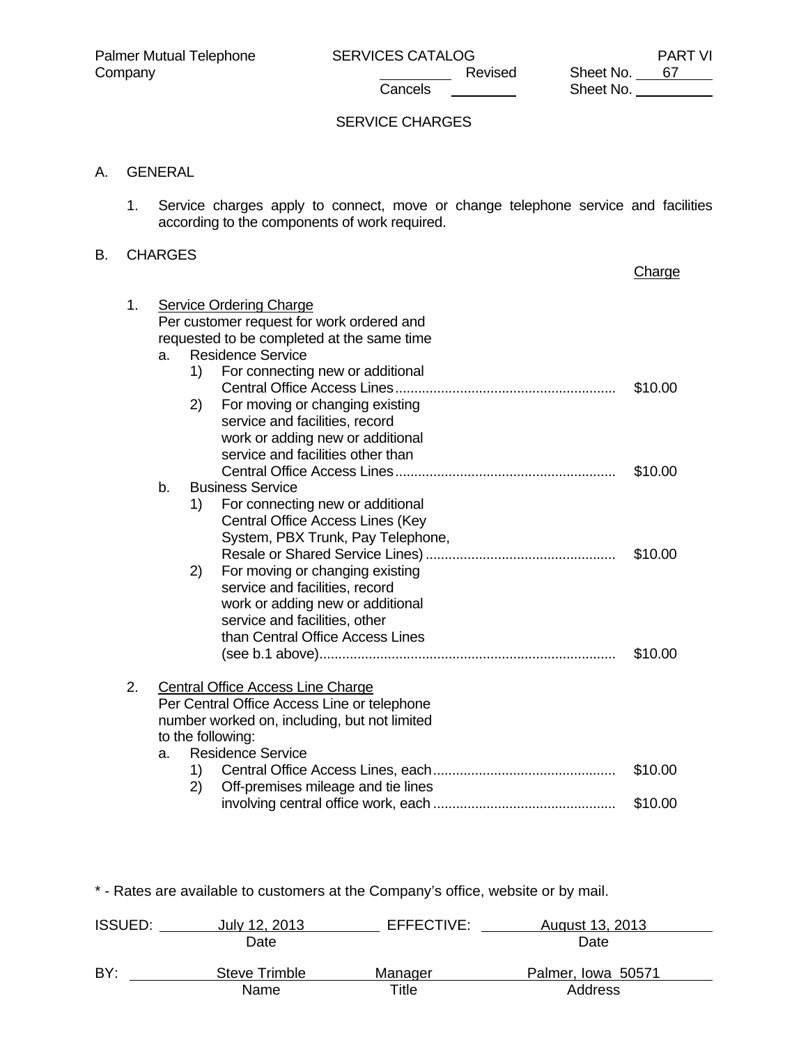Palmer Mutual Telephone Company

SERVICES CATALOG

PART VI

Revised Sheet No. 67

Cancels Sheet No.

## SERVICE CHARGES

A. GENERAL

1. Service charges apply to connect, move or change telephone service and facilities according to the components of work required.

B. CHARGES

| | Charge |
|---|---|
| 1. Service Ordering Charge<br>Per customer request for work ordered and requested to be completed at the same time | |
| a. Residence Service | |
| 1) For connecting new or additional Central Office Access Lines | $10.00 |
| 2) For moving or changing existing service and facilities, record work or adding new or additional service and facilities other than Central Office Access Lines | $10.00 |
| b. Business Service | |
| 1) For connecting new or additional Central Office Access Lines (Key System, PBX Trunk, Pay Telephone, Resale or Shared Service Lines) | $10.00 |
| 2) For moving or changing existing service and facilities, record work or adding new or additional service and facilities, other than Central Office Access Lines (see b.1 above) | $10.00 |
| 2. Central Office Access Line Charge<br>Per Central Office Access Line or telephone number worked on, including, but not limited to the following: | |
| a. Residence Service | |
| 1) Central Office Access Lines, each | $10.00 |
| 2) Off-premises mileage and tie lines involving central office work, each | $10.00 |

* - Rates are available to customers at the Company's office, website or by mail.

ISSUED: July 12, 2013 (Date) EFFECTIVE: August 13, 2013 (Date)

BY: Steve Trimble (Name) Manager (Title) Palmer, Iowa 50571 (Address)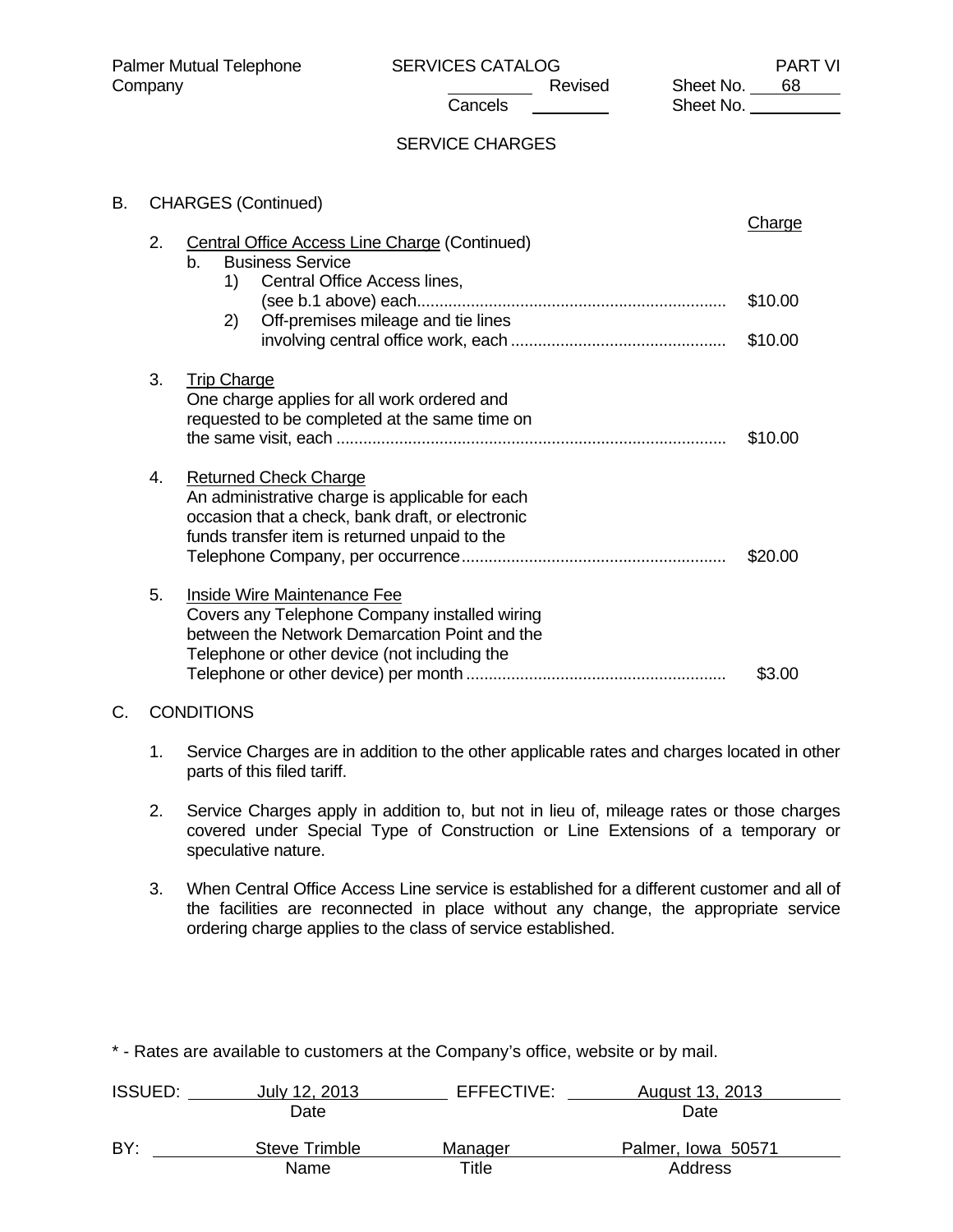SERVICE CHARGES

B. CHARGES (Continued)

| | Charge |
|---|---|
| 2. Central Office Access Line Charge (Continued) | |
| b. Business Service | |
| 1) Central Office Access lines, (see b.1 above) each | $10.00 |
| 2) Off-premises mileage and tie lines involving central office work, each | $10.00 |
| 3. Trip Charge<br>One charge applies for all work ordered and requested to be completed at the same time on the same visit, each | $10.00 |
| 4. Returned Check Charge<br>An administrative charge is applicable for each occasion that a check, bank draft, or electronic funds transfer item is returned unpaid to the Telephone Company, per occurrence | $20.00 |
| 5. Inside Wire Maintenance Fee<br>Covers any Telephone Company installed wiring between the Network Demarcation Point and the Telephone or other device (not including the Telephone or other device) per month | $3.00 |

C. CONDITIONS

1. Service Charges are in addition to the other applicable rates and charges located in other parts of this filed tariff.

2. Service Charges apply in addition to, but not in lieu of, mileage rates or those charges covered under Special Type of Construction or Line Extensions of a temporary or speculative nature.

3. When Central Office Access Line service is established for a different customer and all of the facilities are reconnected in place without any change, the appropriate service ordering charge applies to the class of service established.

* - Rates are available to customers at the Company's office, website or by mail.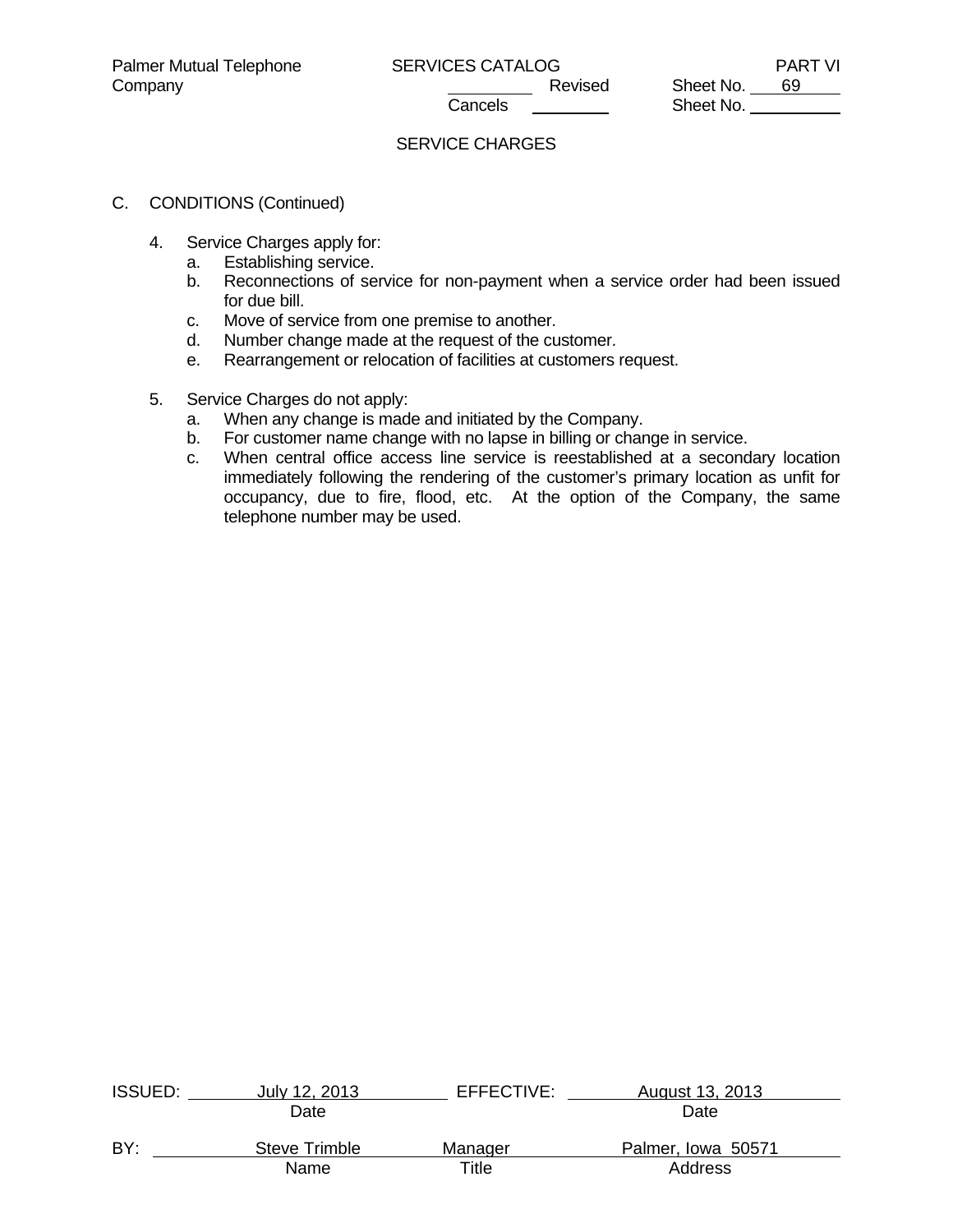## SERVICE CHARGES

C. CONDITIONS (Continued)

4. Service Charges apply for:
   a. Establishing service.
   b. Reconnections of service for non-payment when a service order had been issued for due bill.
   c. Move of service from one premise to another.
   d. Number change made at the request of the customer.
   e. Rearrangement or relocation of facilities at customers request.

5. Service Charges do not apply:
   a. When any change is made and initiated by the Company.
   b. For customer name change with no lapse in billing or change in service.
   c. When central office access line service is reestablished at a secondary location immediately following the rendering of the customer's primary location as unfit for occupancy, due to fire, flood, etc. At the option of the Company, the same telephone number may be used.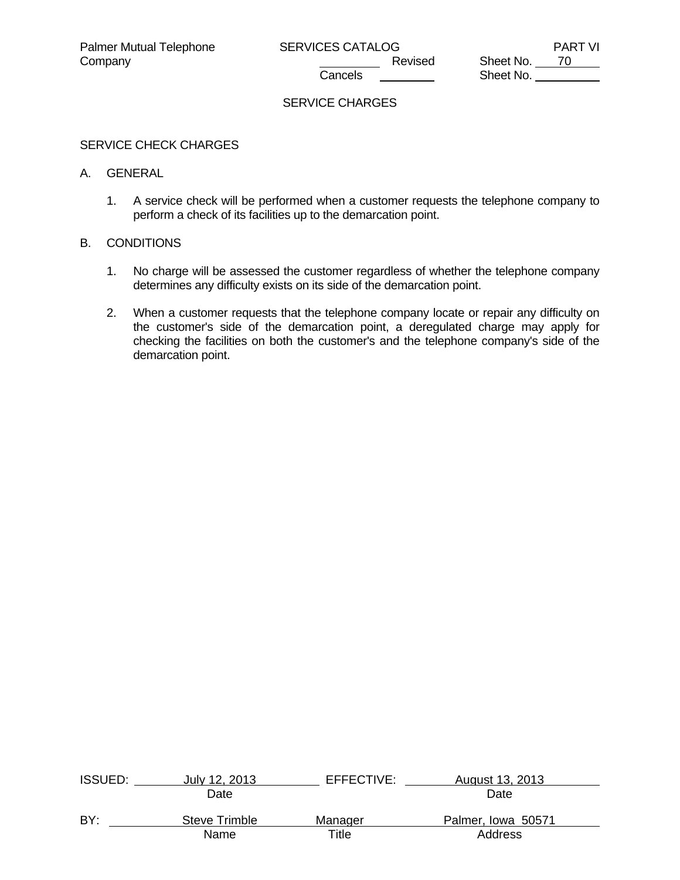## SERVICE CHARGES

### SERVICE CHECK CHARGES

A. GENERAL

1. A service check will be performed when a customer requests the telephone company to perform a check of its facilities up to the demarcation point.

B. CONDITIONS

1. No charge will be assessed the customer regardless of whether the telephone company determines any difficulty exists on its side of the demarcation point.

2. When a customer requests that the telephone company locate or repair any difficulty on the customer's side of the demarcation point, a deregulated charge may apply for checking the facilities on both the customer's and the telephone company's side of the demarcation point.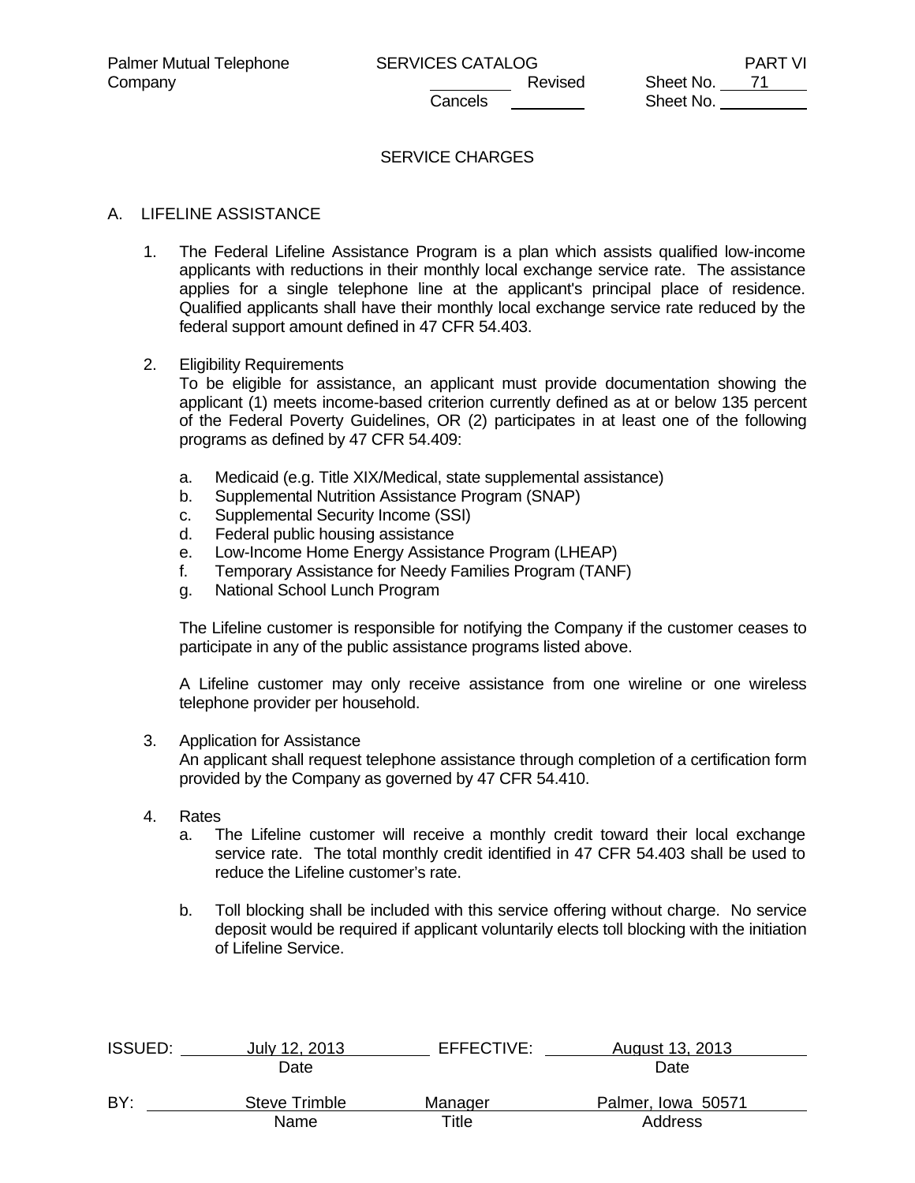Palmer Mutual Telephone Company

SERVICES CATALOG

PART VI

Revised Sheet No. 71

Cancels Sheet No.

## SERVICE CHARGES

### A. LIFELINE ASSISTANCE

1. The Federal Lifeline Assistance Program is a plan which assists qualified low-income applicants with reductions in their monthly local exchange service rate. The assistance applies for a single telephone line at the applicant's principal place of residence. Qualified applicants shall have their monthly local exchange service rate reduced by the federal support amount defined in 47 CFR 54.403.

2. Eligibility Requirements
   To be eligible for assistance, an applicant must provide documentation showing the applicant (1) meets income-based criterion currently defined as at or below 135 percent of the Federal Poverty Guidelines, OR (2) participates in at least one of the following programs as defined by 47 CFR 54.409:

   a. Medicaid (e.g. Title XIX/Medical, state supplemental assistance)
   b. Supplemental Nutrition Assistance Program (SNAP)
   c. Supplemental Security Income (SSI)
   d. Federal public housing assistance
   e. Low-Income Home Energy Assistance Program (LHEAP)
   f. Temporary Assistance for Needy Families Program (TANF)
   g. National School Lunch Program

   The Lifeline customer is responsible for notifying the Company if the customer ceases to participate in any of the public assistance programs listed above.

   A Lifeline customer may only receive assistance from one wireline or one wireless telephone provider per household.

3. Application for Assistance
   An applicant shall request telephone assistance through completion of a certification form provided by the Company as governed by 47 CFR 54.410.

4. Rates
   a. The Lifeline customer will receive a monthly credit toward their local exchange service rate. The total monthly credit identified in 47 CFR 54.403 shall be used to reduce the Lifeline customer's rate.

   b. Toll blocking shall be included with this service offering without charge. No service deposit would be required if applicant voluntarily elects toll blocking with the initiation of Lifeline Service.

| ISSUED: | July 12, 2013 | EFFECTIVE: | August 13, 2013 |
|---|---|---|---|
| | Date | | Date |
| BY: | Steve Trimble | Manager | Palmer, Iowa 50571 |
| | Name | Title | Address |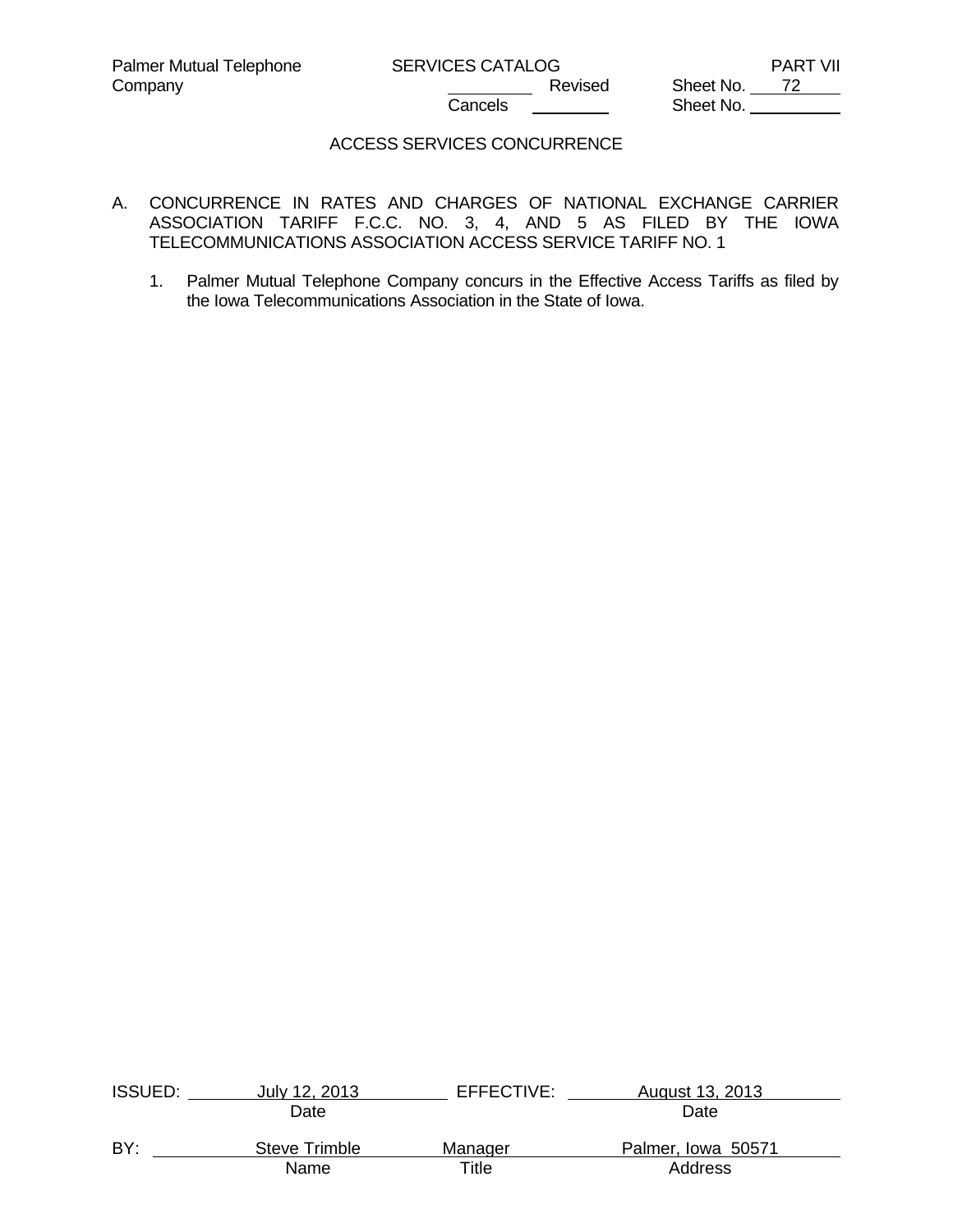Palmer Mutual Telephone Company

SERVICES CATALOG

PART VII

Revised Sheet No. 72

Cancels Sheet No.

ACCESS SERVICES CONCURRENCE

A. CONCURRENCE IN RATES AND CHARGES OF NATIONAL EXCHANGE CARRIER ASSOCIATION TARIFF F.C.C. NO. 3, 4, AND 5 AS FILED BY THE IOWA TELECOMMUNICATIONS ASSOCIATION ACCESS SERVICE TARIFF NO. 1

1. Palmer Mutual Telephone Company concurs in the Effective Access Tariffs as filed by the Iowa Telecommunications Association in the State of Iowa.

ISSUED: July 12, 2013 (Date)  EFFECTIVE: August 13, 2013 (Date)

BY: Steve Trimble (Name)  Manager (Title)  Palmer, Iowa 50571 (Address)